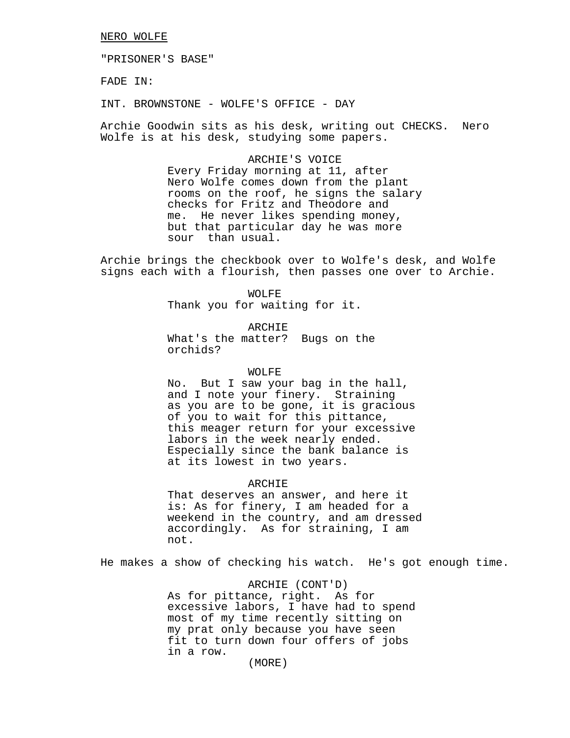NERO WOLFE

"PRISONER'S BASE"

FADE IN:

INT. BROWNSTONE - WOLFE'S OFFICE - DAY

Archie Goodwin sits as his desk, writing out CHECKS. Nero Wolfe is at his desk, studying some papers.

ARCHIE'S VOICE
Every Friday morning at 11, after Nero Wolfe comes down from the plant rooms on the roof, he signs the salary checks for Fritz and Theodore and me. He never likes spending money, but that particular day he was more sour than usual.

Archie brings the checkbook over to Wolfe's desk, and Wolfe signs each with a flourish, then passes one over to Archie.

WOLFE
Thank you for waiting for it.

ARCHIE
What's the matter? Bugs on the orchids?

WOLFE
No. But I saw your bag in the hall, and I note your finery. Straining as you are to be gone, it is gracious of you to wait for this pittance, this meager return for your excessive labors in the week nearly ended. Especially since the bank balance is at its lowest in two years.

ARCHIE
That deserves an answer, and here it is: As for finery, I am headed for a weekend in the country, and am dressed accordingly. As for straining, I am not.

He makes a show of checking his watch. He's got enough time.

ARCHIE (CONT'D)
As for pittance, right. As for excessive labors, I have had to spend most of my time recently sitting on my prat only because you have seen fit to turn down four offers of jobs in a row.
(MORE)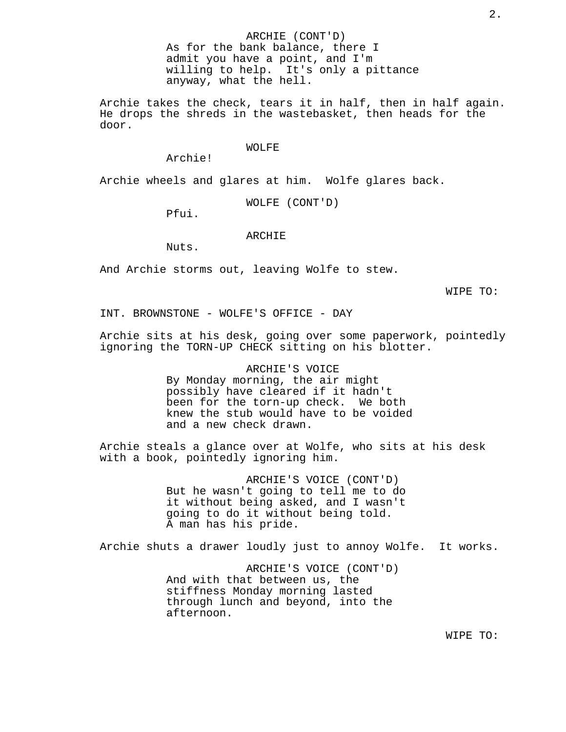ARCHIE (CONT'D)
As for the bank balance, there I admit you have a point, and I'm willing to help. It's only a pittance anyway, what the hell.

Archie takes the check, tears it in half, then in half again. He drops the shreds in the wastebasket, then heads for the door.

WOLFE
Archie!

Archie wheels and glares at him. Wolfe glares back.

WOLFE (CONT'D)
Pfui.

ARCHIE
Nuts.

And Archie storms out, leaving Wolfe to stew.

WIPE TO:

INT. BROWNSTONE - WOLFE'S OFFICE - DAY

Archie sits at his desk, going over some paperwork, pointedly ignoring the TORN-UP CHECK sitting on his blotter.

ARCHIE'S VOICE
By Monday morning, the air might possibly have cleared if it hadn't been for the torn-up check. We both knew the stub would have to be voided and a new check drawn.

Archie steals a glance over at Wolfe, who sits at his desk with a book, pointedly ignoring him.

ARCHIE'S VOICE (CONT'D)
But he wasn't going to tell me to do it without being asked, and I wasn't going to do it without being told. A man has his pride.

Archie shuts a drawer loudly just to annoy Wolfe. It works.

ARCHIE'S VOICE (CONT'D)
And with that between us, the stiffness Monday morning lasted through lunch and beyond, into the afternoon.

WIPE TO: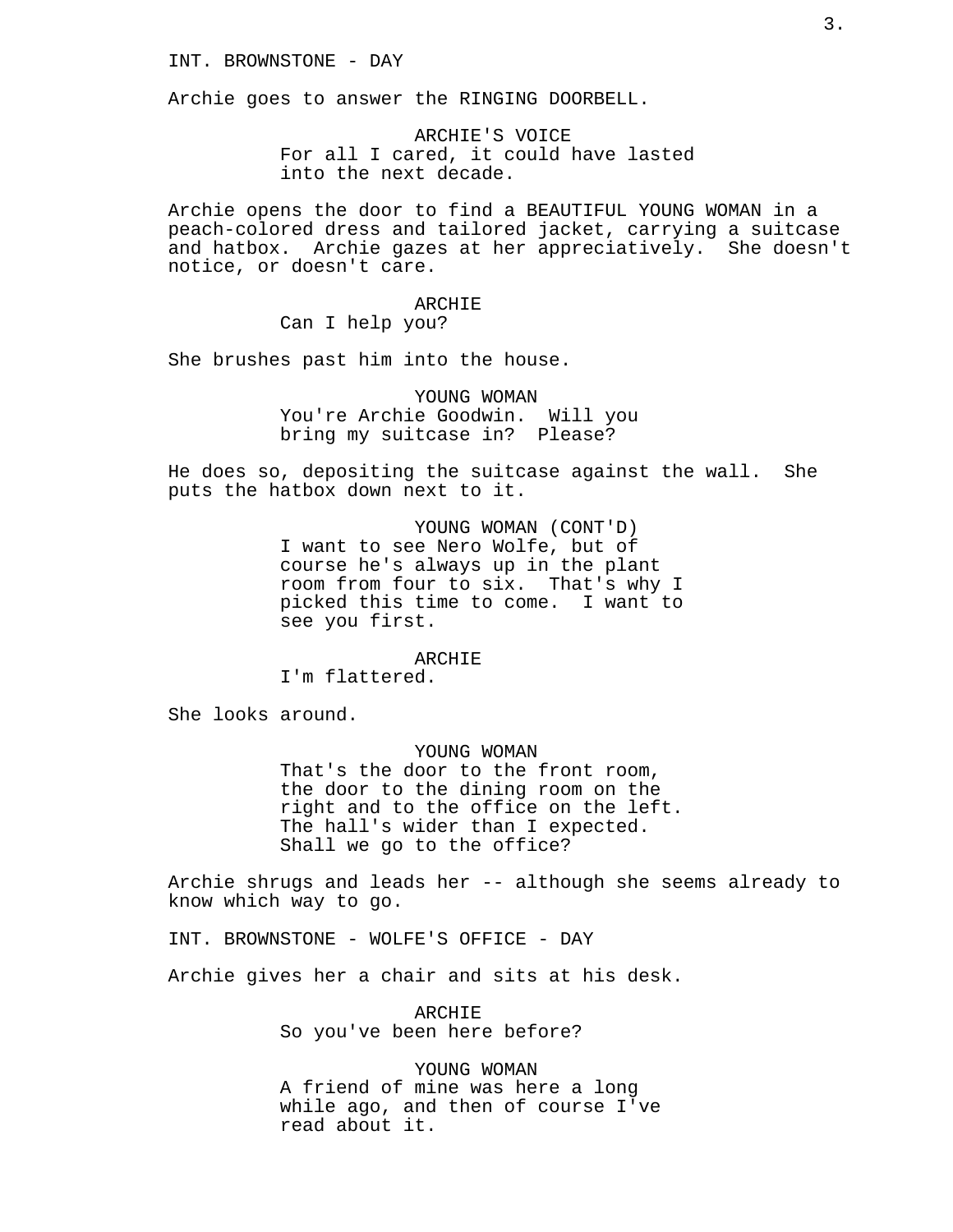INT. BROWNSTONE - DAY

Archie goes to answer the RINGING DOORBELL.

ARCHIE'S VOICE
For all I cared, it could have lasted into the next decade.

Archie opens the door to find a BEAUTIFUL YOUNG WOMAN in a peach-colored dress and tailored jacket, carrying a suitcase and hatbox. Archie gazes at her appreciatively. She doesn't notice, or doesn't care.

ARCHIE
Can I help you?

She brushes past him into the house.

YOUNG WOMAN
You're Archie Goodwin. Will you bring my suitcase in? Please?

He does so, depositing the suitcase against the wall. She puts the hatbox down next to it.

YOUNG WOMAN (CONT'D)
I want to see Nero Wolfe, but of course he's always up in the plant room from four to six. That's why I picked this time to come. I want to see you first.

ARCHIE
I'm flattered.

She looks around.

YOUNG WOMAN
That's the door to the front room, the door to the dining room on the right and to the office on the left. The hall's wider than I expected. Shall we go to the office?

Archie shrugs and leads her -- although she seems already to know which way to go.

INT. BROWNSTONE - WOLFE'S OFFICE - DAY

Archie gives her a chair and sits at his desk.

ARCHIE
So you've been here before?

YOUNG WOMAN
A friend of mine was here a long while ago, and then of course I've read about it.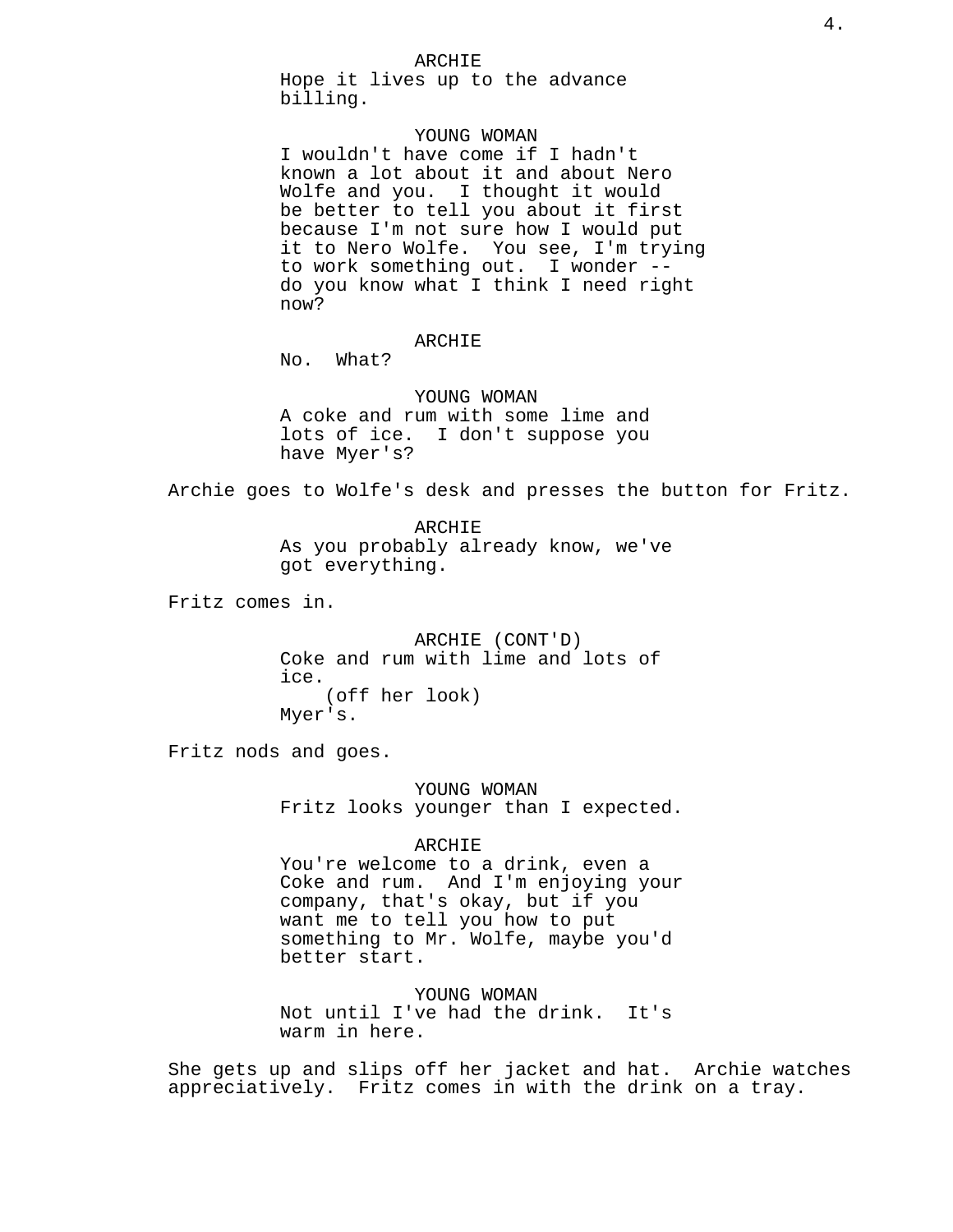ARCHIE
Hope it lives up to the advance billing.

YOUNG WOMAN
I wouldn't have come if I hadn't known a lot about it and about Nero Wolfe and you. I thought it would be better to tell you about it first because I'm not sure how I would put it to Nero Wolfe. You see, I'm trying to work something out. I wonder -- do you know what I think I need right now?

ARCHIE
No. What?

YOUNG WOMAN
A coke and rum with some lime and lots of ice. I don't suppose you have Myer's?

Archie goes to Wolfe's desk and presses the button for Fritz.

ARCHIE
As you probably already know, we've got everything.

Fritz comes in.

ARCHIE (CONT'D)
Coke and rum with lime and lots of ice.
(off her look)
Myer's.

Fritz nods and goes.

YOUNG WOMAN
Fritz looks younger than I expected.

ARCHIE
You're welcome to a drink, even a Coke and rum. And I'm enjoying your company, that's okay, but if you want me to tell you how to put something to Mr. Wolfe, maybe you'd better start.

YOUNG WOMAN
Not until I've had the drink. It's warm in here.

She gets up and slips off her jacket and hat. Archie watches appreciatively. Fritz comes in with the drink on a tray.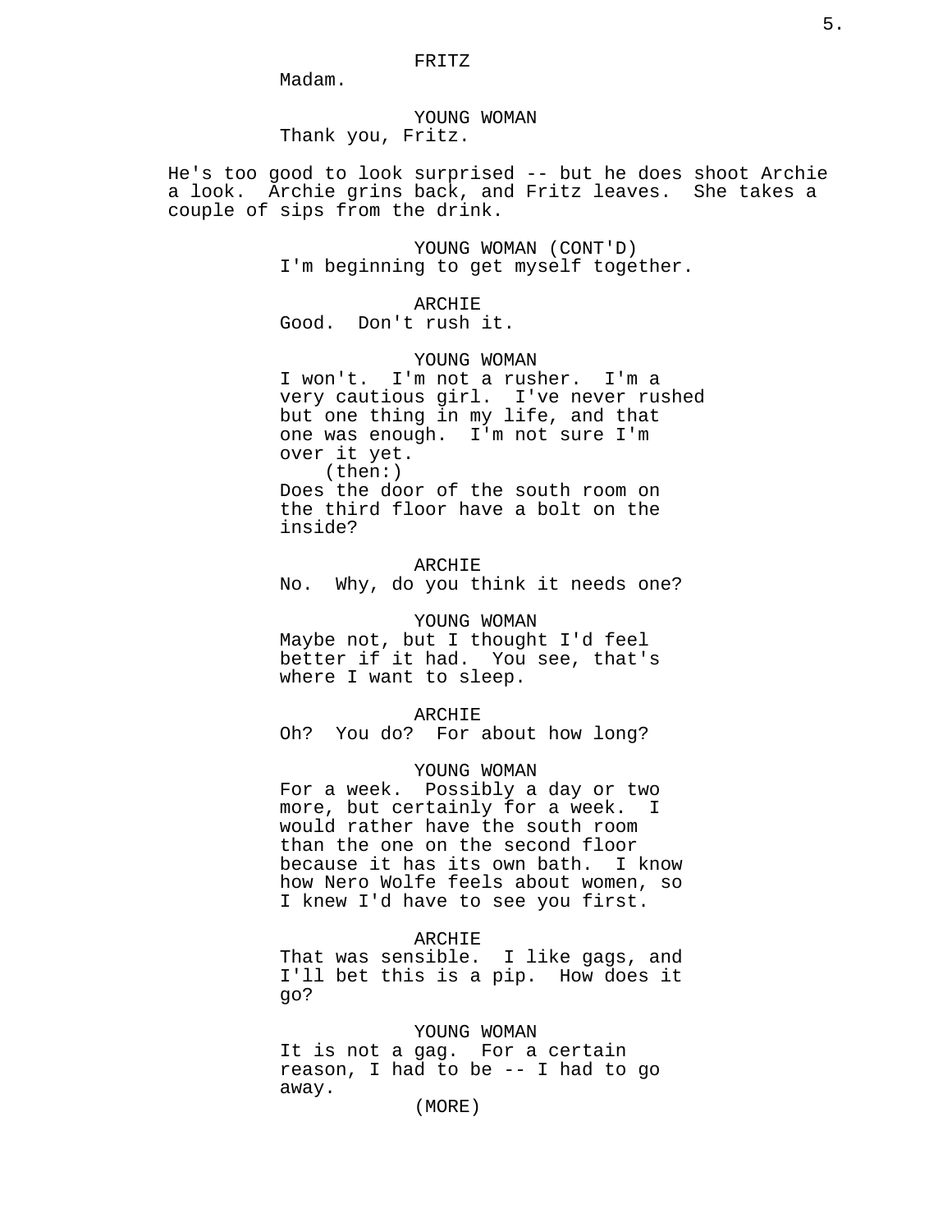FRITZ

Madam.

YOUNG WOMAN

Thank you, Fritz.

He's too good to look surprised -- but he does shoot Archie a look. Archie grins back, and Fritz leaves. She takes a couple of sips from the drink.

YOUNG WOMAN (CONT'D)

I'm beginning to get myself together.

ARCHIE

Good. Don't rush it.

YOUNG WOMAN

I won't. I'm not a rusher. I'm a very cautious girl. I've never rushed but one thing in my life, and that one was enough. I'm not sure I'm over it yet.

(then:)

Does the door of the south room on the third floor have a bolt on the inside?

ARCHIE

No. Why, do you think it needs one?

YOUNG WOMAN

Maybe not, but I thought I'd feel better if it had. You see, that's where I want to sleep.

ARCHIE

Oh? You do? For about how long?

YOUNG WOMAN

For a week. Possibly a day or two more, but certainly for a week. I would rather have the south room than the one on the second floor because it has its own bath. I know how Nero Wolfe feels about women, so I knew I'd have to see you first.

ARCHIE

That was sensible. I like gags, and I'll bet this is a pip. How does it go?

YOUNG WOMAN

It is not a gag. For a certain reason, I had to be -- I had to go away.

(MORE)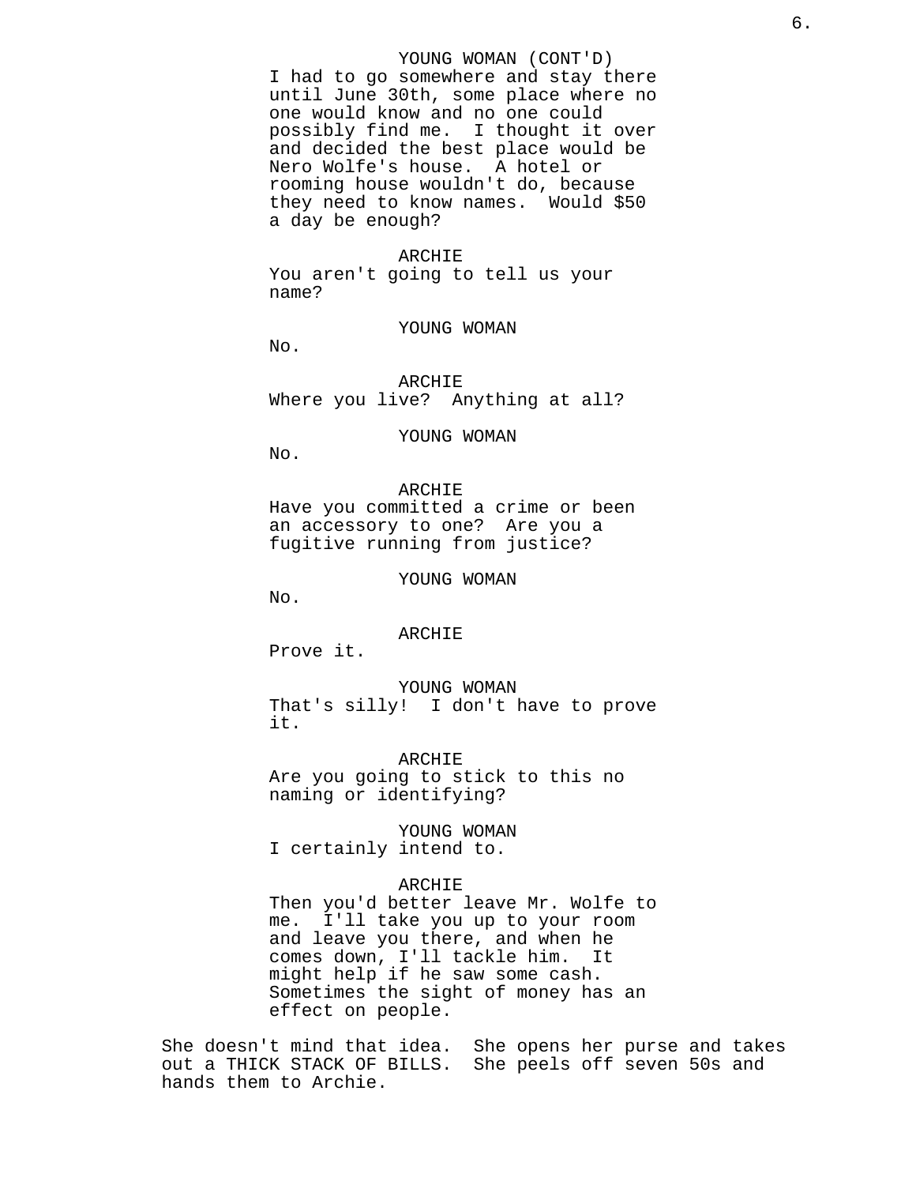YOUNG WOMAN (CONT'D)
I had to go somewhere and stay there until June 30th, some place where no one would know and no one could possibly find me. I thought it over and decided the best place would be Nero Wolfe's house. A hotel or rooming house wouldn't do, because they need to know names. Would $50 a day be enough?

ARCHIE
You aren't going to tell us your name?

YOUNG WOMAN
No.

ARCHIE
Where you live? Anything at all?

YOUNG WOMAN
No.

ARCHIE
Have you committed a crime or been an accessory to one? Are you a fugitive running from justice?

YOUNG WOMAN
No.

ARCHIE
Prove it.

YOUNG WOMAN
That's silly! I don't have to prove it.

ARCHIE
Are you going to stick to this no naming or identifying?

YOUNG WOMAN
I certainly intend to.

ARCHIE
Then you'd better leave Mr. Wolfe to me. I'll take you up to your room and leave you there, and when he comes down, I'll tackle him. It might help if he saw some cash. Sometimes the sight of money has an effect on people.

She doesn't mind that idea. She opens her purse and takes out a THICK STACK OF BILLS. She peels off seven 50s and hands them to Archie.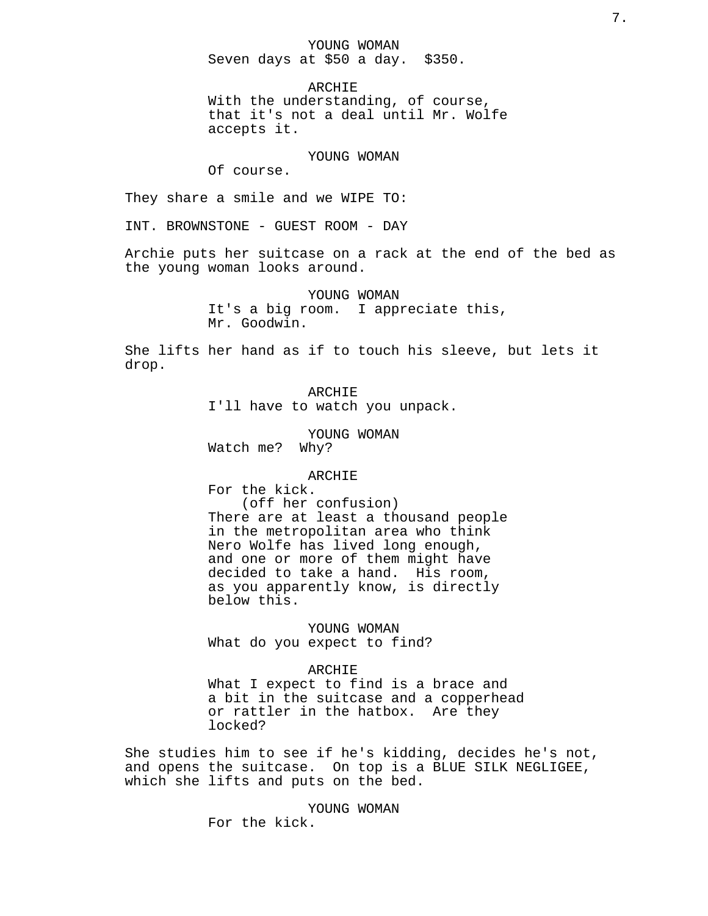YOUNG WOMAN
Seven days at $50 a day.  $350.

ARCHIE
With the understanding, of course, that it's not a deal until Mr. Wolfe accepts it.

YOUNG WOMAN
Of course.

They share a smile and we WIPE TO:

INT. BROWNSTONE - GUEST ROOM - DAY

Archie puts her suitcase on a rack at the end of the bed as the young woman looks around.

YOUNG WOMAN
It's a big room.  I appreciate this, Mr. Goodwin.

She lifts her hand as if to touch his sleeve, but lets it drop.

ARCHIE
I'll have to watch you unpack.

YOUNG WOMAN
Watch me?  Why?

ARCHIE
For the kick.
(off her confusion)
There are at least a thousand people in the metropolitan area who think Nero Wolfe has lived long enough, and one or more of them might have decided to take a hand.  His room, as you apparently know, is directly below this.

YOUNG WOMAN
What do you expect to find?

ARCHIE
What I expect to find is a brace and a bit in the suitcase and a copperhead or rattler in the hatbox.  Are they locked?

She studies him to see if he's kidding, decides he's not, and opens the suitcase.  On top is a BLUE SILK NEGLIGEE, which she lifts and puts on the bed.

YOUNG WOMAN
For the kick.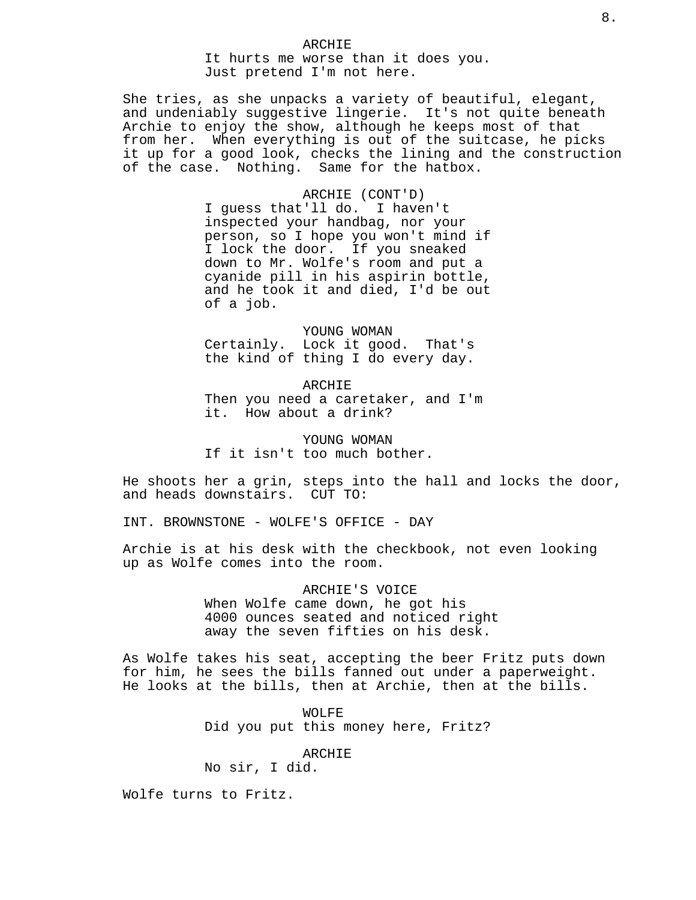ARCHIE
It hurts me worse than it does you. Just pretend I'm not here.

She tries, as she unpacks a variety of beautiful, elegant, and undeniably suggestive lingerie. It's not quite beneath Archie to enjoy the show, although he keeps most of that from her. When everything is out of the suitcase, he picks it up for a good look, checks the lining and the construction of the case. Nothing. Same for the hatbox.

ARCHIE (CONT'D)
I guess that'll do. I haven't inspected your handbag, nor your person, so I hope you won't mind if I lock the door. If you sneaked down to Mr. Wolfe's room and put a cyanide pill in his aspirin bottle, and he took it and died, I'd be out of a job.

YOUNG WOMAN
Certainly. Lock it good. That's the kind of thing I do every day.

ARCHIE
Then you need a caretaker, and I'm it. How about a drink?

YOUNG WOMAN
If it isn't too much bother.

He shoots her a grin, steps into the hall and locks the door, and heads downstairs. CUT TO:

INT. BROWNSTONE - WOLFE'S OFFICE - DAY

Archie is at his desk with the checkbook, not even looking up as Wolfe comes into the room.

ARCHIE'S VOICE
When Wolfe came down, he got his 4000 ounces seated and noticed right away the seven fifties on his desk.

As Wolfe takes his seat, accepting the beer Fritz puts down for him, he sees the bills fanned out under a paperweight. He looks at the bills, then at Archie, then at the bills.

WOLFE
Did you put this money here, Fritz?

ARCHIE
No sir, I did.

Wolfe turns to Fritz.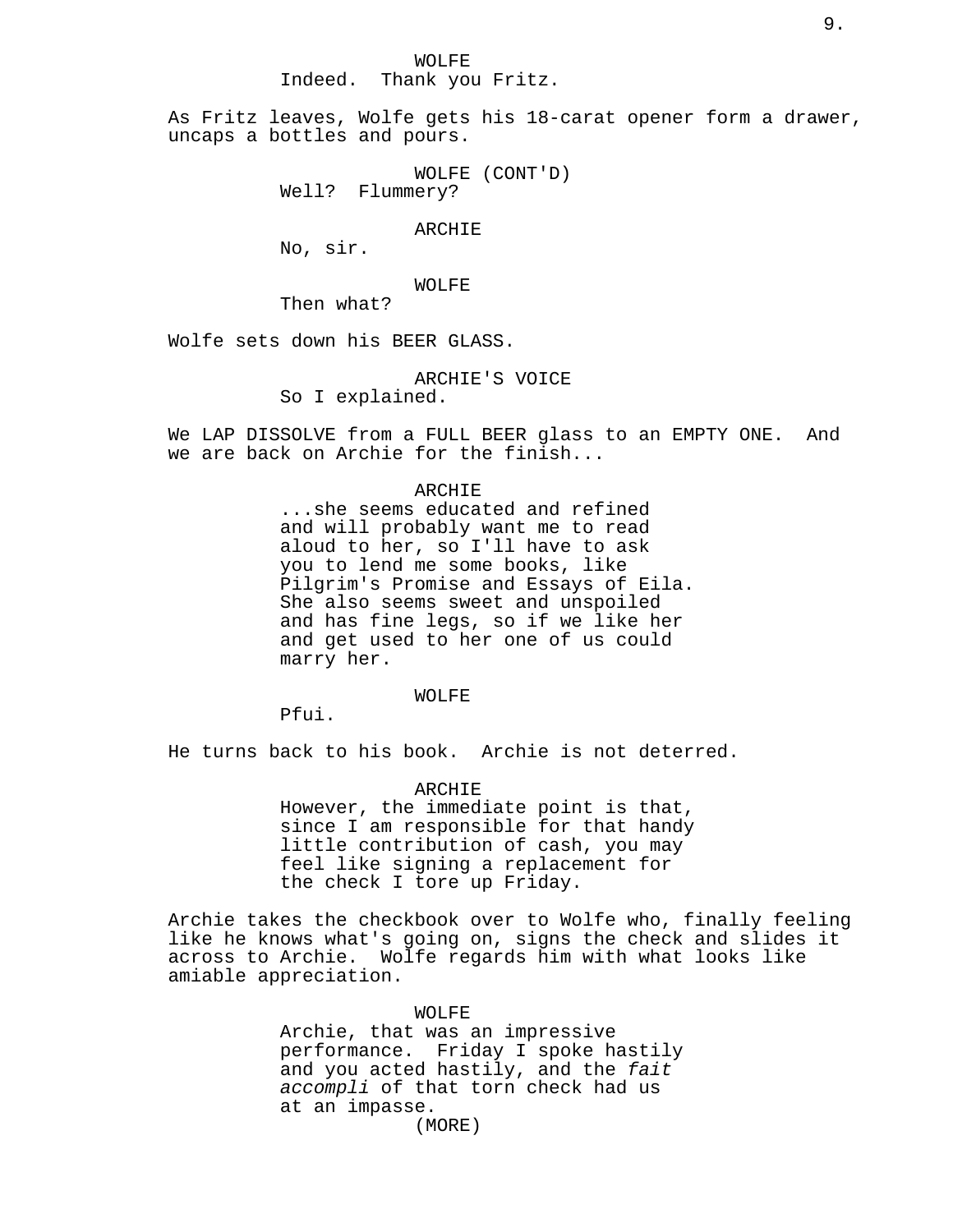WOLFE
Indeed.  Thank you Fritz.

As Fritz leaves, Wolfe gets his 18-carat opener form a drawer, uncaps a bottles and pours.

WOLFE (CONT'D)
Well?  Flummery?

ARCHIE
No, sir.

WOLFE
Then what?

Wolfe sets down his BEER GLASS.

ARCHIE'S VOICE
So I explained.

We LAP DISSOLVE from a FULL BEER glass to an EMPTY ONE.  And we are back on Archie for the finish...

ARCHIE
...she seems educated and refined and will probably want me to read aloud to her, so I'll have to ask you to lend me some books, like Pilgrim's Promise and Essays of Eila. She also seems sweet and unspoiled and has fine legs, so if we like her and get used to her one of us could marry her.

WOLFE
Pfui.

He turns back to his book.  Archie is not deterred.

ARCHIE
However, the immediate point is that, since I am responsible for that handy little contribution of cash, you may feel like signing a replacement for the check I tore up Friday.

Archie takes the checkbook over to Wolfe who, finally feeling like he knows what's going on, signs the check and slides it across to Archie.  Wolfe regards him with what looks like amiable appreciation.

WOLFE
Archie, that was an impressive performance.  Friday I spoke hastily and you acted hastily, and the *fait accompli* of that torn check had us at an impasse.
(MORE)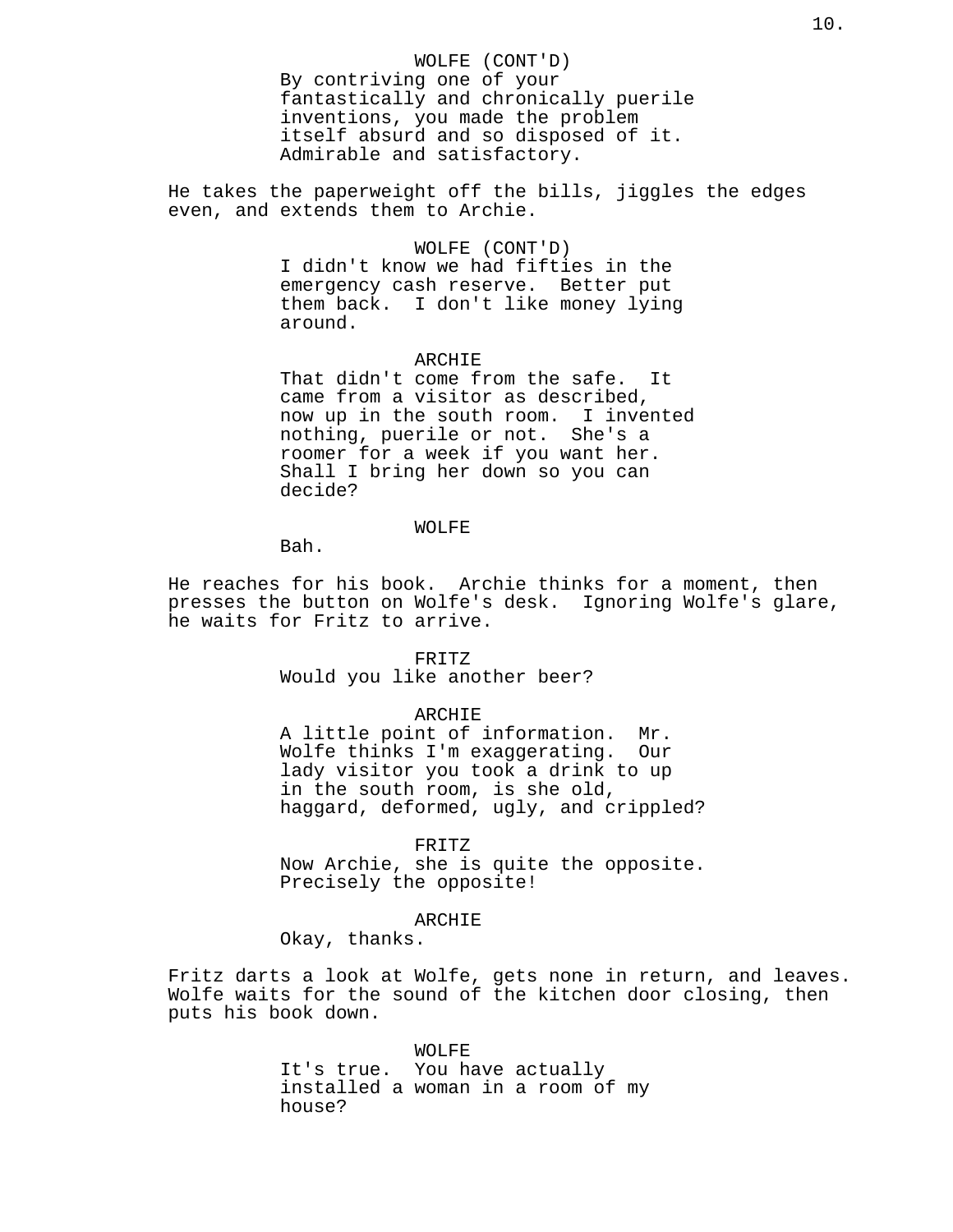WOLFE (CONT'D)
By contriving one of your fantastically and chronically puerile inventions, you made the problem itself absurd and so disposed of it. Admirable and satisfactory.

He takes the paperweight off the bills, jiggles the edges even, and extends them to Archie.

WOLFE (CONT'D)
I didn't know we had fifties in the emergency cash reserve. Better put them back. I don't like money lying around.

ARCHIE
That didn't come from the safe. It came from a visitor as described, now up in the south room. I invented nothing, puerile or not. She's a roomer for a week if you want her. Shall I bring her down so you can decide?

WOLFE
Bah.

He reaches for his book. Archie thinks for a moment, then presses the button on Wolfe's desk. Ignoring Wolfe's glare, he waits for Fritz to arrive.

FRITZ
Would you like another beer?

ARCHIE
A little point of information. Mr. Wolfe thinks I'm exaggerating. Our lady visitor you took a drink to up in the south room, is she old, haggard, deformed, ugly, and crippled?

FRITZ
Now Archie, she is quite the opposite. Precisely the opposite!

ARCHIE
Okay, thanks.

Fritz darts a look at Wolfe, gets none in return, and leaves. Wolfe waits for the sound of the kitchen door closing, then puts his book down.

WOLFE
It's true. You have actually installed a woman in a room of my house?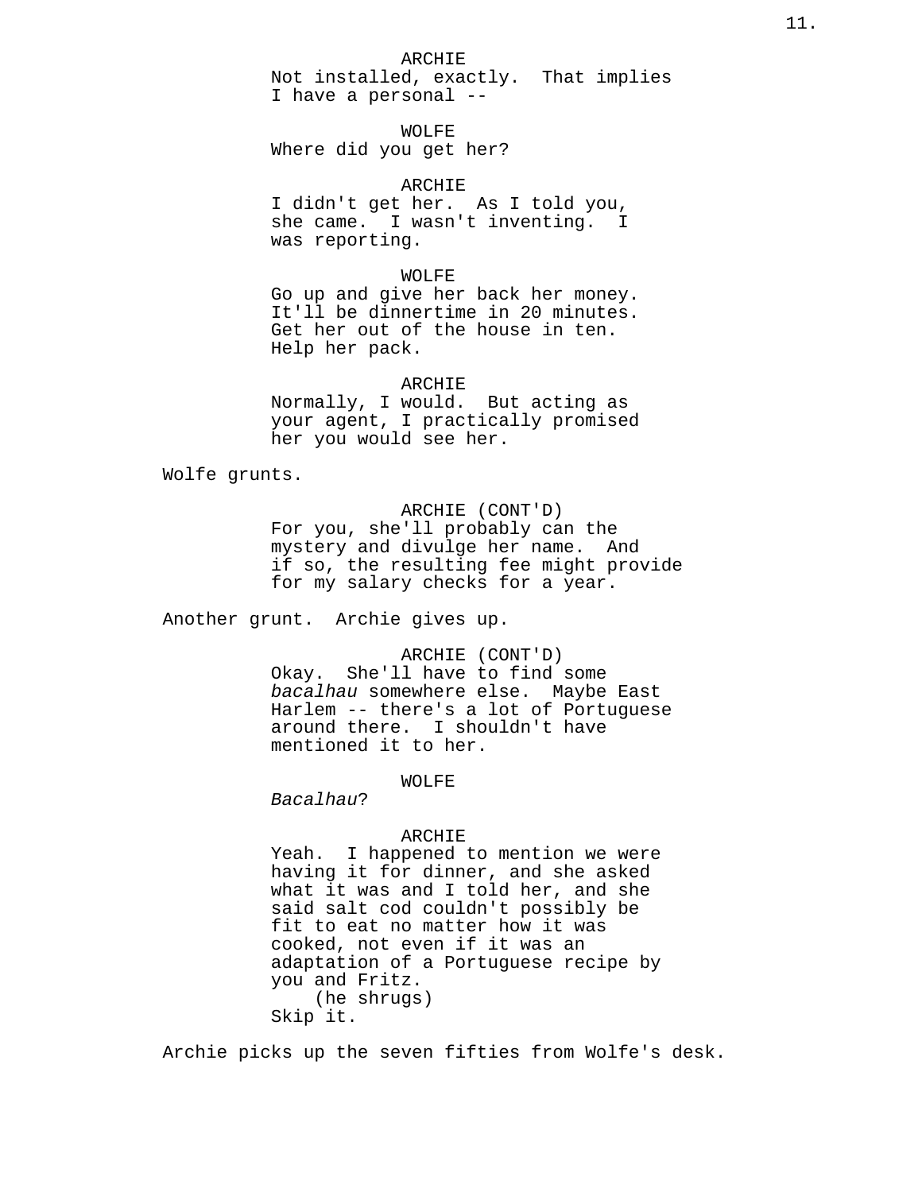ARCHIE
Not installed, exactly. That implies I have a personal --

WOLFE
Where did you get her?

ARCHIE
I didn't get her. As I told you, she came. I wasn't inventing. I was reporting.

WOLFE
Go up and give her back her money. It'll be dinnertime in 20 minutes. Get her out of the house in ten. Help her pack.

ARCHIE
Normally, I would. But acting as your agent, I practically promised her you would see her.

Wolfe grunts.

ARCHIE (CONT'D)
For you, she'll probably can the mystery and divulge her name. And if so, the resulting fee might provide for my salary checks for a year.

Another grunt. Archie gives up.

ARCHIE (CONT'D)
Okay. She'll have to find some *bacalhau* somewhere else. Maybe East Harlem -- there's a lot of Portuguese around there. I shouldn't have mentioned it to her.

WOLFE
*Bacalhau*?

ARCHIE
Yeah. I happened to mention we were having it for dinner, and she asked what it was and I told her, and she said salt cod couldn't possibly be fit to eat no matter how it was cooked, not even if it was an adaptation of a Portuguese recipe by you and Fritz.
(he shrugs)
Skip it.

Archie picks up the seven fifties from Wolfe's desk.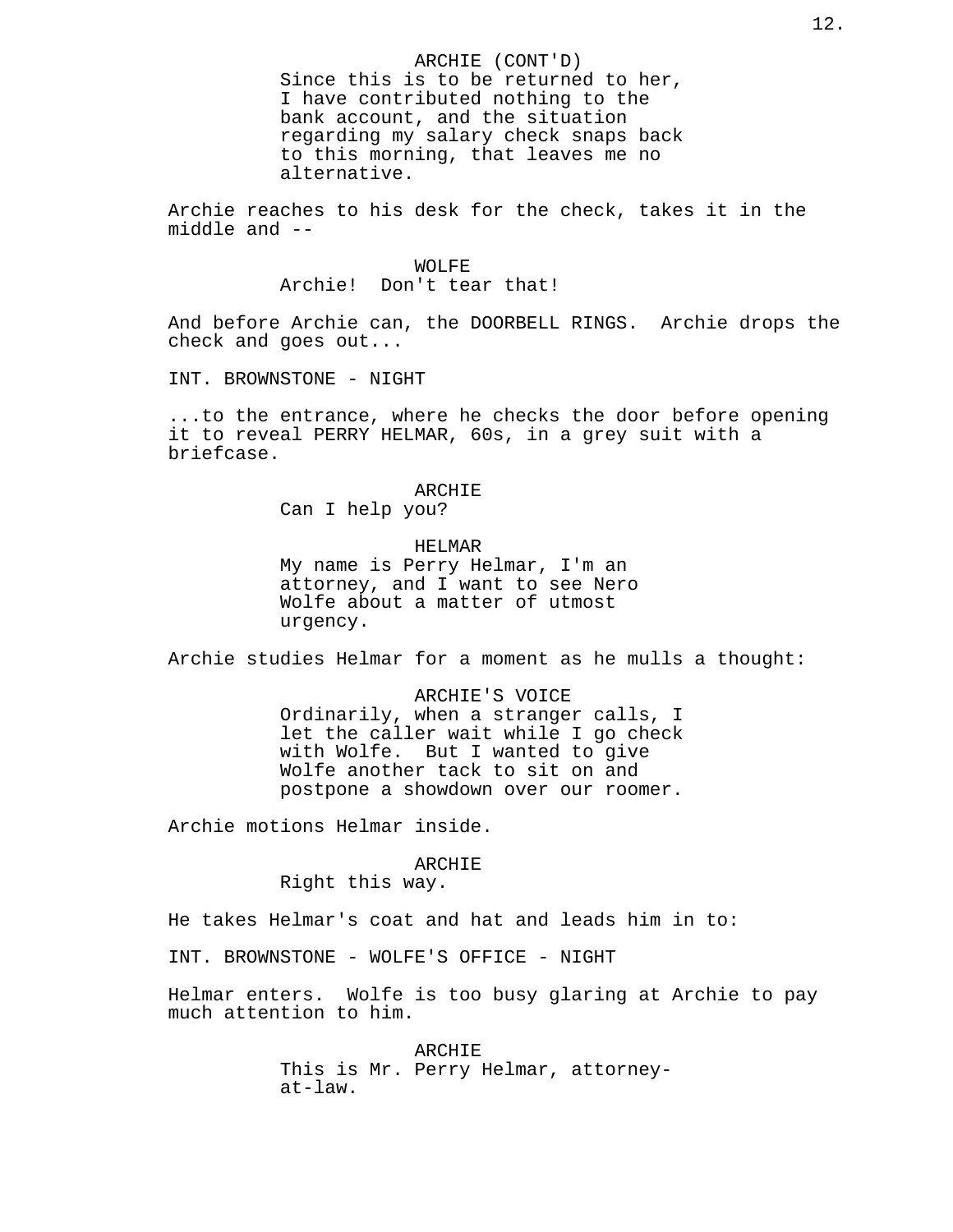ARCHIE (CONT'D)
Since this is to be returned to her, I have contributed nothing to the bank account, and the situation regarding my salary check snaps back to this morning, that leaves me no alternative.

Archie reaches to his desk for the check, takes it in the middle and --

WOLFE
Archie! Don't tear that!

And before Archie can, the DOORBELL RINGS. Archie drops the check and goes out...

INT. BROWNSTONE - NIGHT

...to the entrance, where he checks the door before opening it to reveal PERRY HELMAR, 60s, in a grey suit with a briefcase.

ARCHIE
Can I help you?

HELMAR
My name is Perry Helmar, I'm an attorney, and I want to see Nero Wolfe about a matter of utmost urgency.

Archie studies Helmar for a moment as he mulls a thought:

ARCHIE'S VOICE
Ordinarily, when a stranger calls, I let the caller wait while I go check with Wolfe. But I wanted to give Wolfe another tack to sit on and postpone a showdown over our roomer.

Archie motions Helmar inside.

ARCHIE
Right this way.

He takes Helmar's coat and hat and leads him in to:

INT. BROWNSTONE - WOLFE'S OFFICE - NIGHT

Helmar enters. Wolfe is too busy glaring at Archie to pay much attention to him.

ARCHIE
This is Mr. Perry Helmar, attorney-at-law.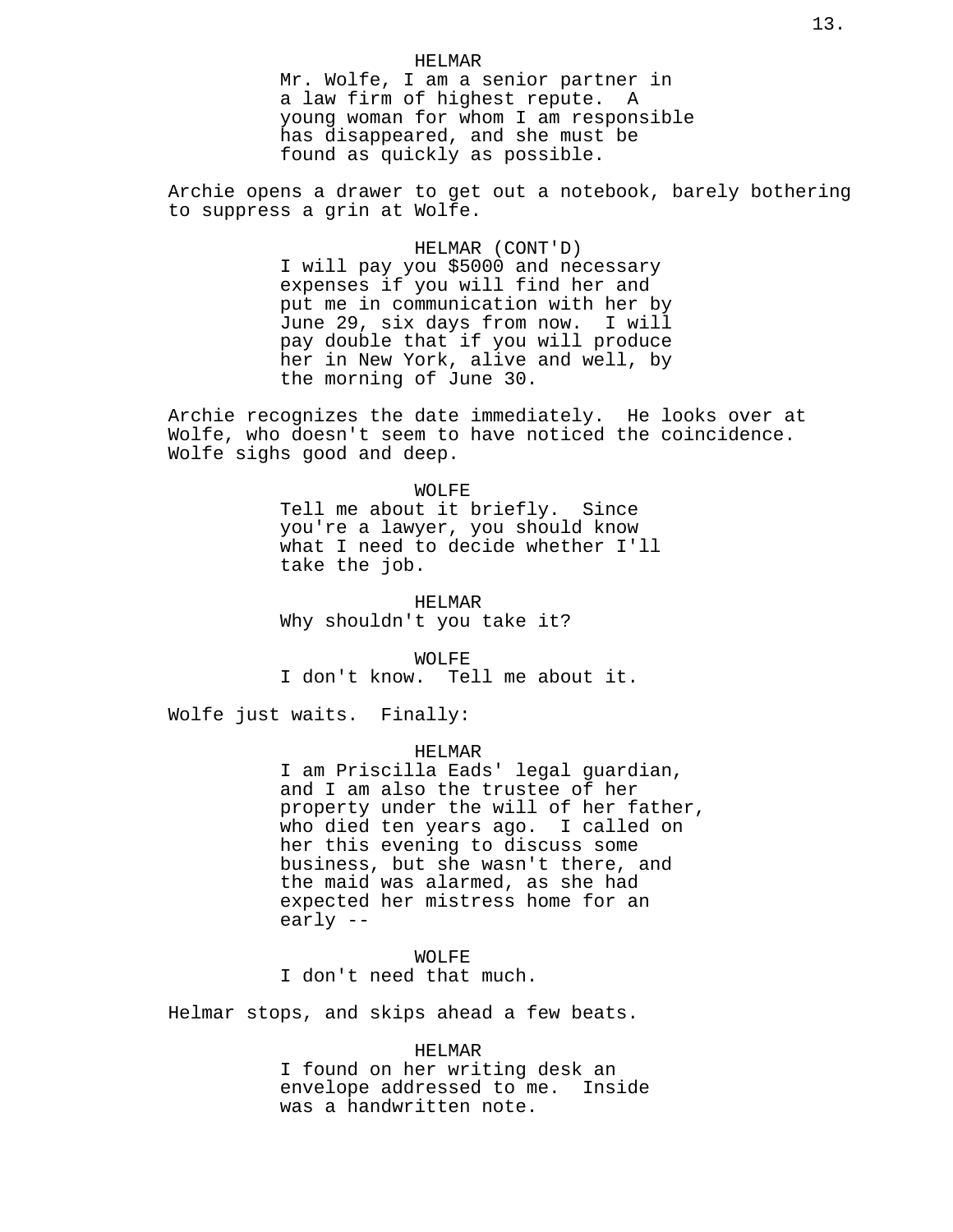HELMAR
Mr. Wolfe, I am a senior partner in a law firm of highest repute. A young woman for whom I am responsible has disappeared, and she must be found as quickly as possible.

Archie opens a drawer to get out a notebook, barely bothering to suppress a grin at Wolfe.

HELMAR (CONT'D)
I will pay you $5000 and necessary expenses if you will find her and put me in communication with her by June 29, six days from now. I will pay double that if you will produce her in New York, alive and well, by the morning of June 30.

Archie recognizes the date immediately. He looks over at Wolfe, who doesn't seem to have noticed the coincidence. Wolfe sighs good and deep.

WOLFE
Tell me about it briefly. Since you're a lawyer, you should know what I need to decide whether I'll take the job.

HELMAR
Why shouldn't you take it?

WOLFE
I don't know. Tell me about it.

Wolfe just waits. Finally:

HELMAR
I am Priscilla Eads' legal guardian, and I am also the trustee of her property under the will of her father, who died ten years ago. I called on her this evening to discuss some business, but she wasn't there, and the maid was alarmed, as she had expected her mistress home for an early --

WOLFE
I don't need that much.

Helmar stops, and skips ahead a few beats.

HELMAR
I found on her writing desk an envelope addressed to me. Inside was a handwritten note.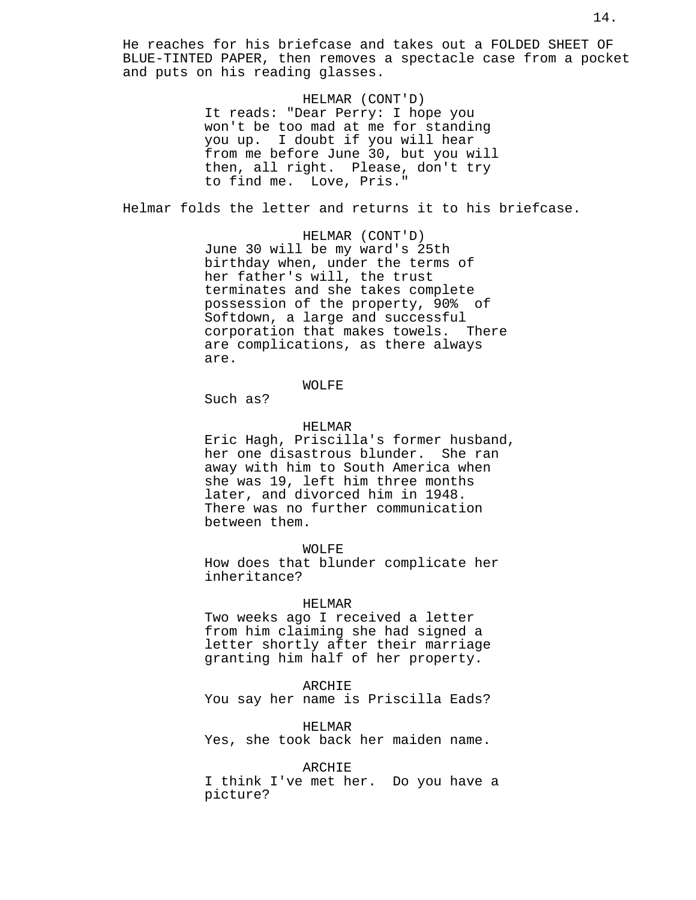He reaches for his briefcase and takes out a FOLDED SHEET OF BLUE-TINTED PAPER, then removes a spectacle case from a pocket and puts on his reading glasses.

HELMAR (CONT'D)
It reads: "Dear Perry: I hope you won't be too mad at me for standing you up. I doubt if you will hear from me before June 30, but you will then, all right. Please, don't try to find me. Love, Pris."

Helmar folds the letter and returns it to his briefcase.

HELMAR (CONT'D)
June 30 will be my ward's 25th birthday when, under the terms of her father's will, the trust terminates and she takes complete possession of the property, 90% of Softdown, a large and successful corporation that makes towels. There are complications, as there always are.

WOLFE
Such as?

HELMAR
Eric Hagh, Priscilla's former husband, her one disastrous blunder. She ran away with him to South America when she was 19, left him three months later, and divorced him in 1948. There was no further communication between them.

WOLFE
How does that blunder complicate her inheritance?

HELMAR
Two weeks ago I received a letter from him claiming she had signed a letter shortly after their marriage granting him half of her property.

ARCHIE
You say her name is Priscilla Eads?

HELMAR
Yes, she took back her maiden name.

ARCHIE
I think I've met her. Do you have a picture?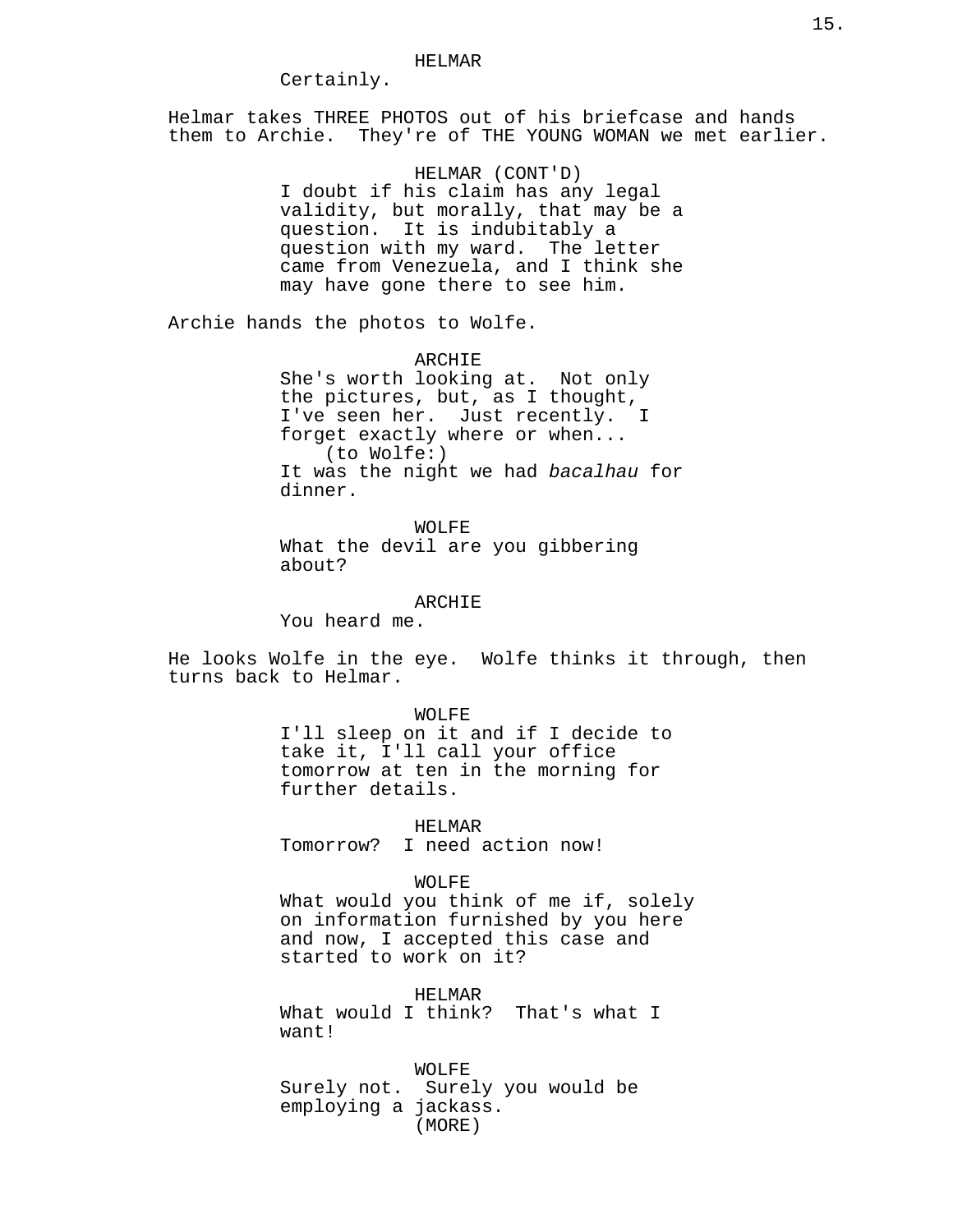HELMAR

Certainly.

Helmar takes THREE PHOTOS out of his briefcase and hands them to Archie. They're of THE YOUNG WOMAN we met earlier.

HELMAR (CONT'D)

I doubt if his claim has any legal validity, but morally, that may be a question. It is indubitably a question with my ward. The letter came from Venezuela, and I think she may have gone there to see him.

Archie hands the photos to Wolfe.

ARCHIE

She's worth looking at. Not only the pictures, but, as I thought, I've seen her. Just recently. I forget exactly where or when...

(to Wolfe:)

It was the night we had *bacalhau* for dinner.

WOLFE

What the devil are you gibbering about?

ARCHIE

You heard me.

He looks Wolfe in the eye. Wolfe thinks it through, then turns back to Helmar.

WOLFE

I'll sleep on it and if I decide to take it, I'll call your office tomorrow at ten in the morning for further details.

HELMAR

Tomorrow? I need action now!

WOLFE

What would you think of me if, solely on information furnished by you here and now, I accepted this case and started to work on it?

HELMAR

What would I think? That's what I want!

WOLFE

Surely not. Surely you would be employing a jackass.

(MORE)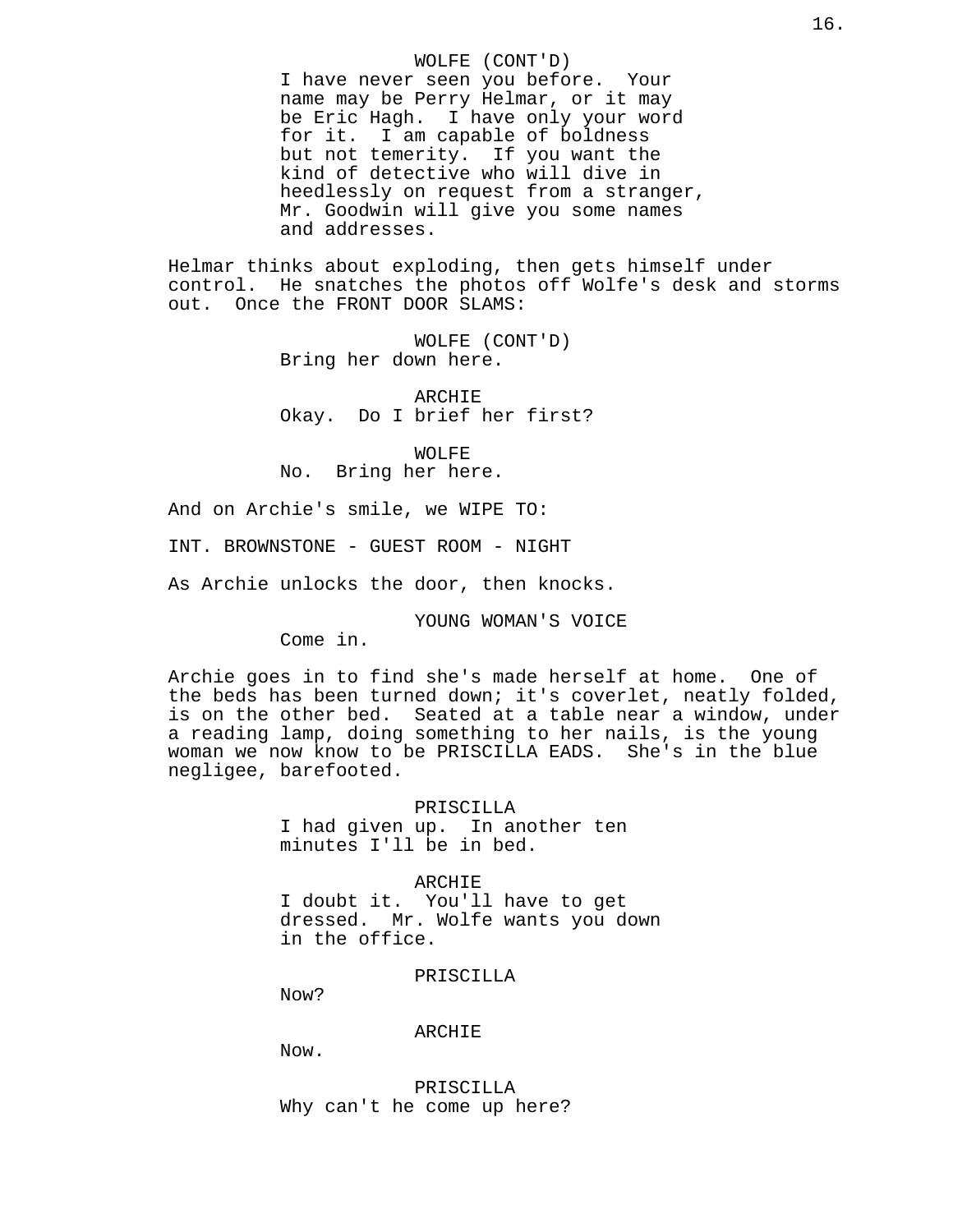WOLFE (CONT'D)
I have never seen you before. Your name may be Perry Helmar, or it may be Eric Hagh. I have only your word for it. I am capable of boldness but not temerity. If you want the kind of detective who will dive in heedlessly on request from a stranger, Mr. Goodwin will give you some names and addresses.

Helmar thinks about exploding, then gets himself under control. He snatches the photos off Wolfe's desk and storms out. Once the FRONT DOOR SLAMS:

WOLFE (CONT'D)
Bring her down here.

ARCHIE
Okay. Do I brief her first?

WOLFE
No. Bring her here.

And on Archie's smile, we WIPE TO:

INT. BROWNSTONE - GUEST ROOM - NIGHT

As Archie unlocks the door, then knocks.

YOUNG WOMAN'S VOICE
Come in.

Archie goes in to find she's made herself at home. One of the beds has been turned down; it's coverlet, neatly folded, is on the other bed. Seated at a table near a window, under a reading lamp, doing something to her nails, is the young woman we now know to be PRISCILLA EADS. She's in the blue negligee, barefooted.

PRISCILLA
I had given up. In another ten minutes I'll be in bed.

ARCHIE
I doubt it. You'll have to get dressed. Mr. Wolfe wants you down in the office.

PRISCILLA
Now?

ARCHIE
Now.

PRISCILLA
Why can't he come up here?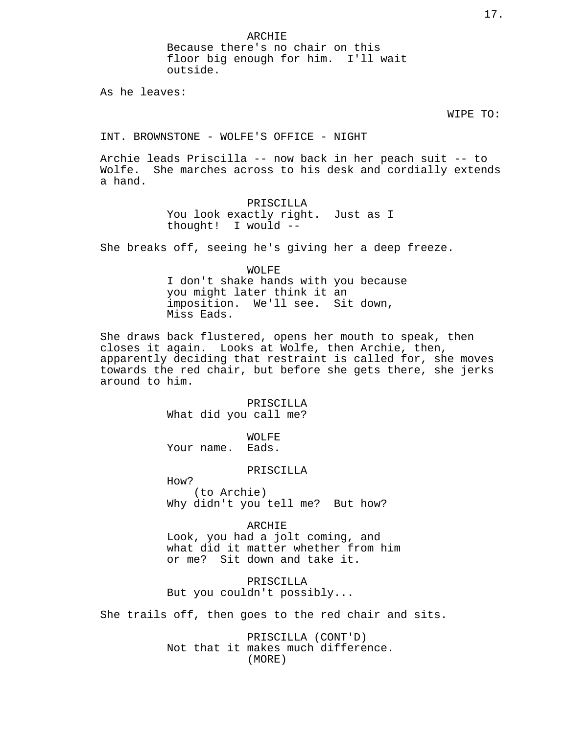ARCHIE
Because there's no chair on this floor big enough for him. I'll wait outside.

As he leaves:

WIPE TO:

INT. BROWNSTONE - WOLFE'S OFFICE - NIGHT

Archie leads Priscilla -- now back in her peach suit -- to Wolfe. She marches across to his desk and cordially extends a hand.

PRISCILLA
You look exactly right. Just as I thought! I would --

She breaks off, seeing he's giving her a deep freeze.

WOLFE
I don't shake hands with you because you might later think it an imposition. We'll see. Sit down, Miss Eads.

She draws back flustered, opens her mouth to speak, then closes it again. Looks at Wolfe, then Archie, then, apparently deciding that restraint is called for, she moves towards the red chair, but before she gets there, she jerks around to him.

PRISCILLA
What did you call me?

WOLFE
Your name. Eads.

PRISCILLA
How?
(to Archie)
Why didn't you tell me? But how?

ARCHIE
Look, you had a jolt coming, and what did it matter whether from him or me? Sit down and take it.

PRISCILLA
But you couldn't possibly...

She trails off, then goes to the red chair and sits.

PRISCILLA (CONT'D)
Not that it makes much difference.
(MORE)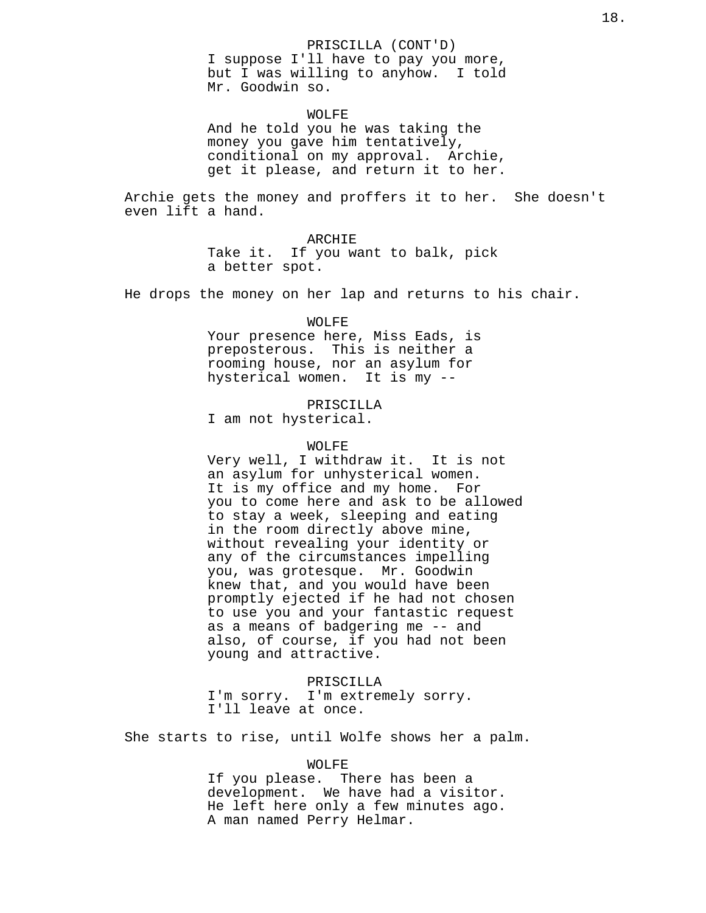PRISCILLA (CONT'D)
I suppose I'll have to pay you more, but I was willing to anyhow. I told Mr. Goodwin so.

WOLFE
And he told you he was taking the money you gave him tentatively, conditional on my approval. Archie, get it please, and return it to her.

Archie gets the money and proffers it to her. She doesn't even lift a hand.

ARCHIE
Take it. If you want to balk, pick a better spot.

He drops the money on her lap and returns to his chair.

WOLFE
Your presence here, Miss Eads, is preposterous. This is neither a rooming house, nor an asylum for hysterical women. It is my --

PRISCILLA
I am not hysterical.

WOLFE
Very well, I withdraw it. It is not an asylum for unhysterical women. It is my office and my home. For you to come here and ask to be allowed to stay a week, sleeping and eating in the room directly above mine, without revealing your identity or any of the circumstances impelling you, was grotesque. Mr. Goodwin knew that, and you would have been promptly ejected if he had not chosen to use you and your fantastic request as a means of badgering me -- and also, of course, if you had not been young and attractive.

PRISCILLA
I'm sorry. I'm extremely sorry. I'll leave at once.

She starts to rise, until Wolfe shows her a palm.

WOLFE
If you please. There has been a development. We have had a visitor. He left here only a few minutes ago. A man named Perry Helmar.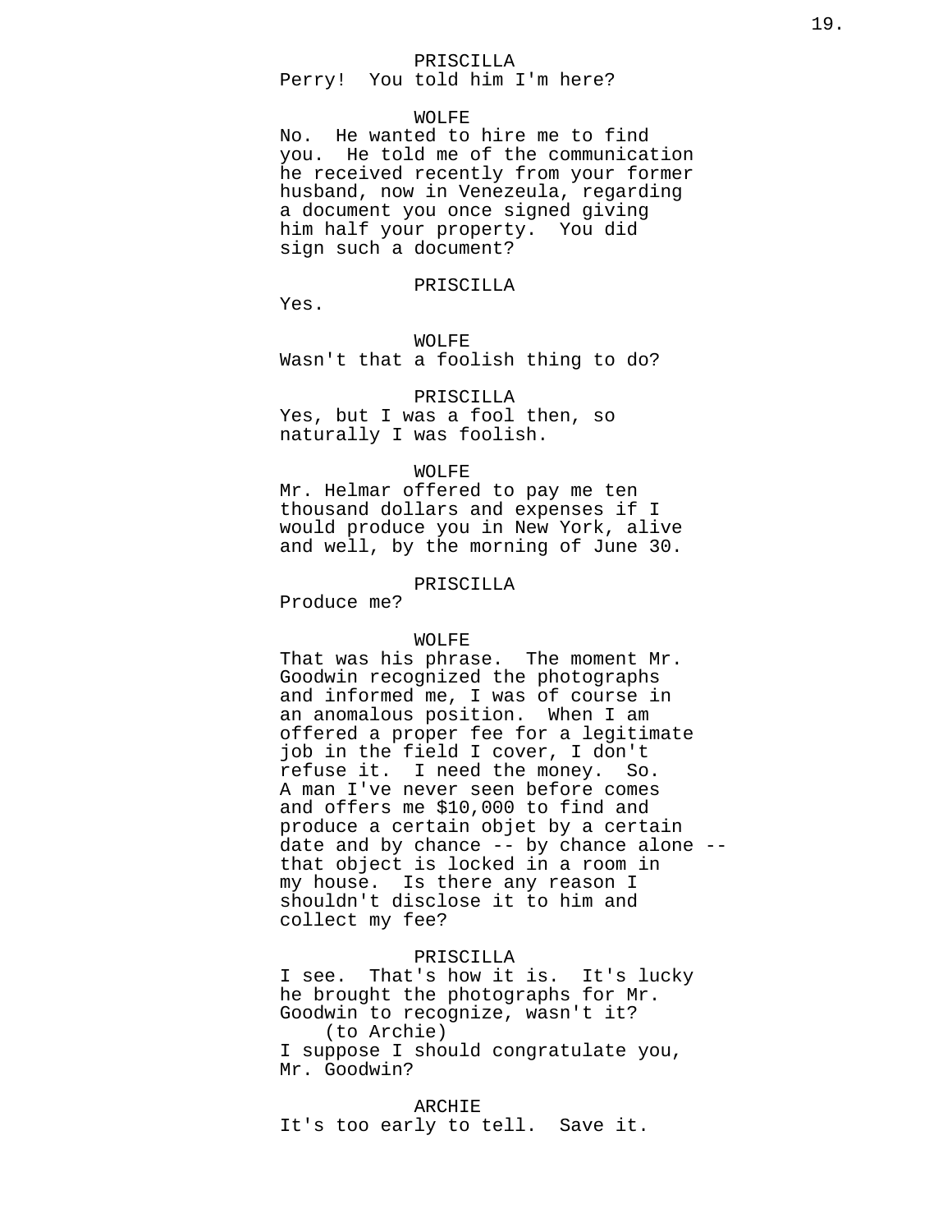PRISCILLA
Perry!  You told him I'm here?

WOLFE
No.  He wanted to hire me to find you.  He told me of the communication he received recently from your former husband, now in Venezeula, regarding a document you once signed giving him half your property.  You did sign such a document?

PRISCILLA
Yes.

WOLFE
Wasn't that a foolish thing to do?

PRISCILLA
Yes, but I was a fool then, so naturally I was foolish.

WOLFE
Mr. Helmar offered to pay me ten thousand dollars and expenses if I would produce you in New York, alive and well, by the morning of June 30.

PRISCILLA
Produce me?

WOLFE
That was his phrase.  The moment Mr. Goodwin recognized the photographs and informed me, I was of course in an anomalous position.  When I am offered a proper fee for a legitimate job in the field I cover, I don't refuse it.  I need the money.  So. A man I've never seen before comes and offers me $10,000 to find and produce a certain objet by a certain date and by chance -- by chance alone -- that object is locked in a room in my house.  Is there any reason I shouldn't disclose it to him and collect my fee?

PRISCILLA
I see.  That's how it is.  It's lucky he brought the photographs for Mr. Goodwin to recognize, wasn't it?
(to Archie)
I suppose I should congratulate you, Mr. Goodwin?

ARCHIE
It's too early to tell.  Save it.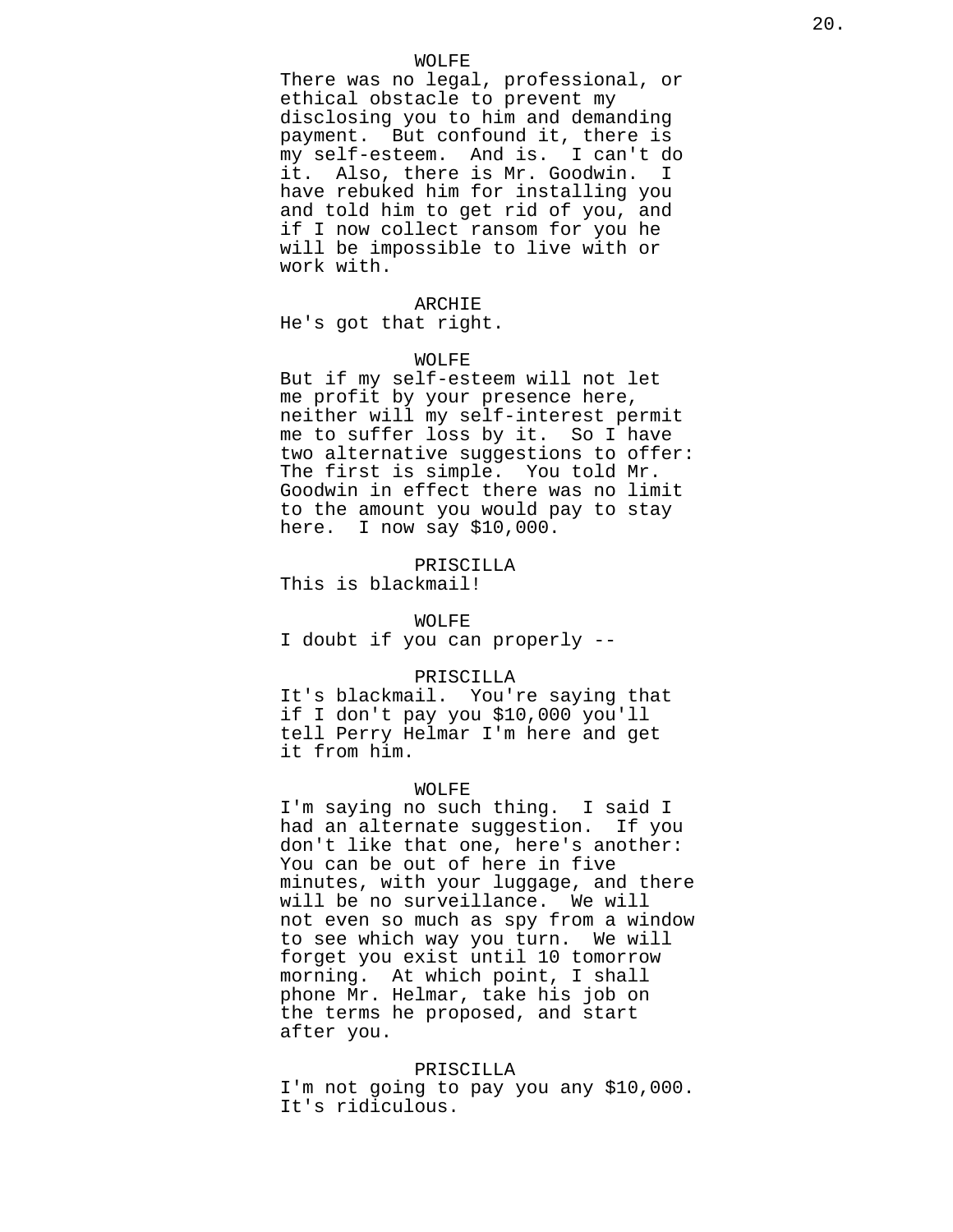WOLFE

There was no legal, professional, or ethical obstacle to prevent my disclosing you to him and demanding payment. But confound it, there is my self-esteem. And is. I can't do it. Also, there is Mr. Goodwin. I have rebuked him for installing you and told him to get rid of you, and if I now collect ransom for you he will be impossible to live with or work with.

ARCHIE

He's got that right.

WOLFE

But if my self-esteem will not let me profit by your presence here, neither will my self-interest permit me to suffer loss by it. So I have two alternative suggestions to offer: The first is simple. You told Mr. Goodwin in effect there was no limit to the amount you would pay to stay here. I now say $10,000.

PRISCILLA

This is blackmail!

WOLFE

I doubt if you can properly --

PRISCILLA

It's blackmail. You're saying that if I don't pay you $10,000 you'll tell Perry Helmar I'm here and get it from him.

WOLFE

I'm saying no such thing. I said I had an alternate suggestion. If you don't like that one, here's another: You can be out of here in five minutes, with your luggage, and there will be no surveillance. We will not even so much as spy from a window to see which way you turn. We will forget you exist until 10 tomorrow morning. At which point, I shall phone Mr. Helmar, take his job on the terms he proposed, and start after you.

PRISCILLA

I'm not going to pay you any $10,000. It's ridiculous.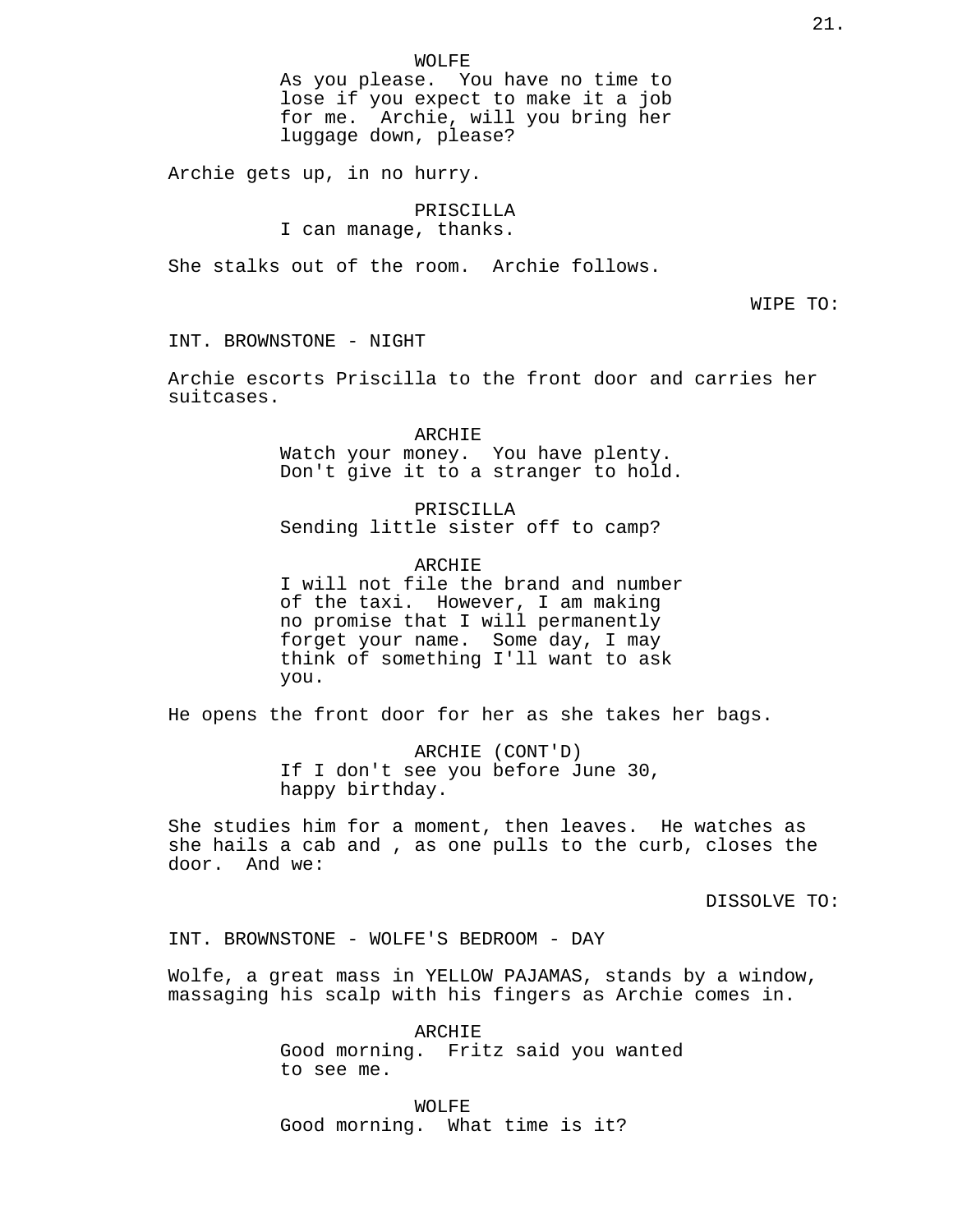WOLFE

As you please. You have no time to lose if you expect to make it a job for me. Archie, will you bring her luggage down, please?

Archie gets up, in no hurry.

PRISCILLA

I can manage, thanks.

She stalks out of the room. Archie follows.

WIPE TO:

INT. BROWNSTONE - NIGHT

Archie escorts Priscilla to the front door and carries her suitcases.

ARCHIE

Watch your money. You have plenty. Don't give it to a stranger to hold.

PRISCILLA

Sending little sister off to camp?

ARCHIE

I will not file the brand and number of the taxi. However, I am making no promise that I will permanently forget your name. Some day, I may think of something I'll want to ask you.

He opens the front door for her as she takes her bags.

ARCHIE (CONT'D)

If I don't see you before June 30, happy birthday.

She studies him for a moment, then leaves. He watches as she hails a cab and , as one pulls to the curb, closes the door. And we:

DISSOLVE TO:

INT. BROWNSTONE - WOLFE'S BEDROOM - DAY

Wolfe, a great mass in YELLOW PAJAMAS, stands by a window, massaging his scalp with his fingers as Archie comes in.

ARCHIE

Good morning. Fritz said you wanted to see me.

WOLFE

Good morning. What time is it?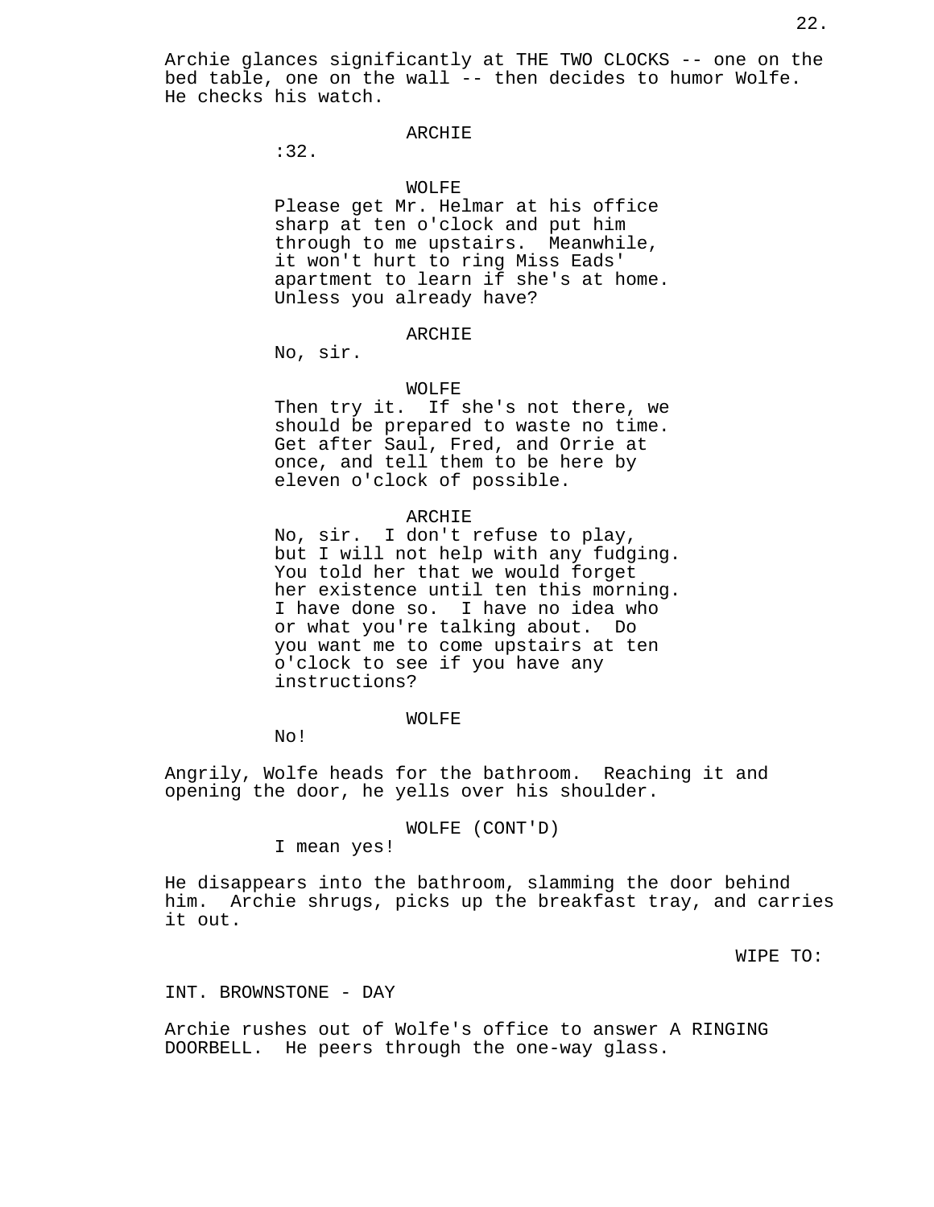Archie glances significantly at THE TWO CLOCKS -- one on the bed table, one on the wall -- then decides to humor Wolfe. He checks his watch.

ARCHIE

:32.

WOLFE

Please get Mr. Helmar at his office sharp at ten o'clock and put him through to me upstairs. Meanwhile, it won't hurt to ring Miss Eads' apartment to learn if she's at home. Unless you already have?

ARCHIE

No, sir.

WOLFE

Then try it. If she's not there, we should be prepared to waste no time. Get after Saul, Fred, and Orrie at once, and tell them to be here by eleven o'clock of possible.

ARCHIE

No, sir. I don't refuse to play, but I will not help with any fudging. You told her that we would forget her existence until ten this morning. I have done so. I have no idea who or what you're talking about. Do you want me to come upstairs at ten o'clock to see if you have any instructions?

WOLFE

No!

Angrily, Wolfe heads for the bathroom. Reaching it and opening the door, he yells over his shoulder.

WOLFE (CONT'D)

I mean yes!

He disappears into the bathroom, slamming the door behind him. Archie shrugs, picks up the breakfast tray, and carries it out.

WIPE TO:

INT. BROWNSTONE - DAY

Archie rushes out of Wolfe's office to answer A RINGING DOORBELL. He peers through the one-way glass.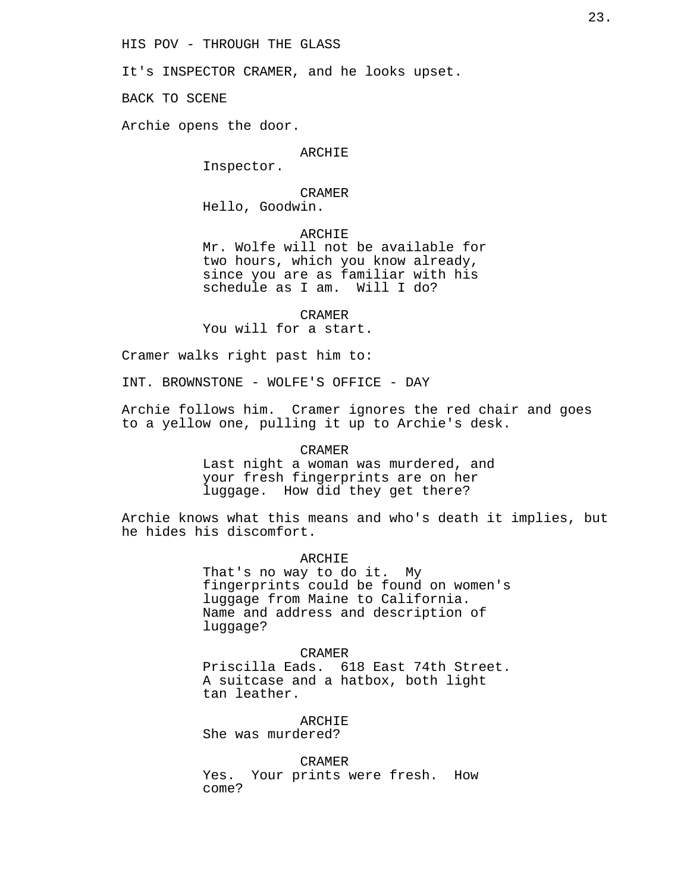HIS POV - THROUGH THE GLASS

It's INSPECTOR CRAMER, and he looks upset.

BACK TO SCENE

Archie opens the door.

ARCHIE
Inspector.

CRAMER
Hello, Goodwin.

ARCHIE
Mr. Wolfe will not be available for two hours, which you know already, since you are as familiar with his schedule as I am. Will I do?

CRAMER
You will for a start.

Cramer walks right past him to:

INT. BROWNSTONE - WOLFE'S OFFICE - DAY

Archie follows him. Cramer ignores the red chair and goes to a yellow one, pulling it up to Archie's desk.

CRAMER
Last night a woman was murdered, and your fresh fingerprints are on her luggage. How did they get there?

Archie knows what this means and who's death it implies, but he hides his discomfort.

ARCHIE
That's no way to do it. My fingerprints could be found on women's luggage from Maine to California. Name and address and description of luggage?

CRAMER
Priscilla Eads. 618 East 74th Street. A suitcase and a hatbox, both light tan leather.

ARCHIE
She was murdered?

CRAMER
Yes. Your prints were fresh. How come?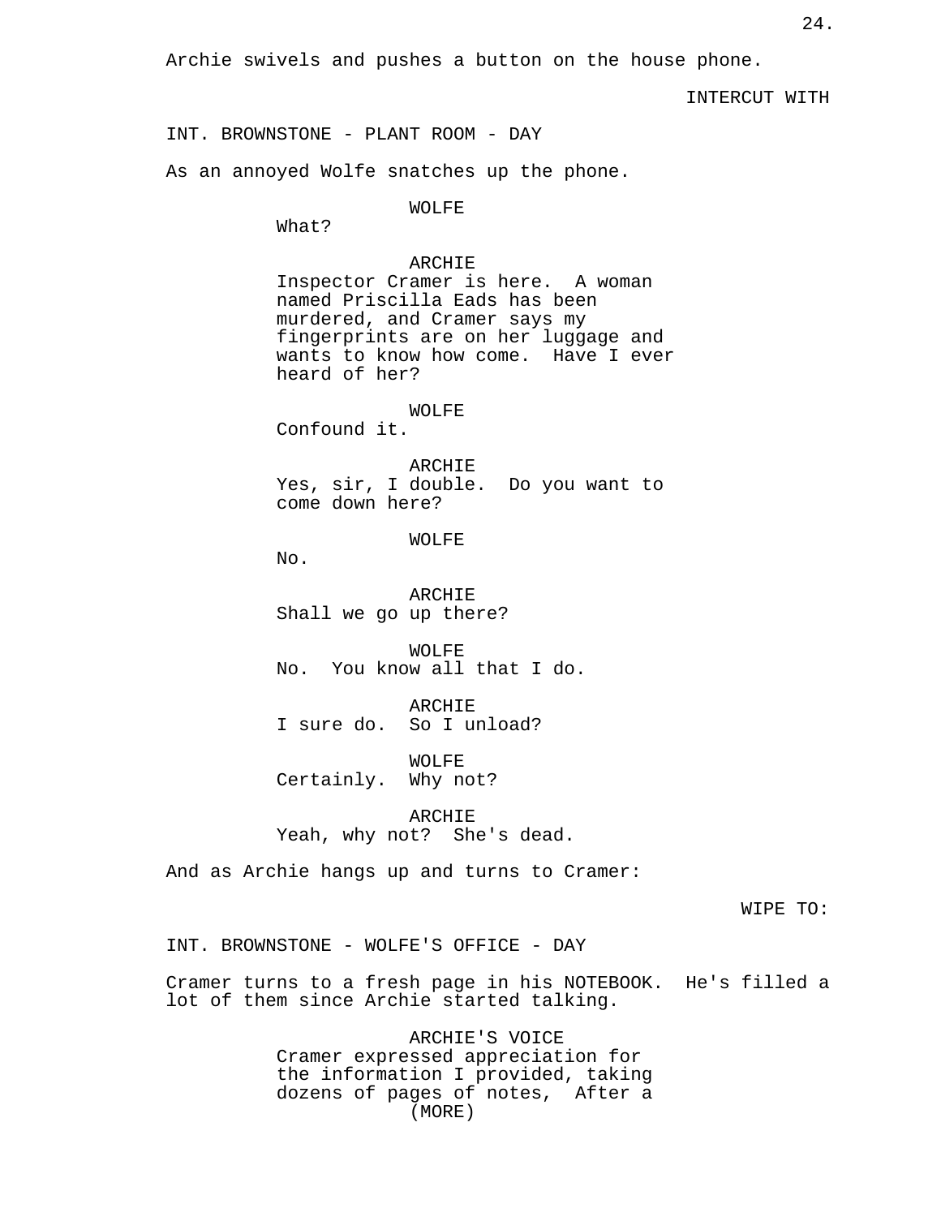Archie swivels and pushes a button on the house phone.

INTERCUT WITH

INT. BROWNSTONE - PLANT ROOM - DAY

As an annoyed Wolfe snatches up the phone.

WOLFE
What?

ARCHIE
Inspector Cramer is here. A woman named Priscilla Eads has been murdered, and Cramer says my fingerprints are on her luggage and wants to know how come. Have I ever heard of her?

WOLFE
Confound it.

ARCHIE
Yes, sir, I double. Do you want to come down here?

WOLFE
No.

ARCHIE
Shall we go up there?

WOLFE
No. You know all that I do.

ARCHIE
I sure do. So I unload?

WOLFE
Certainly. Why not?

ARCHIE
Yeah, why not? She's dead.

And as Archie hangs up and turns to Cramer:

WIPE TO:

INT. BROWNSTONE - WOLFE'S OFFICE - DAY

Cramer turns to a fresh page in his NOTEBOOK. He's filled a lot of them since Archie started talking.

ARCHIE'S VOICE
Cramer expressed appreciation for the information I provided, taking dozens of pages of notes, After a
(MORE)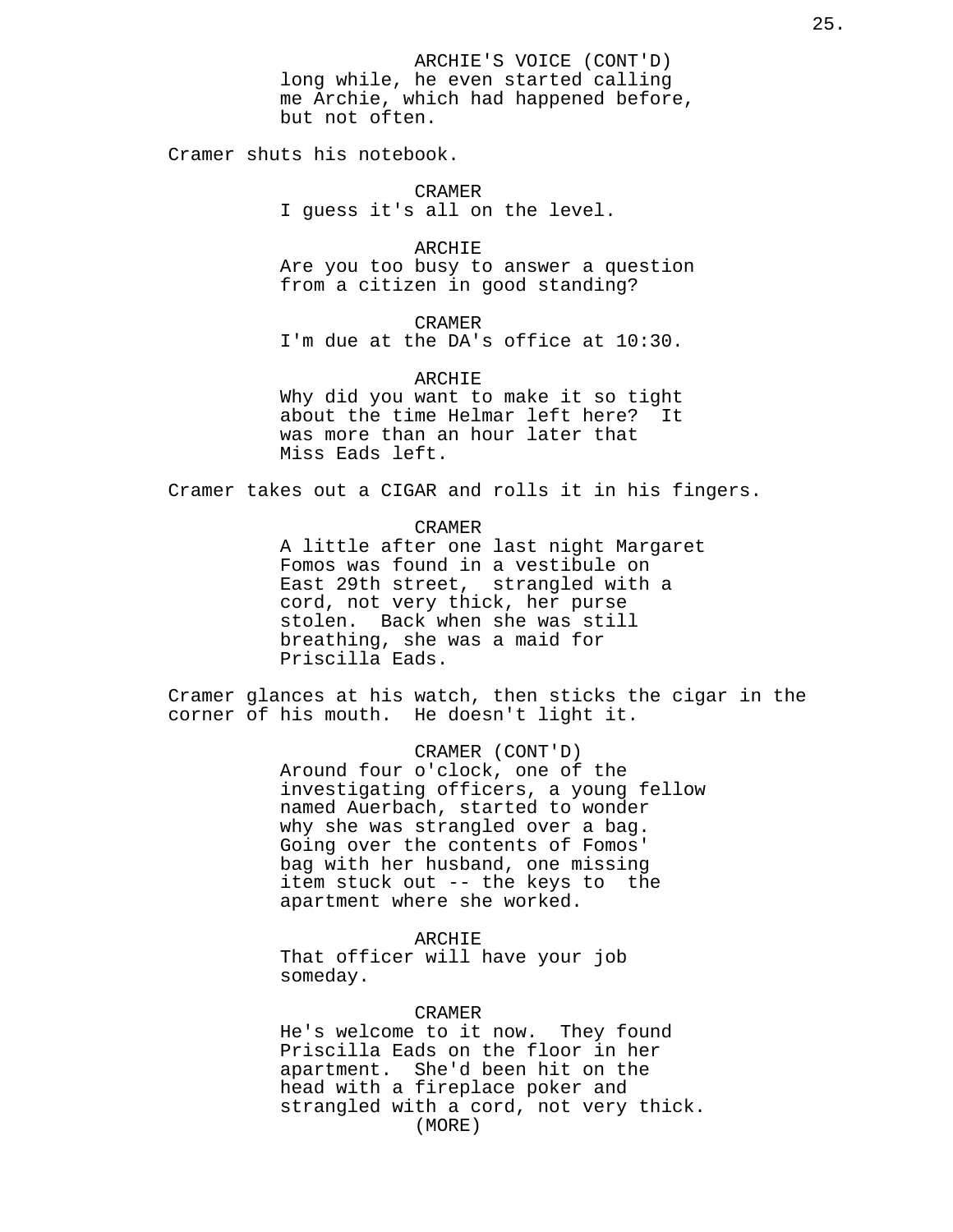ARCHIE'S VOICE (CONT'D)
long while, he even started calling me Archie, which had happened before, but not often.

Cramer shuts his notebook.

CRAMER
I guess it's all on the level.

ARCHIE
Are you too busy to answer a question from a citizen in good standing?

CRAMER
I'm due at the DA's office at 10:30.

ARCHIE
Why did you want to make it so tight about the time Helmar left here? It was more than an hour later that Miss Eads left.

Cramer takes out a CIGAR and rolls it in his fingers.

CRAMER
A little after one last night Margaret Fomos was found in a vestibule on East 29th street, strangled with a cord, not very thick, her purse stolen. Back when she was still breathing, she was a maid for Priscilla Eads.

Cramer glances at his watch, then sticks the cigar in the corner of his mouth. He doesn't light it.

CRAMER (CONT'D)
Around four o'clock, one of the investigating officers, a young fellow named Auerbach, started to wonder why she was strangled over a bag. Going over the contents of Fomos' bag with her husband, one missing item stuck out -- the keys to the apartment where she worked.

ARCHIE
That officer will have your job someday.

CRAMER
He's welcome to it now. They found Priscilla Eads on the floor in her apartment. She'd been hit on the head with a fireplace poker and strangled with a cord, not very thick.
(MORE)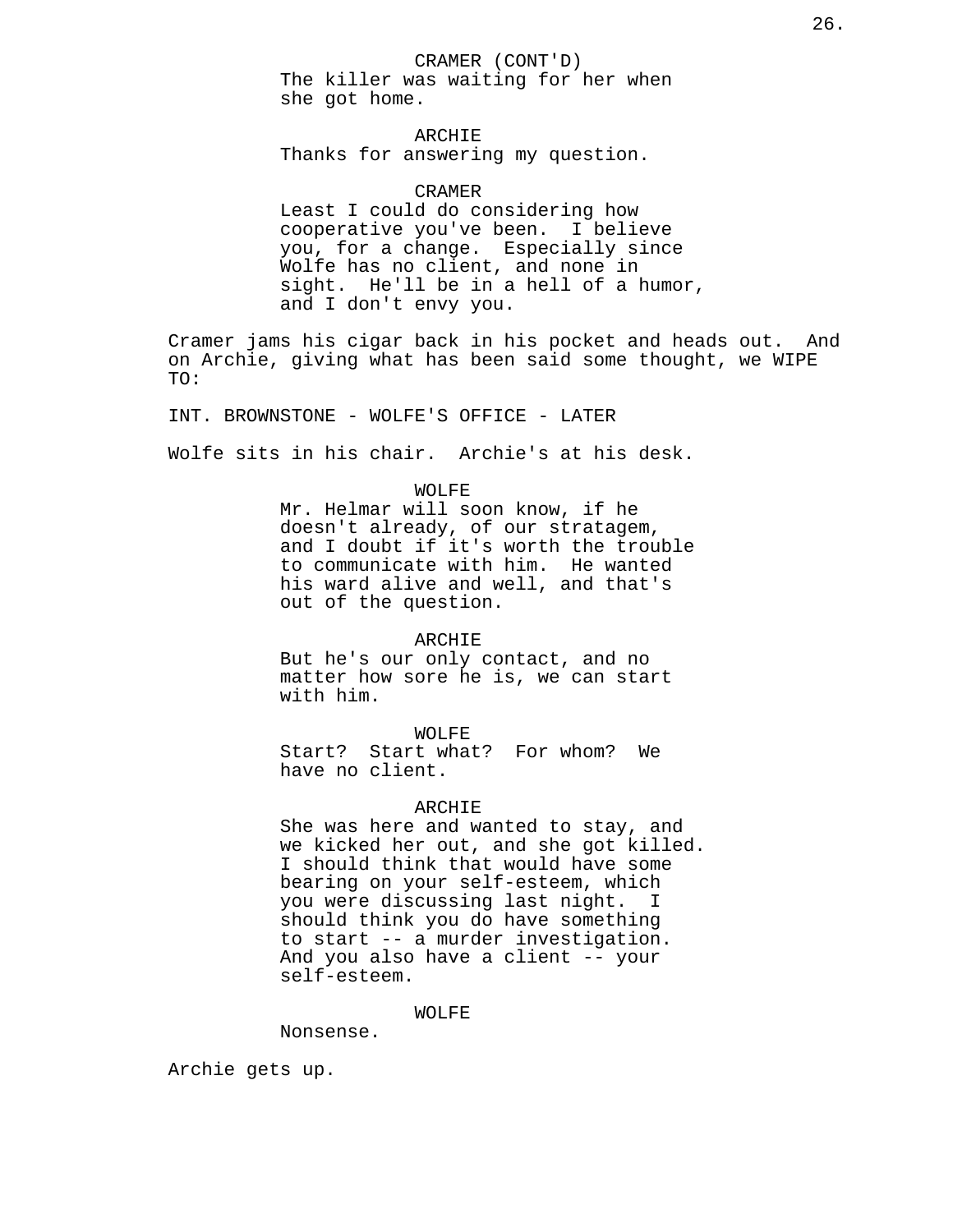CRAMER (CONT'D)
The killer was waiting for her when she got home.

ARCHIE
Thanks for answering my question.

CRAMER
Least I could do considering how cooperative you've been. I believe you, for a change. Especially since Wolfe has no client, and none in sight. He'll be in a hell of a humor, and I don't envy you.

Cramer jams his cigar back in his pocket and heads out. And on Archie, giving what has been said some thought, we WIPE TO:

INT. BROWNSTONE - WOLFE'S OFFICE - LATER

Wolfe sits in his chair. Archie's at his desk.

WOLFE
Mr. Helmar will soon know, if he doesn't already, of our stratagem, and I doubt if it's worth the trouble to communicate with him. He wanted his ward alive and well, and that's out of the question.

ARCHIE
But he's our only contact, and no matter how sore he is, we can start with him.

WOLFE
Start? Start what? For whom? We have no client.

ARCHIE
She was here and wanted to stay, and we kicked her out, and she got killed. I should think that would have some bearing on your self-esteem, which you were discussing last night. I should think you do have something to start -- a murder investigation. And you also have a client -- your self-esteem.

WOLFE
Nonsense.

Archie gets up.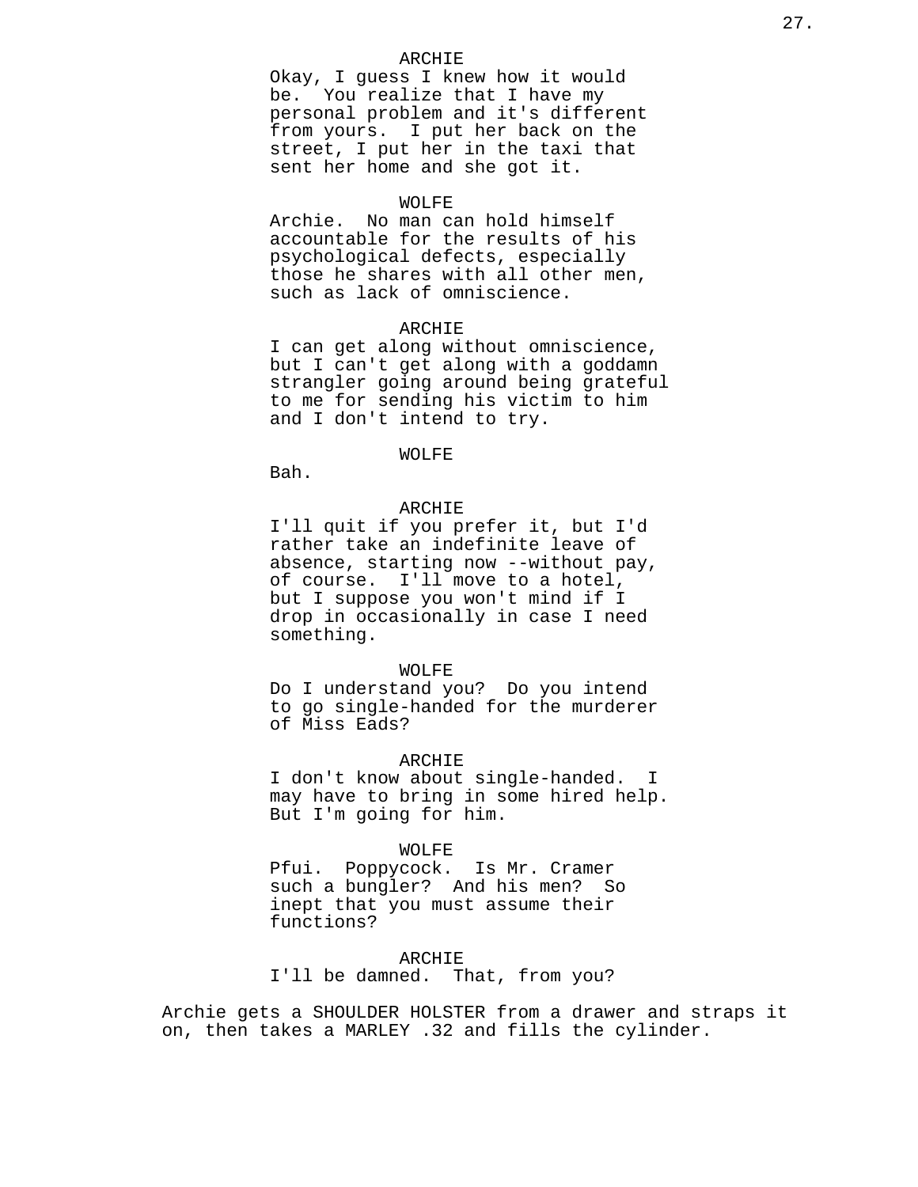ARCHIE
Okay, I guess I knew how it would be.  You realize that I have my personal problem and it's different from yours.  I put her back on the street, I put her in the taxi that sent her home and she got it.

WOLFE
Archie.  No man can hold himself accountable for the results of his psychological defects, especially those he shares with all other men, such as lack of omniscience.

ARCHIE
I can get along without omniscience, but I can't get along with a goddamn strangler going around being grateful to me for sending his victim to him and I don't intend to try.

WOLFE
Bah.

ARCHIE
I'll quit if you prefer it, but I'd rather take an indefinite leave of absence, starting now --without pay, of course.  I'll move to a hotel, but I suppose you won't mind if I drop in occasionally in case I need something.

WOLFE
Do I understand you?  Do you intend to go single-handed for the murderer of Miss Eads?

ARCHIE
I don't know about single-handed.  I may have to bring in some hired help.  But I'm going for him.

WOLFE
Pfui.  Poppycock.  Is Mr. Cramer such a bungler?  And his men?  So inept that you must assume their functions?

ARCHIE
I'll be damned.  That, from you?

Archie gets a SHOULDER HOLSTER from a drawer and straps it on, then takes a MARLEY .32 and fills the cylinder.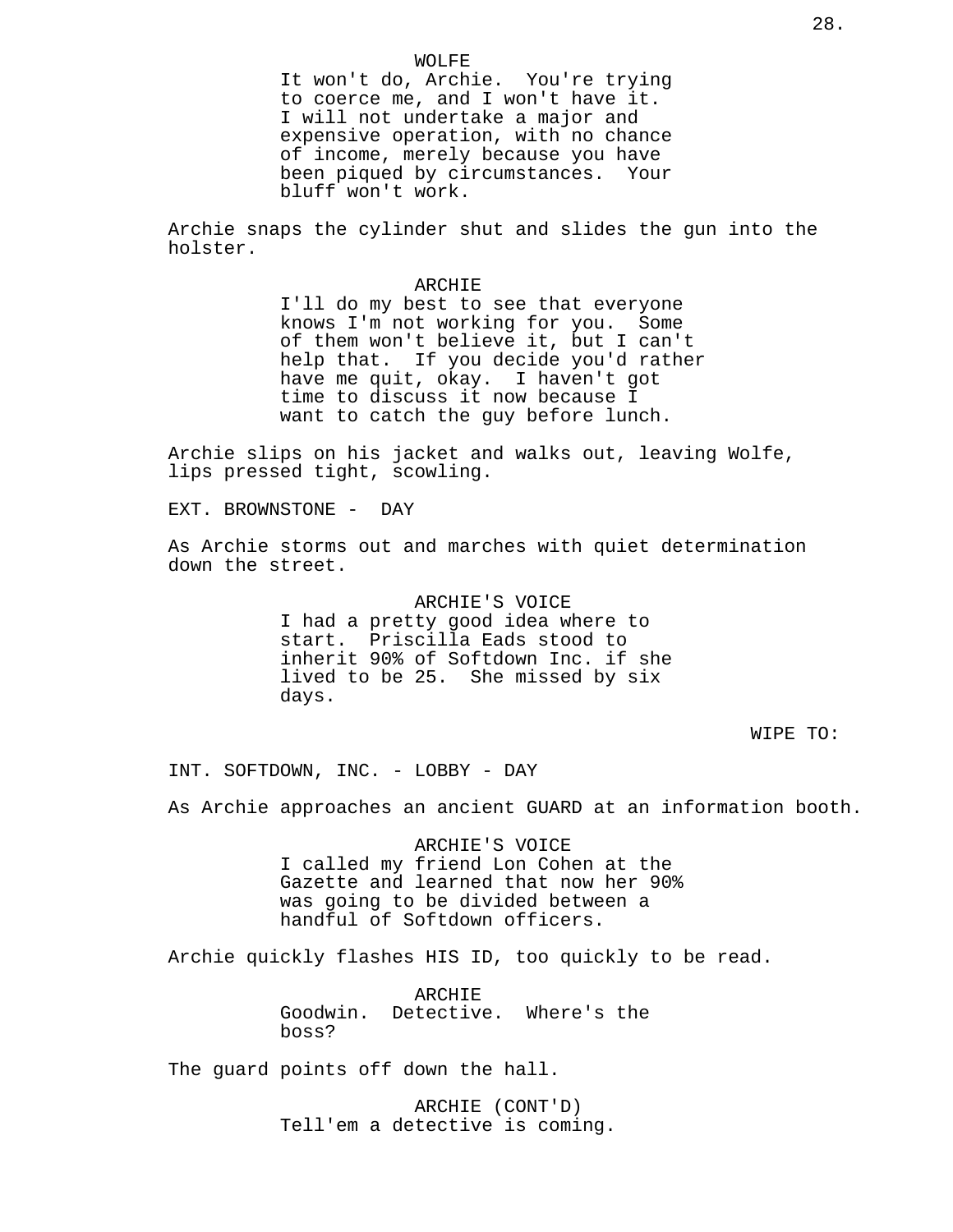WOLFE

It won't do, Archie. You're trying to coerce me, and I won't have it. I will not undertake a major and expensive operation, with no chance of income, merely because you have been piqued by circumstances. Your bluff won't work.

Archie snaps the cylinder shut and slides the gun into the holster.

ARCHIE

I'll do my best to see that everyone knows I'm not working for you. Some of them won't believe it, but I can't help that. If you decide you'd rather have me quit, okay. I haven't got time to discuss it now because I want to catch the guy before lunch.

Archie slips on his jacket and walks out, leaving Wolfe, lips pressed tight, scowling.

EXT. BROWNSTONE - DAY

As Archie storms out and marches with quiet determination down the street.

ARCHIE'S VOICE

I had a pretty good idea where to start. Priscilla Eads stood to inherit 90% of Softdown Inc. if she lived to be 25. She missed by six days.

WIPE TO:

INT. SOFTDOWN, INC. - LOBBY - DAY

As Archie approaches an ancient GUARD at an information booth.

ARCHIE'S VOICE

I called my friend Lon Cohen at the Gazette and learned that now her 90% was going to be divided between a handful of Softdown officers.

Archie quickly flashes HIS ID, too quickly to be read.

ARCHIE

Goodwin. Detective. Where's the boss?

The guard points off down the hall.

ARCHIE (CONT'D)

Tell'em a detective is coming.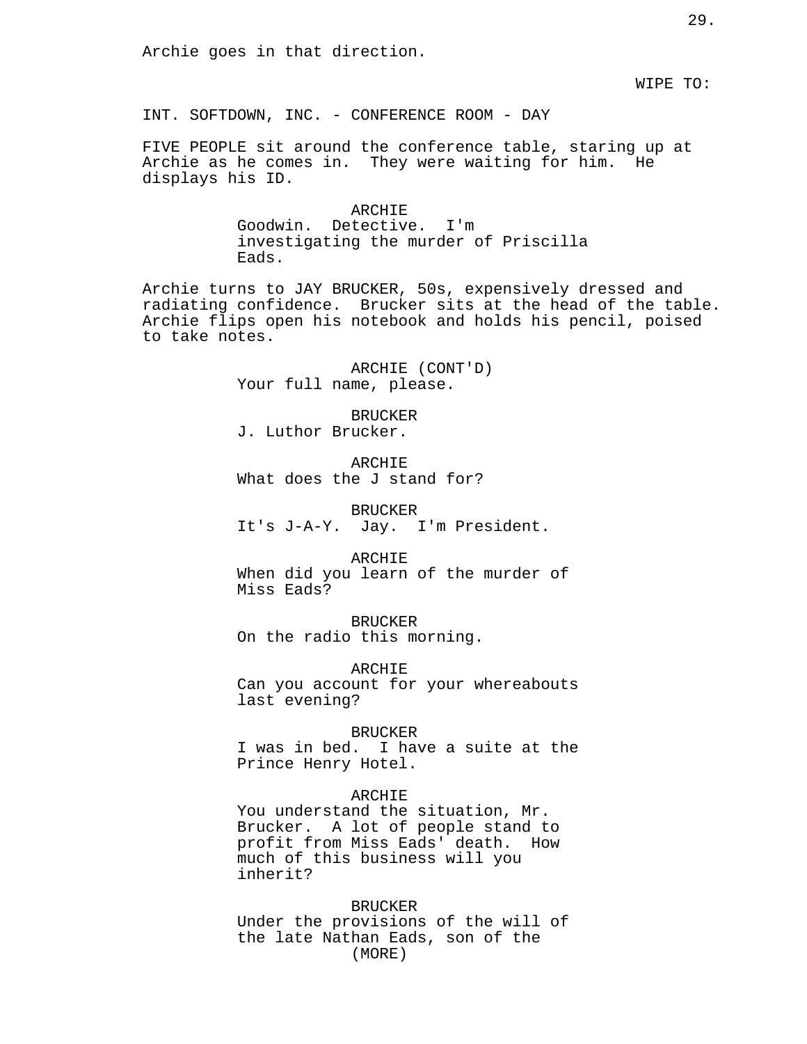Archie goes in that direction.

WIPE TO:

INT. SOFTDOWN, INC. - CONFERENCE ROOM - DAY

FIVE PEOPLE sit around the conference table, staring up at Archie as he comes in. They were waiting for him. He displays his ID.

ARCHIE
Goodwin. Detective. I'm investigating the murder of Priscilla Eads.

Archie turns to JAY BRUCKER, 50s, expensively dressed and radiating confidence. Brucker sits at the head of the table. Archie flips open his notebook and holds his pencil, poised to take notes.

ARCHIE (CONT'D)
Your full name, please.

BRUCKER
J. Luthor Brucker.

ARCHIE
What does the J stand for?

BRUCKER
It's J-A-Y. Jay. I'm President.

ARCHIE
When did you learn of the murder of Miss Eads?

BRUCKER
On the radio this morning.

ARCHIE
Can you account for your whereabouts last evening?

BRUCKER
I was in bed. I have a suite at the Prince Henry Hotel.

ARCHIE
You understand the situation, Mr. Brucker. A lot of people stand to profit from Miss Eads' death. How much of this business will you inherit?

BRUCKER
Under the provisions of the will of the late Nathan Eads, son of the
(MORE)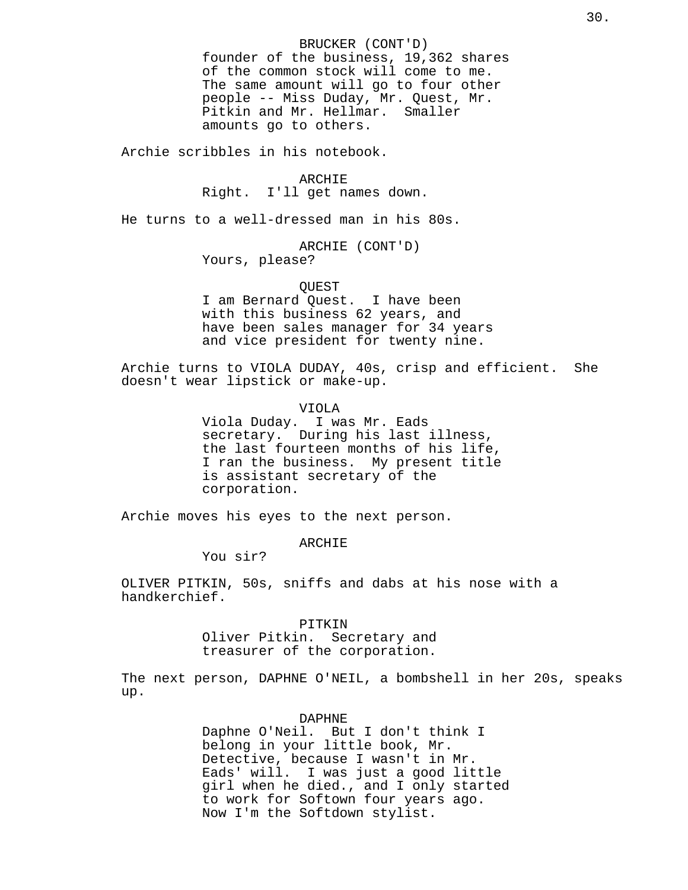BRUCKER (CONT'D)
founder of the business, 19,362 shares of the common stock will come to me. The same amount will go to four other people -- Miss Duday, Mr. Quest, Mr. Pitkin and Mr. Hellmar. Smaller amounts go to others.

Archie scribbles in his notebook.

ARCHIE
Right. I'll get names down.

He turns to a well-dressed man in his 80s.

ARCHIE (CONT'D)
Yours, please?

QUEST
I am Bernard Quest. I have been with this business 62 years, and have been sales manager for 34 years and vice president for twenty nine.

Archie turns to VIOLA DUDAY, 40s, crisp and efficient. She doesn't wear lipstick or make-up.

VIOLA
Viola Duday. I was Mr. Eads secretary. During his last illness, the last fourteen months of his life, I ran the business. My present title is assistant secretary of the corporation.

Archie moves his eyes to the next person.

ARCHIE
You sir?

OLIVER PITKIN, 50s, sniffs and dabs at his nose with a handkerchief.

PITKIN
Oliver Pitkin. Secretary and treasurer of the corporation.

The next person, DAPHNE O'NEIL, a bombshell in her 20s, speaks up.

DAPHNE
Daphne O'Neil. But I don't think I belong in your little book, Mr. Detective, because I wasn't in Mr. Eads' will. I was just a good little girl when he died., and I only started to work for Softown four years ago. Now I'm the Softdown stylist.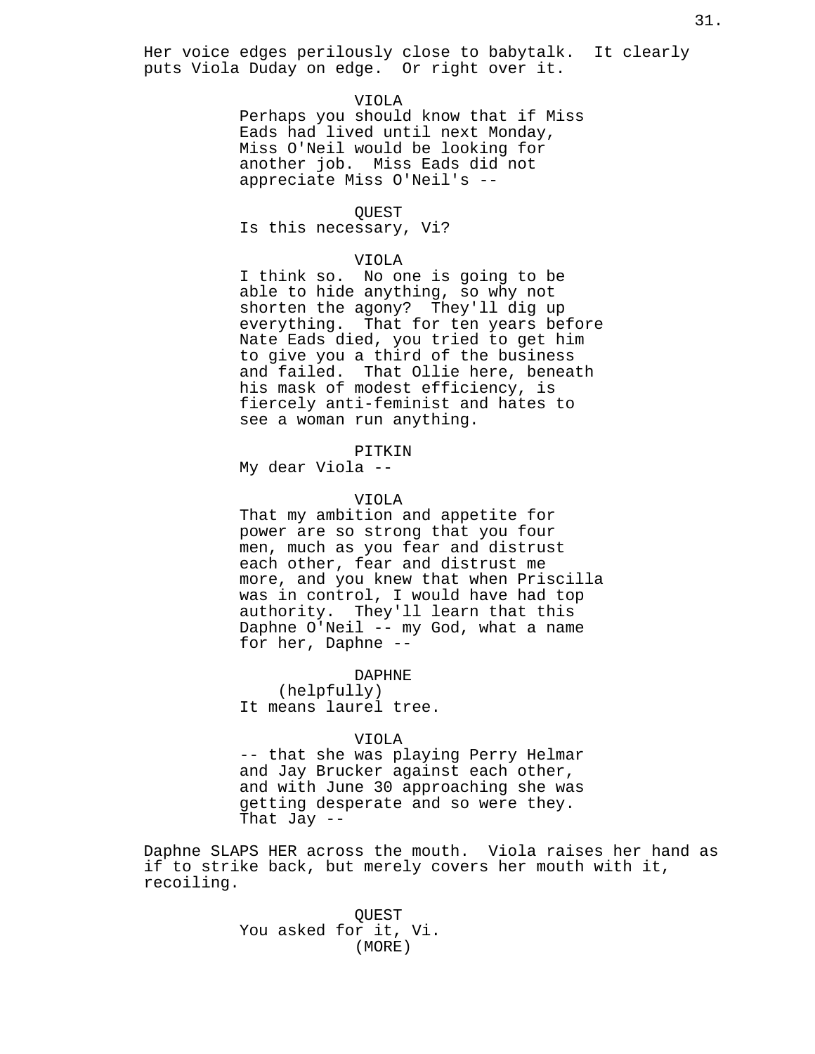Her voice edges perilously close to babytalk. It clearly puts Viola Duday on edge. Or right over it.

VIOLA
Perhaps you should know that if Miss Eads had lived until next Monday, Miss O'Neil would be looking for another job. Miss Eads did not appreciate Miss O'Neil's --

QUEST
Is this necessary, Vi?

VIOLA
I think so. No one is going to be able to hide anything, so why not shorten the agony? They'll dig up everything. That for ten years before Nate Eads died, you tried to get him to give you a third of the business and failed. That Ollie here, beneath his mask of modest efficiency, is fiercely anti-feminist and hates to see a woman run anything.

PITKIN
My dear Viola --

VIOLA
That my ambition and appetite for power are so strong that you four men, much as you fear and distrust each other, fear and distrust me more, and you knew that when Priscilla was in control, I would have had top authority. They'll learn that this Daphne O'Neil -- my God, what a name for her, Daphne --

DAPHNE
(helpfully)
It means laurel tree.

VIOLA
-- that she was playing Perry Helmar and Jay Brucker against each other, and with June 30 approaching she was getting desperate and so were they. That Jay --

Daphne SLAPS HER across the mouth. Viola raises her hand as if to strike back, but merely covers her mouth with it, recoiling.

QUEST
You asked for it, Vi.
(MORE)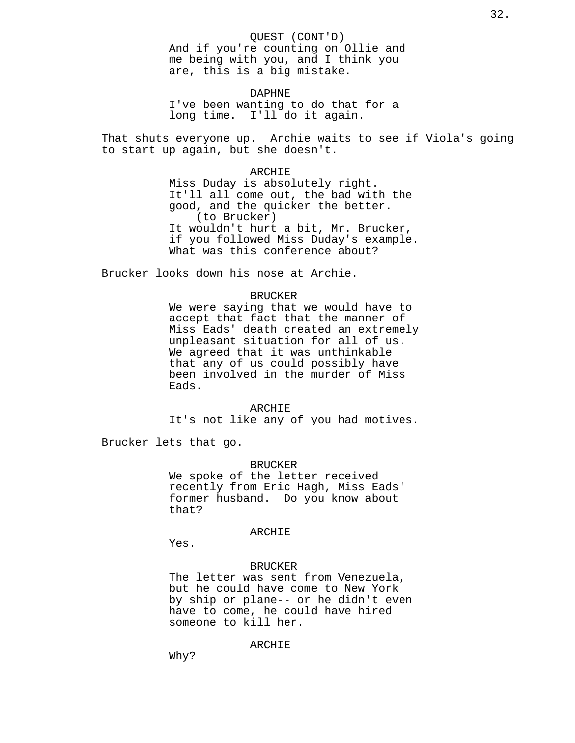QUEST (CONT'D)
And if you're counting on Ollie and me being with you, and I think you are, this is a big mistake.

DAPHNE
I've been wanting to do that for a long time. I'll do it again.

That shuts everyone up. Archie waits to see if Viola's going to start up again, but she doesn't.

ARCHIE
Miss Duday is absolutely right. It'll all come out, the bad with the good, and the quicker the better.
(to Brucker)
It wouldn't hurt a bit, Mr. Brucker, if you followed Miss Duday's example. What was this conference about?

Brucker looks down his nose at Archie.

BRUCKER
We were saying that we would have to accept that fact that the manner of Miss Eads' death created an extremely unpleasant situation for all of us. We agreed that it was unthinkable that any of us could possibly have been involved in the murder of Miss Eads.

ARCHIE
It's not like any of you had motives.

Brucker lets that go.

BRUCKER
We spoke of the letter received recently from Eric Hagh, Miss Eads' former husband. Do you know about that?

ARCHIE
Yes.

BRUCKER
The letter was sent from Venezuela, but he could have come to New York by ship or plane-- or he didn't even have to come, he could have hired someone to kill her.

ARCHIE
Why?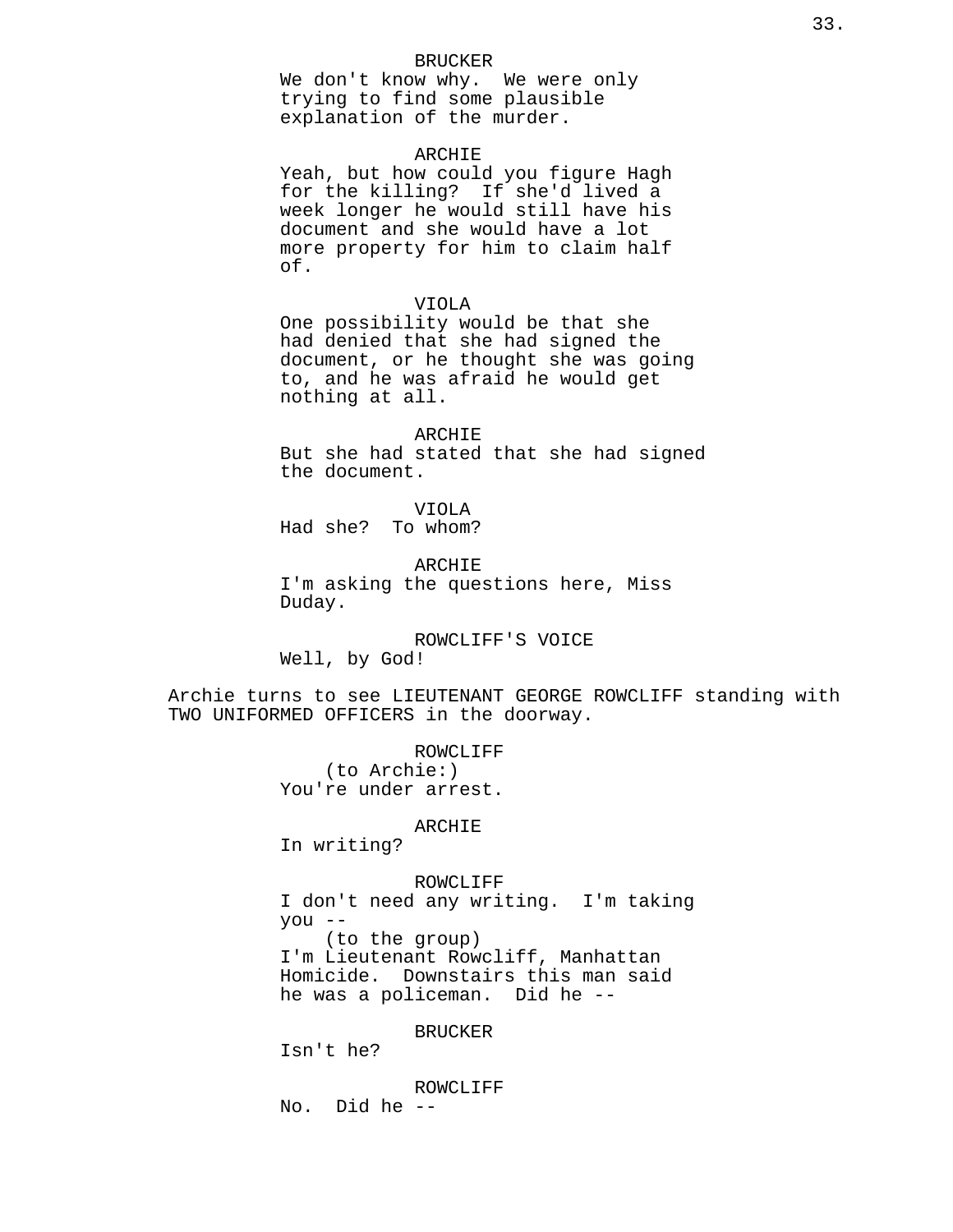BRUCKER
We don't know why. We were only trying to find some plausible explanation of the murder.

ARCHIE
Yeah, but how could you figure Hagh for the killing? If she'd lived a week longer he would still have his document and she would have a lot more property for him to claim half of.

VIOLA
One possibility would be that she had denied that she had signed the document, or he thought she was going to, and he was afraid he would get nothing at all.

ARCHIE
But she had stated that she had signed the document.

VIOLA
Had she? To whom?

ARCHIE
I'm asking the questions here, Miss Duday.

ROWCLIFF'S VOICE
Well, by God!

Archie turns to see LIEUTENANT GEORGE ROWCLIFF standing with TWO UNIFORMED OFFICERS in the doorway.

ROWCLIFF
(to Archie:)
You're under arrest.

ARCHIE
In writing?

ROWCLIFF
I don't need any writing. I'm taking you --
(to the group)
I'm Lieutenant Rowcliff, Manhattan Homicide. Downstairs this man said he was a policeman. Did he --

BRUCKER
Isn't he?

ROWCLIFF
No. Did he --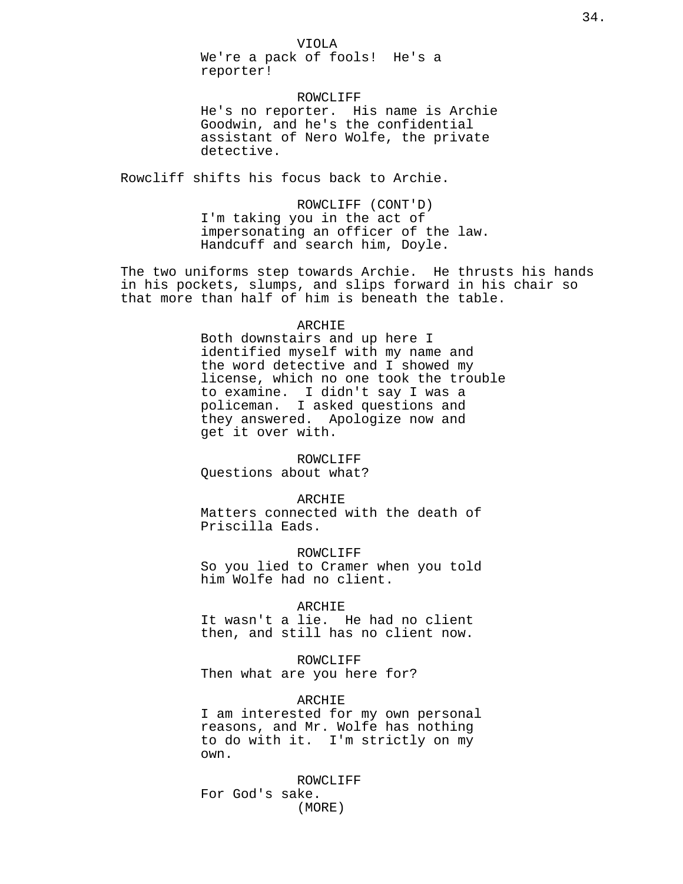VIOLA
We're a pack of fools! He's a reporter!

ROWCLIFF
He's no reporter. His name is Archie Goodwin, and he's the confidential assistant of Nero Wolfe, the private detective.

Rowcliff shifts his focus back to Archie.

ROWCLIFF (CONT'D)
I'm taking you in the act of impersonating an officer of the law. Handcuff and search him, Doyle.

The two uniforms step towards Archie. He thrusts his hands in his pockets, slumps, and slips forward in his chair so that more than half of him is beneath the table.

ARCHIE
Both downstairs and up here I identified myself with my name and the word detective and I showed my license, which no one took the trouble to examine. I didn't say I was a policeman. I asked questions and they answered. Apologize now and get it over with.

ROWCLIFF
Questions about what?

ARCHIE
Matters connected with the death of Priscilla Eads.

ROWCLIFF
So you lied to Cramer when you told him Wolfe had no client.

ARCHIE
It wasn't a lie. He had no client then, and still has no client now.

ROWCLIFF
Then what are you here for?

ARCHIE
I am interested for my own personal reasons, and Mr. Wolfe has nothing to do with it. I'm strictly on my own.

ROWCLIFF
For God's sake.
(MORE)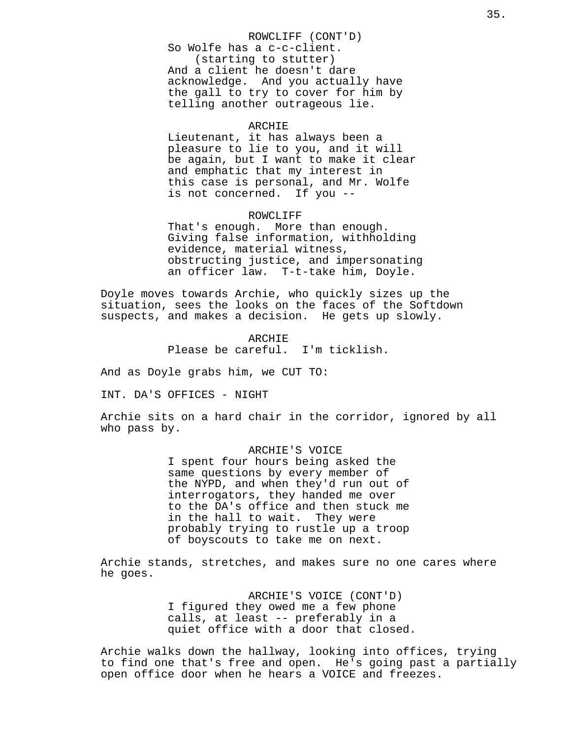ROWCLIFF (CONT'D)
So Wolfe has a c-c-client.
(starting to stutter)
And a client he doesn't dare acknowledge. And you actually have the gall to try to cover for him by telling another outrageous lie.

ARCHIE
Lieutenant, it has always been a pleasure to lie to you, and it will be again, but I want to make it clear and emphatic that my interest in this case is personal, and Mr. Wolfe is not concerned. If you --

ROWCLIFF
That's enough. More than enough. Giving false information, withholding evidence, material witness, obstructing justice, and impersonating an officer law. T-t-take him, Doyle.

Doyle moves towards Archie, who quickly sizes up the situation, sees the looks on the faces of the Softdown suspects, and makes a decision. He gets up slowly.

ARCHIE
Please be careful. I'm ticklish.

And as Doyle grabs him, we CUT TO:

INT. DA'S OFFICES - NIGHT

Archie sits on a hard chair in the corridor, ignored by all who pass by.

ARCHIE'S VOICE
I spent four hours being asked the same questions by every member of the NYPD, and when they'd run out of interrogators, they handed me over to the DA's office and then stuck me in the hall to wait. They were probably trying to rustle up a troop of boyscouts to take me on next.

Archie stands, stretches, and makes sure no one cares where he goes.

ARCHIE'S VOICE (CONT'D)
I figured they owed me a few phone calls, at least -- preferably in a quiet office with a door that closed.

Archie walks down the hallway, looking into offices, trying to find one that's free and open. He's going past a partially open office door when he hears a VOICE and freezes.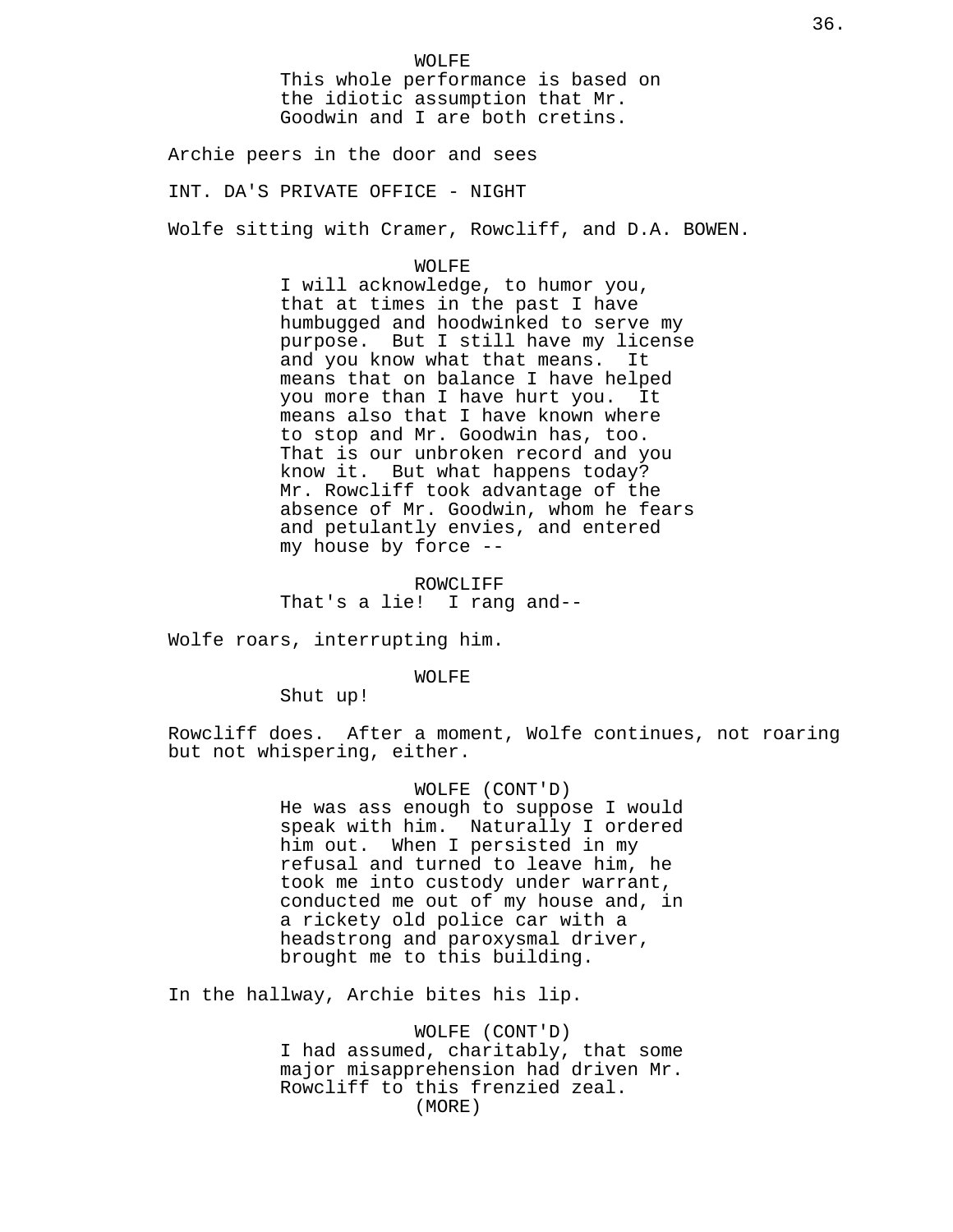WOLFE
This whole performance is based on the idiotic assumption that Mr. Goodwin and I are both cretins.

Archie peers in the door and sees

INT. DA'S PRIVATE OFFICE - NIGHT

Wolfe sitting with Cramer, Rowcliff, and D.A. BOWEN.

WOLFE
I will acknowledge, to humor you, that at times in the past I have humbugged and hoodwinked to serve my purpose. But I still have my license and you know what that means. It means that on balance I have helped you more than I have hurt you. It means also that I have known where to stop and Mr. Goodwin has, too. That is our unbroken record and you know it. But what happens today? Mr. Rowcliff took advantage of the absence of Mr. Goodwin, whom he fears and petulantly envies, and entered my house by force --

ROWCLIFF
That's a lie! I rang and--

Wolfe roars, interrupting him.

WOLFE
Shut up!

Rowcliff does. After a moment, Wolfe continues, not roaring but not whispering, either.

WOLFE (CONT'D)
He was ass enough to suppose I would speak with him. Naturally I ordered him out. When I persisted in my refusal and turned to leave him, he took me into custody under warrant, conducted me out of my house and, in a rickety old police car with a headstrong and paroxysmal driver, brought me to this building.

In the hallway, Archie bites his lip.

WOLFE (CONT'D)
I had assumed, charitably, that some major misapprehension had driven Mr. Rowcliff to this frenzied zeal.
(MORE)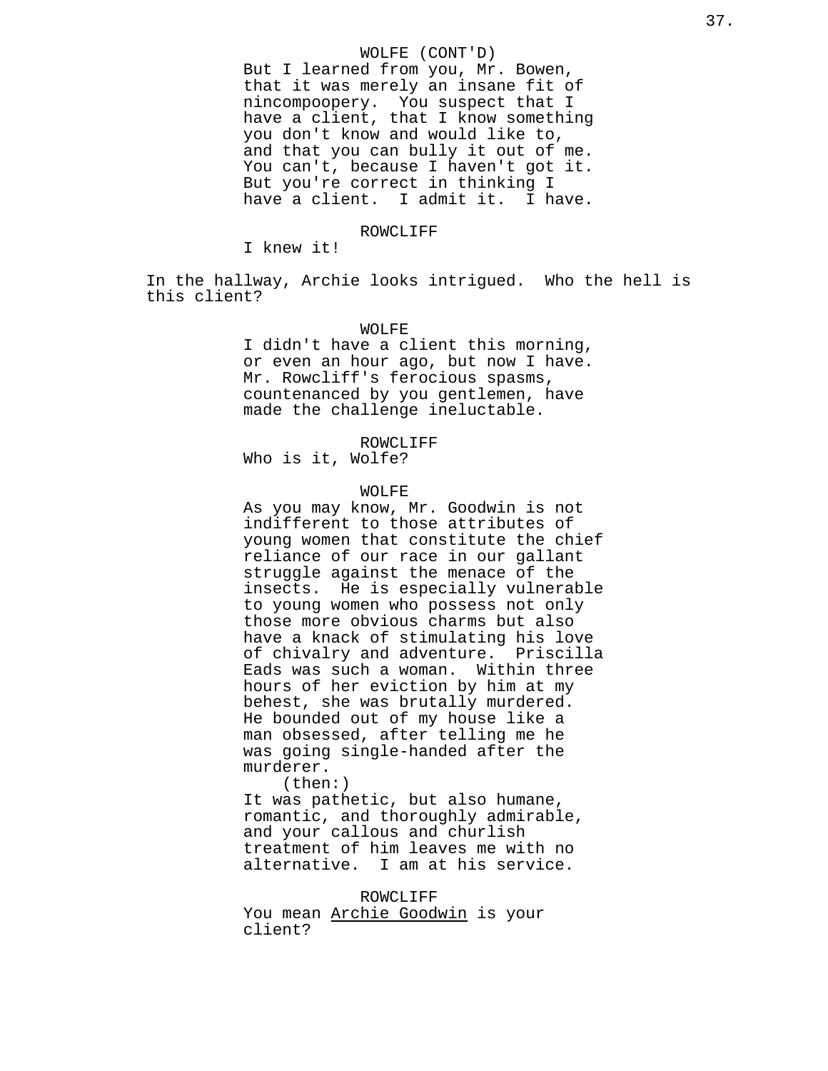WOLFE (CONT'D)
But I learned from you, Mr. Bowen, that it was merely an insane fit of nincompoopery. You suspect that I have a client, that I know something you don't know and would like to, and that you can bully it out of me. You can't, because I haven't got it. But you're correct in thinking I have a client. I admit it. I have.

ROWCLIFF
I knew it!

In the hallway, Archie looks intrigued. Who the hell is this client?

WOLFE
I didn't have a client this morning, or even an hour ago, but now I have. Mr. Rowcliff's ferocious spasms, countenanced by you gentlemen, have made the challenge ineluctable.

ROWCLIFF
Who is it, Wolfe?

WOLFE
As you may know, Mr. Goodwin is not indifferent to those attributes of young women that constitute the chief reliance of our race in our gallant struggle against the menace of the insects. He is especially vulnerable to young women who possess not only those more obvious charms but also have a knack of stimulating his love of chivalry and adventure. Priscilla Eads was such a woman. Within three hours of her eviction by him at my behest, she was brutally murdered. He bounded out of my house like a man obsessed, after telling me he was going single-handed after the murderer.
(then:)
It was pathetic, but also humane, romantic, and thoroughly admirable, and your callous and churlish treatment of him leaves me with no alternative. I am at his service.

ROWCLIFF
You mean <u>Archie Goodwin</u> is your client?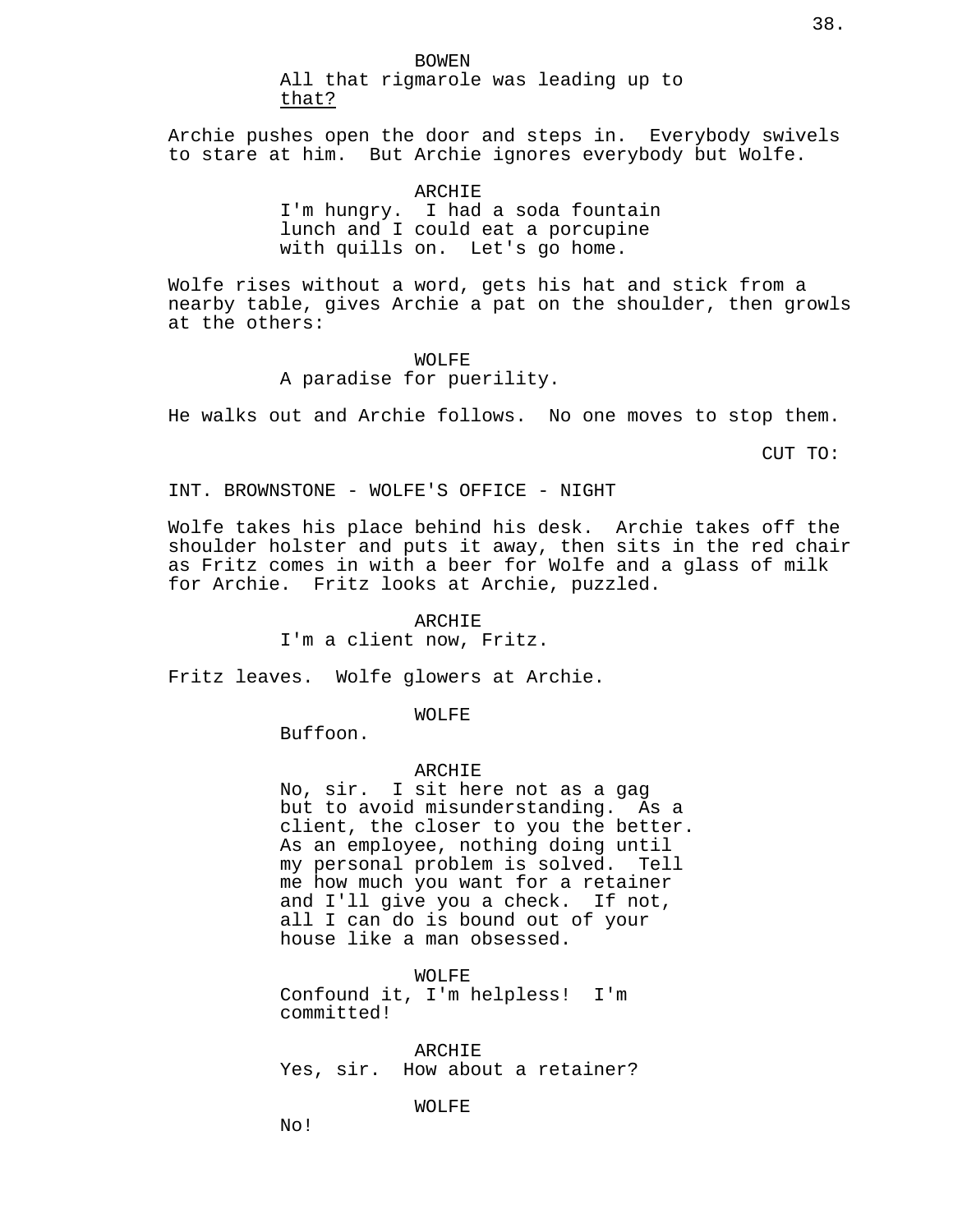BOWEN
All that rigmarole was leading up to *that?*

Archie pushes open the door and steps in. Everybody swivels to stare at him. But Archie ignores everybody but Wolfe.

ARCHIE
I'm hungry. I had a soda fountain lunch and I could eat a porcupine with quills on. Let's go home.

Wolfe rises without a word, gets his hat and stick from a nearby table, gives Archie a pat on the shoulder, then growls at the others:

WOLFE
A paradise for puerility.

He walks out and Archie follows. No one moves to stop them.

CUT TO:

INT. BROWNSTONE - WOLFE'S OFFICE - NIGHT

Wolfe takes his place behind his desk. Archie takes off the shoulder holster and puts it away, then sits in the red chair as Fritz comes in with a beer for Wolfe and a glass of milk for Archie. Fritz looks at Archie, puzzled.

ARCHIE
I'm a client now, Fritz.

Fritz leaves. Wolfe glowers at Archie.

WOLFE
Buffoon.

ARCHIE
No, sir. I sit here not as a gag but to avoid misunderstanding. As a client, the closer to you the better. As an employee, nothing doing until my personal problem is solved. Tell me how much you want for a retainer and I'll give you a check. If not, all I can do is bound out of your house like a man obsessed.

WOLFE
Confound it, I'm helpless! I'm committed!

ARCHIE
Yes, sir. How about a retainer?

WOLFE
No!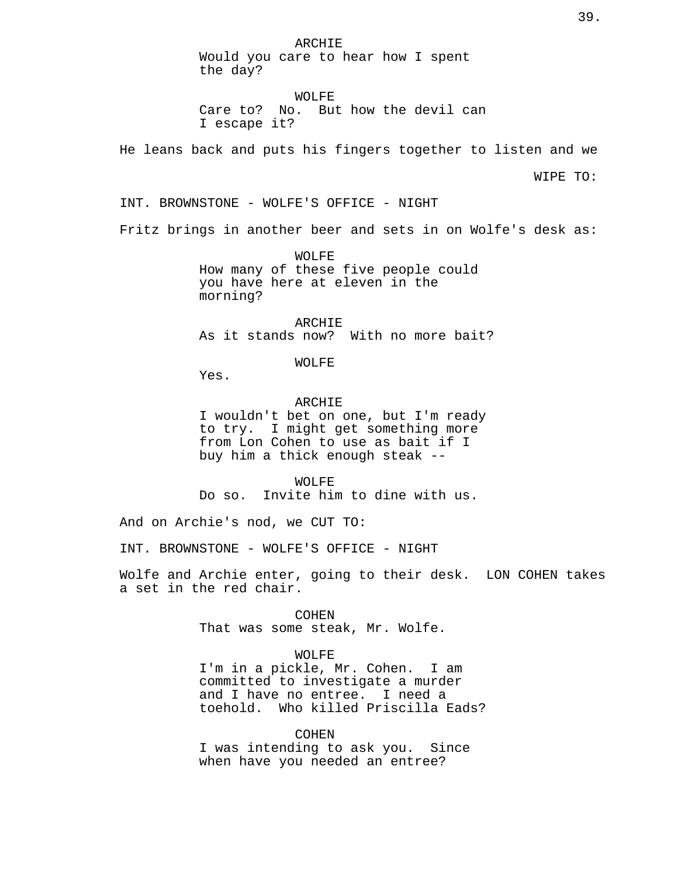ARCHIE
Would you care to hear how I spent the day?

WOLFE
Care to? No. But how the devil can I escape it?

He leans back and puts his fingers together to listen and we

WIPE TO:

INT. BROWNSTONE - WOLFE'S OFFICE - NIGHT

Fritz brings in another beer and sets in on Wolfe's desk as:

WOLFE
How many of these five people could you have here at eleven in the morning?

ARCHIE
As it stands now? With no more bait?

WOLFE
Yes.

ARCHIE
I wouldn't bet on one, but I'm ready to try. I might get something more from Lon Cohen to use as bait if I buy him a thick enough steak --

WOLFE
Do so. Invite him to dine with us.

And on Archie's nod, we CUT TO:

INT. BROWNSTONE - WOLFE'S OFFICE - NIGHT

Wolfe and Archie enter, going to their desk. LON COHEN takes a set in the red chair.

COHEN
That was some steak, Mr. Wolfe.

WOLFE
I'm in a pickle, Mr. Cohen. I am committed to investigate a murder and I have no entree. I need a toehold. Who killed Priscilla Eads?

COHEN
I was intending to ask you. Since when have you needed an entree?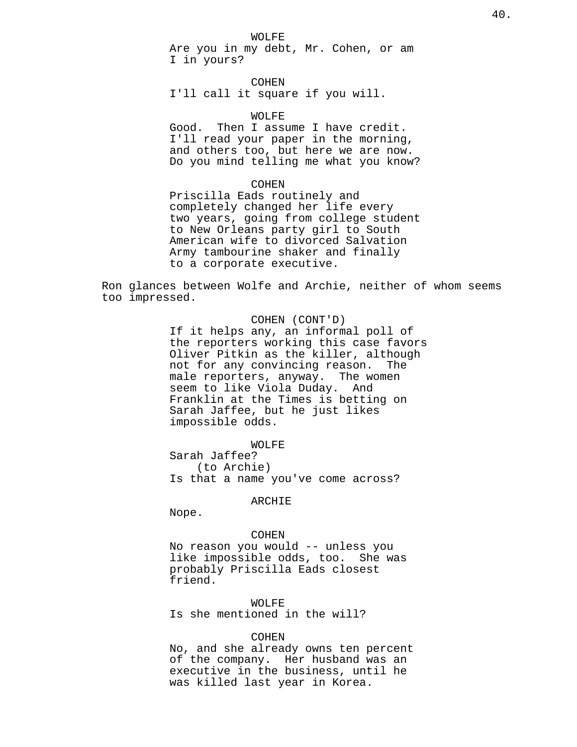WOLFE
Are you in my debt, Mr. Cohen, or am I in yours?

COHEN
I'll call it square if you will.

WOLFE
Good. Then I assume I have credit. I'll read your paper in the morning, and others too, but here we are now. Do you mind telling me what you know?

COHEN
Priscilla Eads routinely and completely changed her life every two years, going from college student to New Orleans party girl to South American wife to divorced Salvation Army tambourine shaker and finally to a corporate executive.

Ron glances between Wolfe and Archie, neither of whom seems too impressed.

COHEN (CONT'D)
If it helps any, an informal poll of the reporters working this case favors Oliver Pitkin as the killer, although not for any convincing reason. The male reporters, anyway. The women seem to like Viola Duday. And Franklin at the Times is betting on Sarah Jaffee, but he just likes impossible odds.

WOLFE
Sarah Jaffee?
(to Archie)
Is that a name you've come across?

ARCHIE
Nope.

COHEN
No reason you would -- unless you like impossible odds, too. She was probably Priscilla Eads closest friend.

WOLFE
Is she mentioned in the will?

COHEN
No, and she already owns ten percent of the company. Her husband was an executive in the business, until he was killed last year in Korea.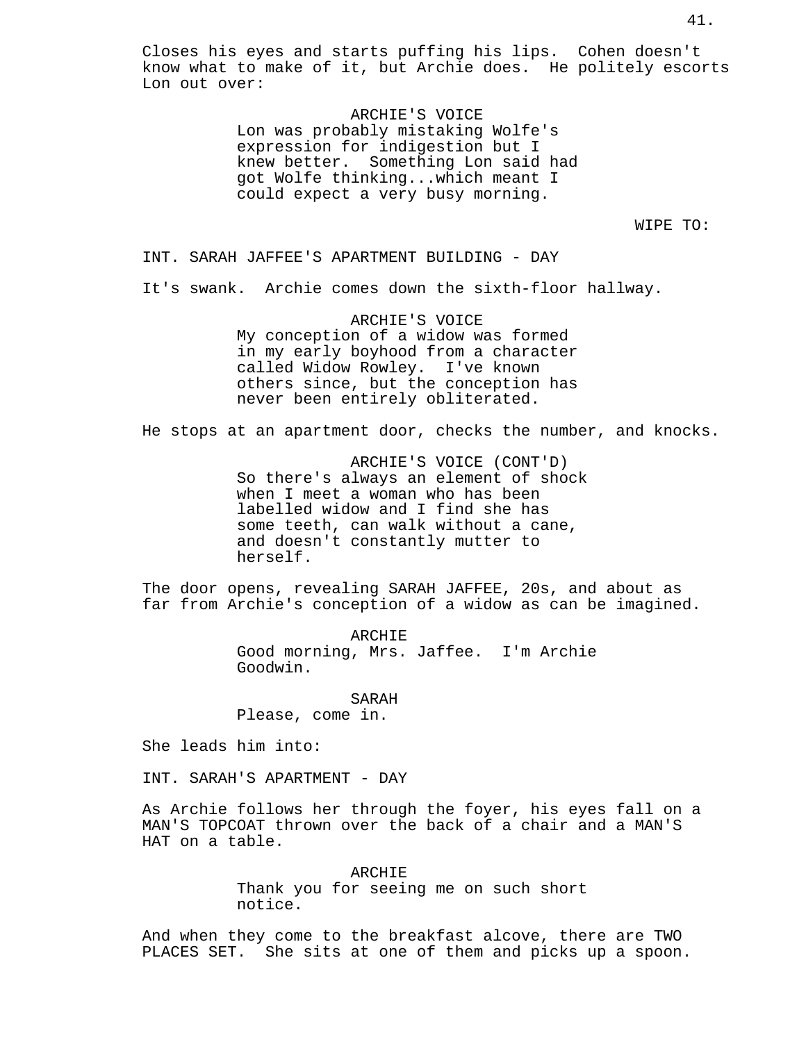Closes his eyes and starts puffing his lips.  Cohen doesn't know what to make of it, but Archie does.  He politely escorts Lon out over:

ARCHIE'S VOICE
Lon was probably mistaking Wolfe's expression for indigestion but I knew better.  Something Lon said had got Wolfe thinking...which meant I could expect a very busy morning.

WIPE TO:

INT. SARAH JAFFEE'S APARTMENT BUILDING - DAY

It's swank.  Archie comes down the sixth-floor hallway.

ARCHIE'S VOICE
My conception of a widow was formed in my early boyhood from a character called Widow Rowley.  I've known others since, but the conception has never been entirely obliterated.

He stops at an apartment door, checks the number, and knocks.

ARCHIE'S VOICE (CONT'D)
So there's always an element of shock when I meet a woman who has been labelled widow and I find she has some teeth, can walk without a cane, and doesn't constantly mutter to herself.

The door opens, revealing SARAH JAFFEE, 20s, and about as far from Archie's conception of a widow as can be imagined.

ARCHIE
Good morning, Mrs. Jaffee.  I'm Archie Goodwin.

SARAH
Please, come in.

She leads him into:

INT. SARAH'S APARTMENT - DAY

As Archie follows her through the foyer, his eyes fall on a MAN'S TOPCOAT thrown over the back of a chair and a MAN'S HAT on a table.

ARCHIE
Thank you for seeing me on such short notice.

And when they come to the breakfast alcove, there are TWO PLACES SET.  She sits at one of them and picks up a spoon.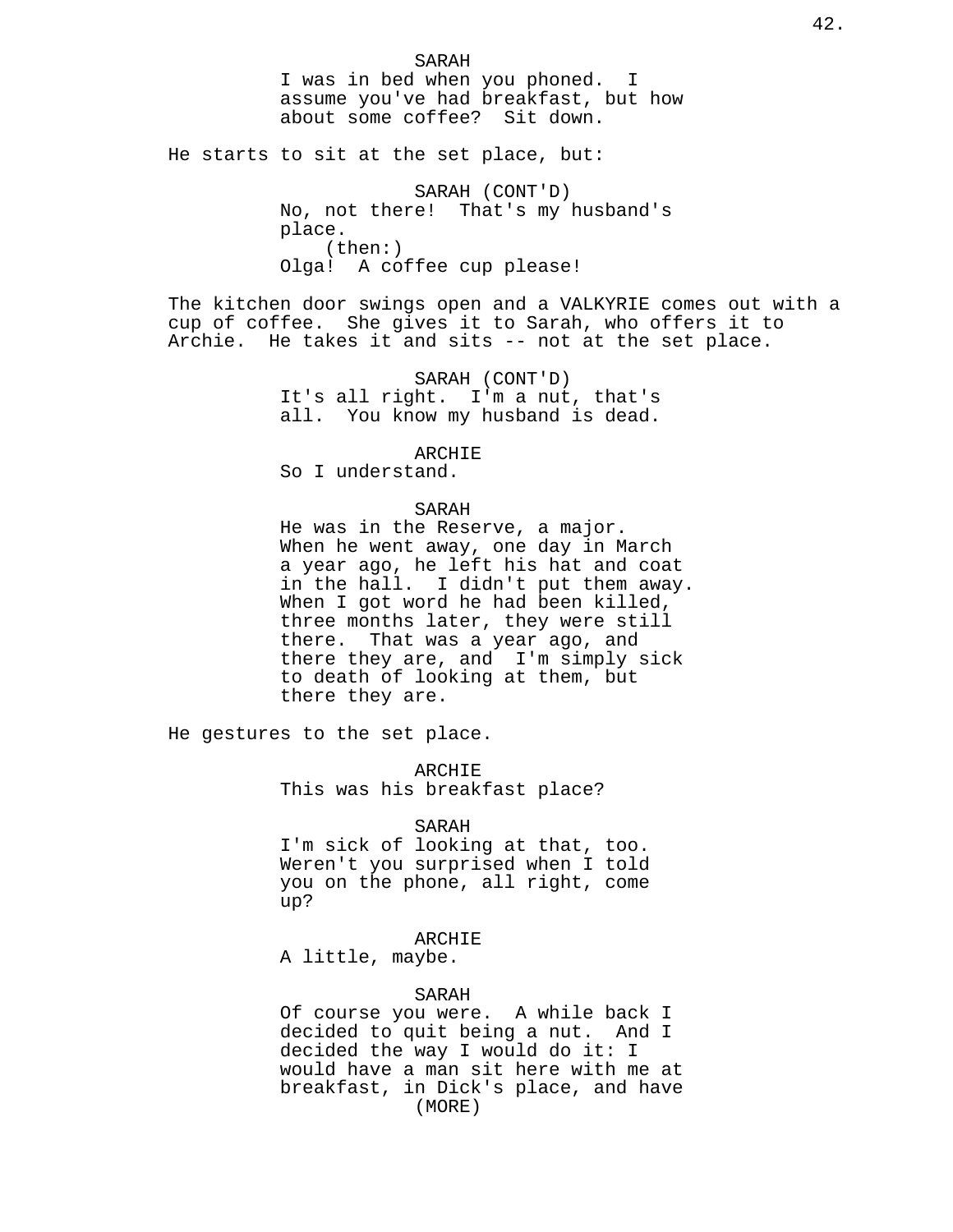SARAH
I was in bed when you phoned. I assume you've had breakfast, but how about some coffee? Sit down.

He starts to sit at the set place, but:

SARAH (CONT'D)
No, not there! That's my husband's place.
(then:)
Olga! A coffee cup please!

The kitchen door swings open and a VALKYRIE comes out with a cup of coffee. She gives it to Sarah, who offers it to Archie. He takes it and sits -- not at the set place.

SARAH (CONT'D)
It's all right. I'm a nut, that's all. You know my husband is dead.

ARCHIE
So I understand.

SARAH
He was in the Reserve, a major. When he went away, one day in March a year ago, he left his hat and coat in the hall. I didn't put them away. When I got word he had been killed, three months later, they were still there. That was a year ago, and there they are, and I'm simply sick to death of looking at them, but there they are.

He gestures to the set place.

ARCHIE
This was his breakfast place?

SARAH
I'm sick of looking at that, too. Weren't you surprised when I told you on the phone, all right, come up?

ARCHIE
A little, maybe.

SARAH
Of course you were. A while back I decided to quit being a nut. And I decided the way I would do it: I would have a man sit here with me at breakfast, in Dick's place, and have
(MORE)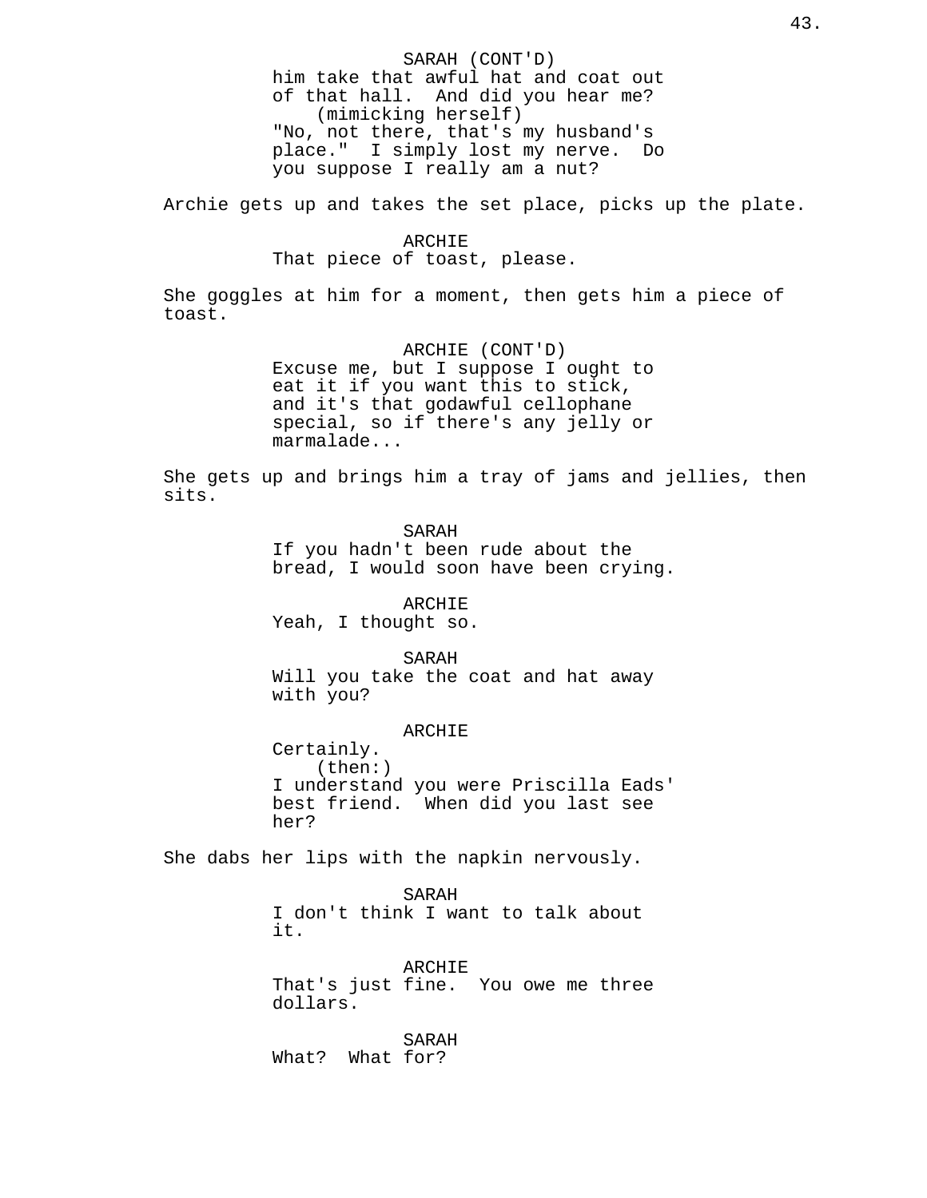SARAH (CONT'D)
him take that awful hat and coat out of that hall. And did you hear me?
(mimicking herself)
"No, not there, that's my husband's place." I simply lost my nerve. Do you suppose I really am a nut?

Archie gets up and takes the set place, picks up the plate.

ARCHIE
That piece of toast, please.

She goggles at him for a moment, then gets him a piece of toast.

ARCHIE (CONT'D)
Excuse me, but I suppose I ought to eat it if you want this to stick, and it's that godawful cellophane special, so if there's any jelly or marmalade...

She gets up and brings him a tray of jams and jellies, then sits.

SARAH
If you hadn't been rude about the bread, I would soon have been crying.

ARCHIE
Yeah, I thought so.

SARAH
Will you take the coat and hat away with you?

ARCHIE
Certainly.
(then:)
I understand you were Priscilla Eads' best friend. When did you last see her?

She dabs her lips with the napkin nervously.

SARAH
I don't think I want to talk about it.

ARCHIE
That's just fine. You owe me three dollars.

SARAH
What? What for?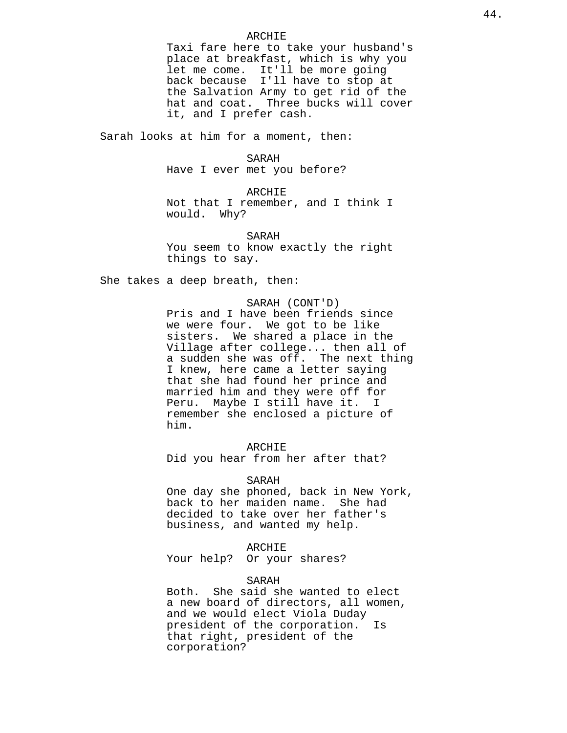ARCHIE
Taxi fare here to take your husband's place at breakfast, which is why you let me come. It'll be more going back because I'll have to stop at the Salvation Army to get rid of the hat and coat. Three bucks will cover it, and I prefer cash.

Sarah looks at him for a moment, then:

SARAH
Have I ever met you before?

ARCHIE
Not that I remember, and I think I would. Why?

SARAH
You seem to know exactly the right things to say.

She takes a deep breath, then:

SARAH (CONT'D)
Pris and I have been friends since we were four. We got to be like sisters. We shared a place in the Village after college... then all of a sudden she was off. The next thing I knew, here came a letter saying that she had found her prince and married him and they were off for Peru. Maybe I still have it. I remember she enclosed a picture of him.

ARCHIE
Did you hear from her after that?

SARAH
One day she phoned, back in New York, back to her maiden name. She had decided to take over her father's business, and wanted my help.

ARCHIE
Your help? Or your shares?

SARAH
Both. She said she wanted to elect a new board of directors, all women, and we would elect Viola Duday president of the corporation. Is that right, president of the corporation?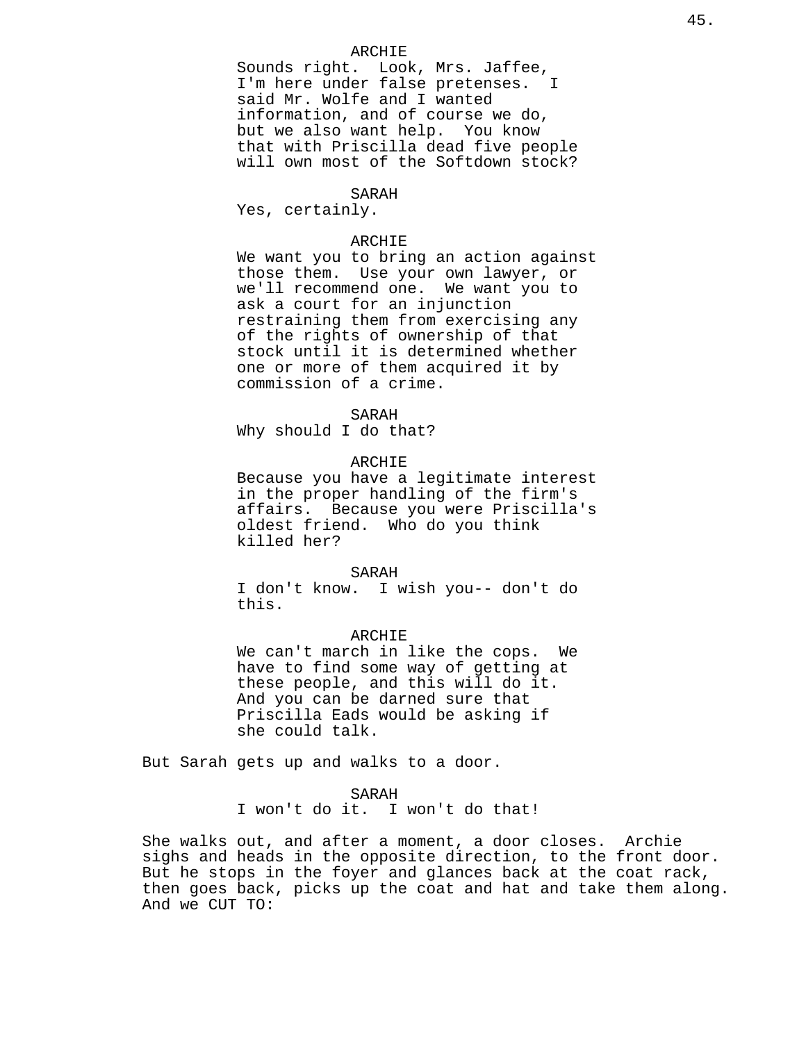ARCHIE
Sounds right. Look, Mrs. Jaffee, I'm here under false pretenses. I said Mr. Wolfe and I wanted information, and of course we do, but we also want help. You know that with Priscilla dead five people will own most of the Softdown stock?

SARAH
Yes, certainly.

ARCHIE
We want you to bring an action against those them. Use your own lawyer, or we'll recommend one. We want you to ask a court for an injunction restraining them from exercising any of the rights of ownership of that stock until it is determined whether one or more of them acquired it by commission of a crime.

SARAH
Why should I do that?

ARCHIE
Because you have a legitimate interest in the proper handling of the firm's affairs. Because you were Priscilla's oldest friend. Who do you think killed her?

SARAH
I don't know. I wish you-- don't do this.

ARCHIE
We can't march in like the cops. We have to find some way of getting at these people, and this will do it. And you can be darned sure that Priscilla Eads would be asking if she could talk.

But Sarah gets up and walks to a door.

SARAH
I won't do it. I won't do that!

She walks out, and after a moment, a door closes. Archie sighs and heads in the opposite direction, to the front door. But he stops in the foyer and glances back at the coat rack, then goes back, picks up the coat and hat and take them along. And we CUT TO: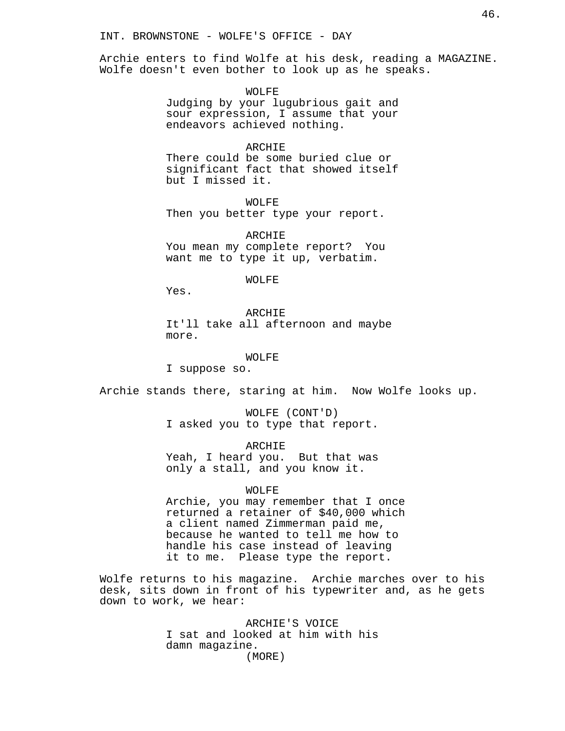INT. BROWNSTONE - WOLFE'S OFFICE - DAY

Archie enters to find Wolfe at his desk, reading a MAGAZINE. Wolfe doesn't even bother to look up as he speaks.

WOLFE
Judging by your lugubrious gait and sour expression, I assume that your endeavors achieved nothing.

ARCHIE
There could be some buried clue or significant fact that showed itself but I missed it.

WOLFE
Then you better type your report.

ARCHIE
You mean my complete report? You want me to type it up, verbatim.

WOLFE
Yes.

ARCHIE
It'll take all afternoon and maybe more.

WOLFE
I suppose so.

Archie stands there, staring at him. Now Wolfe looks up.

WOLFE (CONT'D)
I asked you to type that report.

ARCHIE
Yeah, I heard you. But that was only a stall, and you know it.

WOLFE
Archie, you may remember that I once returned a retainer of $40,000 which a client named Zimmerman paid me, because he wanted to tell me how to handle his case instead of leaving it to me. Please type the report.

Wolfe returns to his magazine. Archie marches over to his desk, sits down in front of his typewriter and, as he gets down to work, we hear:

ARCHIE'S VOICE
I sat and looked at him with his damn magazine.
(MORE)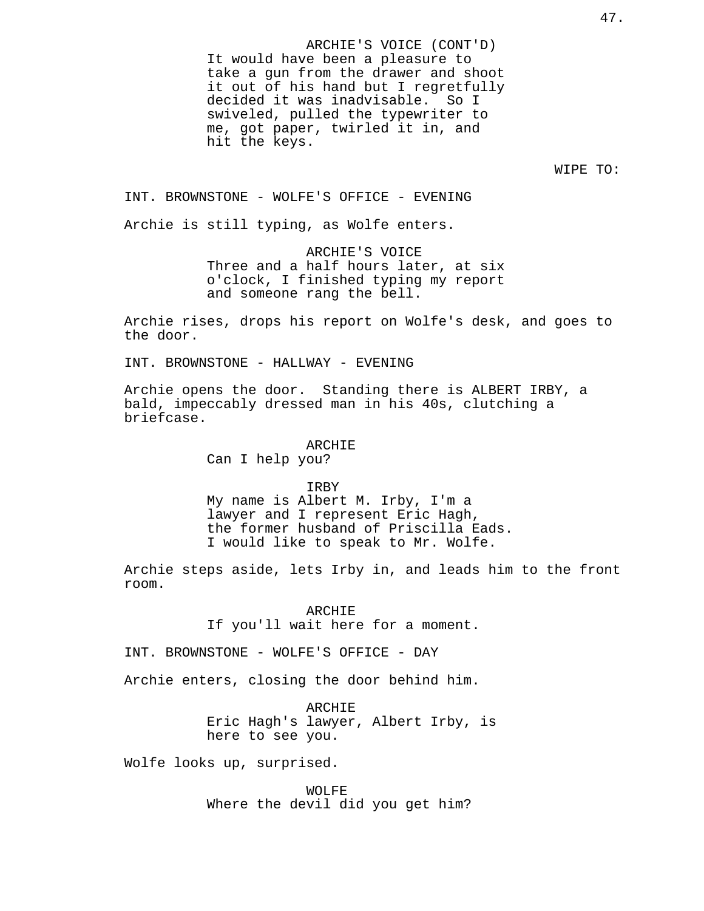ARCHIE'S VOICE (CONT'D)
It would have been a pleasure to take a gun from the drawer and shoot it out of his hand but I regretfully decided it was inadvisable. So I swiveled, pulled the typewriter to me, got paper, twirled it in, and hit the keys.

WIPE TO:

INT. BROWNSTONE - WOLFE'S OFFICE - EVENING

Archie is still typing, as Wolfe enters.

ARCHIE'S VOICE
Three and a half hours later, at six o'clock, I finished typing my report and someone rang the bell.

Archie rises, drops his report on Wolfe's desk, and goes to the door.

INT. BROWNSTONE - HALLWAY - EVENING

Archie opens the door. Standing there is ALBERT IRBY, a bald, impeccably dressed man in his 40s, clutching a briefcase.

ARCHIE
Can I help you?

IRBY
My name is Albert M. Irby, I'm a lawyer and I represent Eric Hagh, the former husband of Priscilla Eads. I would like to speak to Mr. Wolfe.

Archie steps aside, lets Irby in, and leads him to the front room.

ARCHIE
If you'll wait here for a moment.

INT. BROWNSTONE - WOLFE'S OFFICE - DAY

Archie enters, closing the door behind him.

ARCHIE
Eric Hagh's lawyer, Albert Irby, is here to see you.

Wolfe looks up, surprised.

WOLFE
Where the devil did you get him?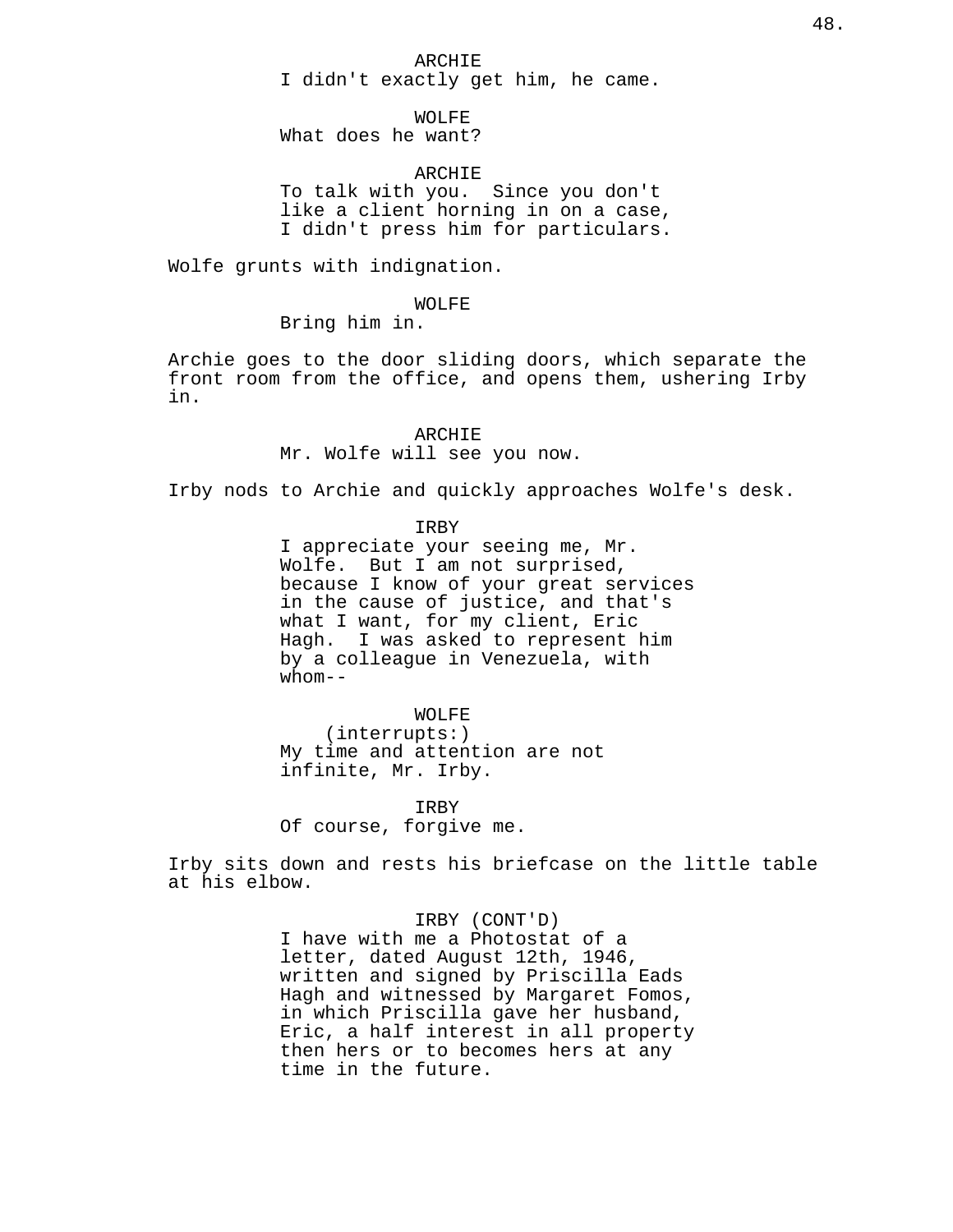ARCHIE
I didn't exactly get him, he came.

WOLFE
What does he want?

ARCHIE
To talk with you. Since you don't like a client horning in on a case, I didn't press him for particulars.

Wolfe grunts with indignation.

WOLFE
Bring him in.

Archie goes to the door sliding doors, which separate the front room from the office, and opens them, ushering Irby in.

ARCHIE
Mr. Wolfe will see you now.

Irby nods to Archie and quickly approaches Wolfe's desk.

IRBY
I appreciate your seeing me, Mr. Wolfe. But I am not surprised, because I know of your great services in the cause of justice, and that's what I want, for my client, Eric Hagh. I was asked to represent him by a colleague in Venezuela, with whom--

WOLFE
(interrupts:)
My time and attention are not infinite, Mr. Irby.

IRBY
Of course, forgive me.

Irby sits down and rests his briefcase on the little table at his elbow.

IRBY (CONT'D)
I have with me a Photostat of a letter, dated August 12th, 1946, written and signed by Priscilla Eads Hagh and witnessed by Margaret Fomos, in which Priscilla gave her husband, Eric, a half interest in all property then hers or to becomes hers at any time in the future.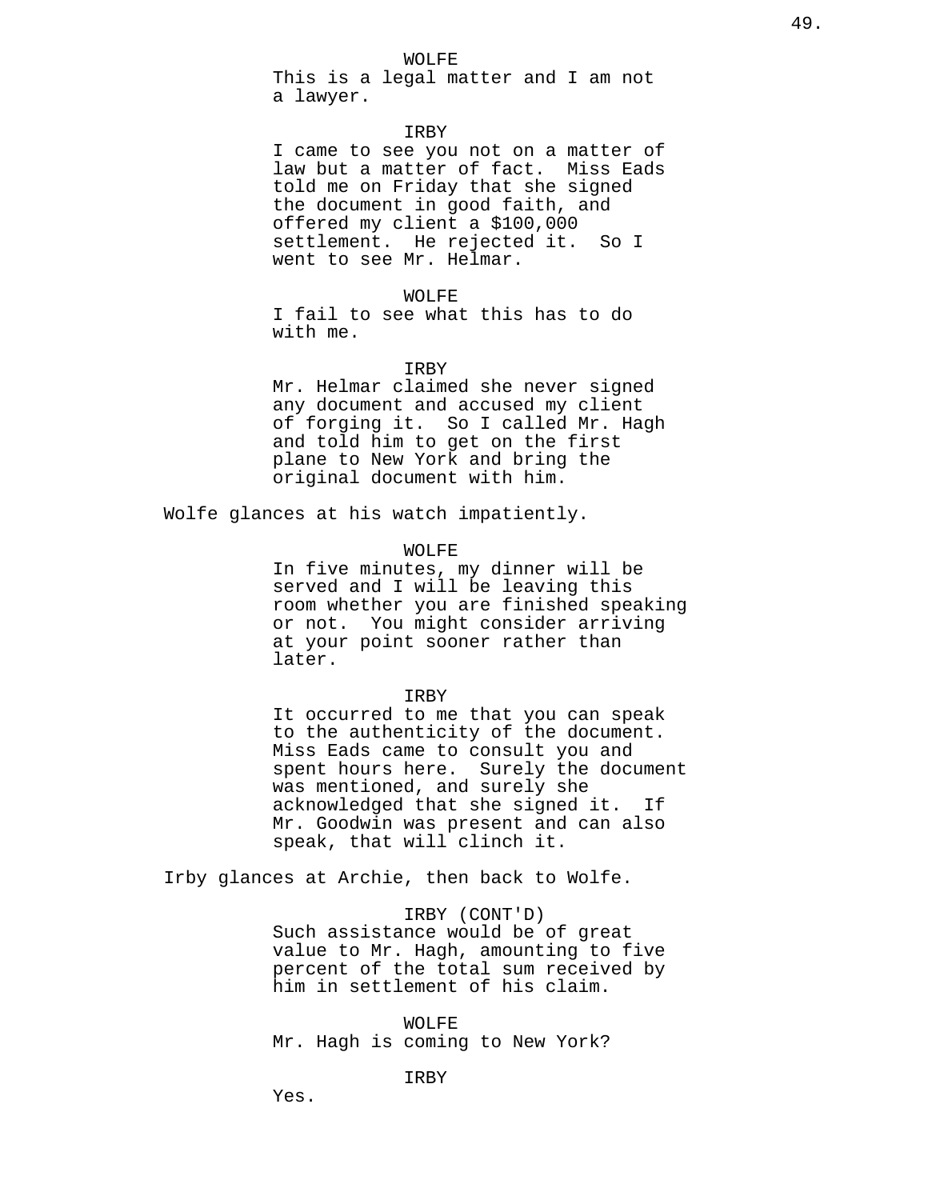WOLFE
This is a legal matter and I am not a lawyer.

IRBY
I came to see you not on a matter of law but a matter of fact. Miss Eads told me on Friday that she signed the document in good faith, and offered my client a $100,000 settlement. He rejected it. So I went to see Mr. Helmar.

WOLFE
I fail to see what this has to do with me.

IRBY
Mr. Helmar claimed she never signed any document and accused my client of forging it. So I called Mr. Hagh and told him to get on the first plane to New York and bring the original document with him.

Wolfe glances at his watch impatiently.

WOLFE
In five minutes, my dinner will be served and I will be leaving this room whether you are finished speaking or not. You might consider arriving at your point sooner rather than later.

IRBY
It occurred to me that you can speak to the authenticity of the document. Miss Eads came to consult you and spent hours here. Surely the document was mentioned, and surely she acknowledged that she signed it. If Mr. Goodwin was present and can also speak, that will clinch it.

Irby glances at Archie, then back to Wolfe.

IRBY (CONT'D)
Such assistance would be of great value to Mr. Hagh, amounting to five percent of the total sum received by him in settlement of his claim.

WOLFE
Mr. Hagh is coming to New York?

IRBY
Yes.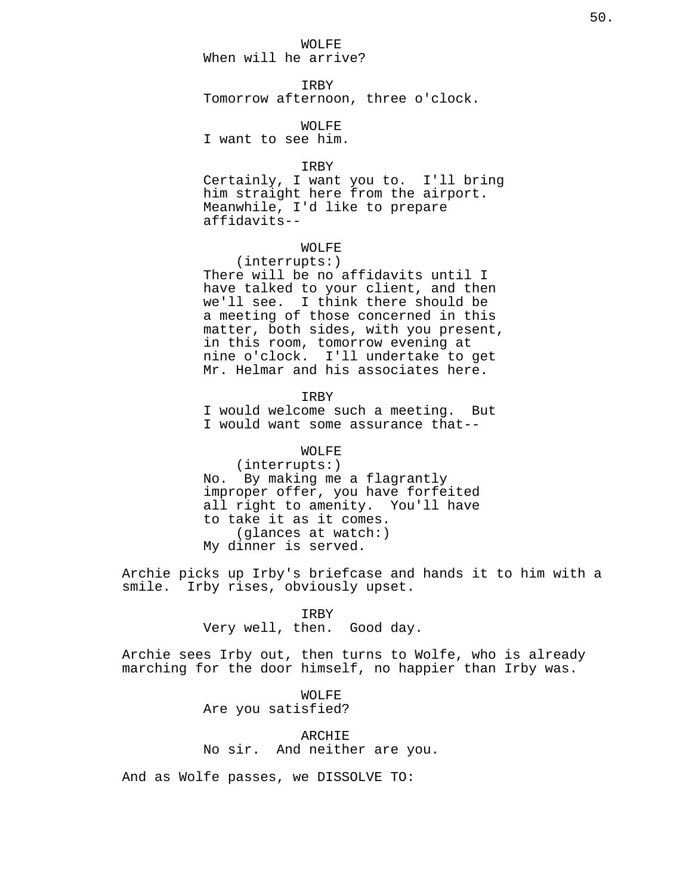WOLFE
When will he arrive?

IRBY
Tomorrow afternoon, three o'clock.

WOLFE
I want to see him.

IRBY
Certainly, I want you to. I'll bring him straight here from the airport. Meanwhile, I'd like to prepare affidavits--

WOLFE
(interrupts:)
There will be no affidavits until I have talked to your client, and then we'll see. I think there should be a meeting of those concerned in this matter, both sides, with you present, in this room, tomorrow evening at nine o'clock. I'll undertake to get Mr. Helmar and his associates here.

IRBY
I would welcome such a meeting. But I would want some assurance that--

WOLFE
(interrupts:)
No. By making me a flagrantly improper offer, you have forfeited all right to amenity. You'll have to take it as it comes.
(glances at watch:)
My dinner is served.

Archie picks up Irby's briefcase and hands it to him with a smile. Irby rises, obviously upset.

IRBY
Very well, then. Good day.

Archie sees Irby out, then turns to Wolfe, who is already marching for the door himself, no happier than Irby was.

WOLFE
Are you satisfied?

ARCHIE
No sir. And neither are you.

And as Wolfe passes, we DISSOLVE TO: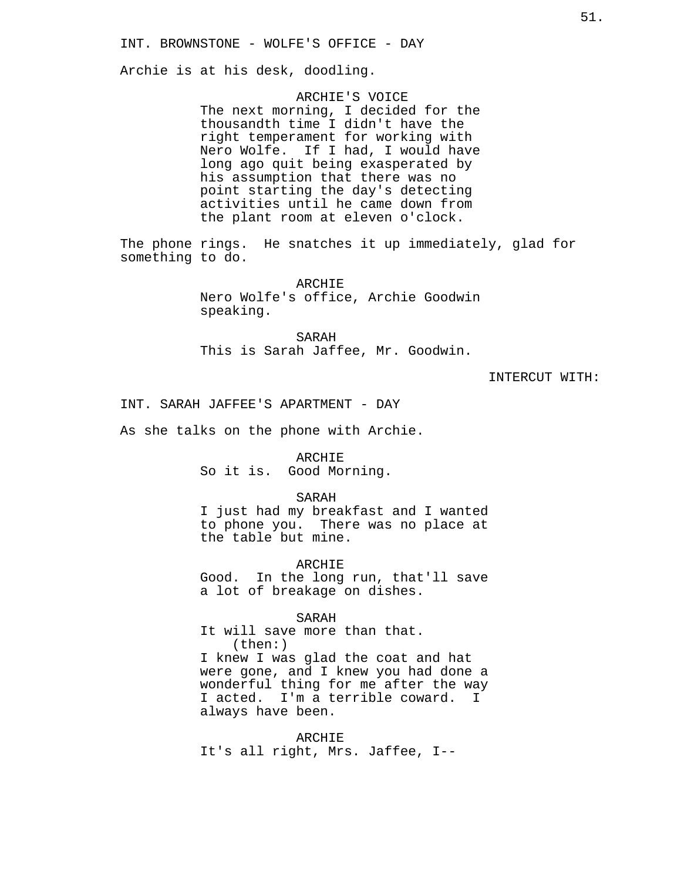INT. BROWNSTONE - WOLFE'S OFFICE - DAY

Archie is at his desk, doodling.

ARCHIE'S VOICE
The next morning, I decided for the thousandth time I didn't have the right temperament for working with Nero Wolfe. If I had, I would have long ago quit being exasperated by his assumption that there was no point starting the day's detecting activities until he came down from the plant room at eleven o'clock.

The phone rings. He snatches it up immediately, glad for something to do.

ARCHIE
Nero Wolfe's office, Archie Goodwin speaking.

SARAH
This is Sarah Jaffee, Mr. Goodwin.

INTERCUT WITH:

INT. SARAH JAFFEE'S APARTMENT - DAY

As she talks on the phone with Archie.

ARCHIE
So it is. Good Morning.

SARAH
I just had my breakfast and I wanted to phone you. There was no place at the table but mine.

ARCHIE
Good. In the long run, that'll save a lot of breakage on dishes.

SARAH
It will save more than that.
(then:)
I knew I was glad the coat and hat were gone, and I knew you had done a wonderful thing for me after the way I acted. I'm a terrible coward. I always have been.

ARCHIE
It's all right, Mrs. Jaffee, I--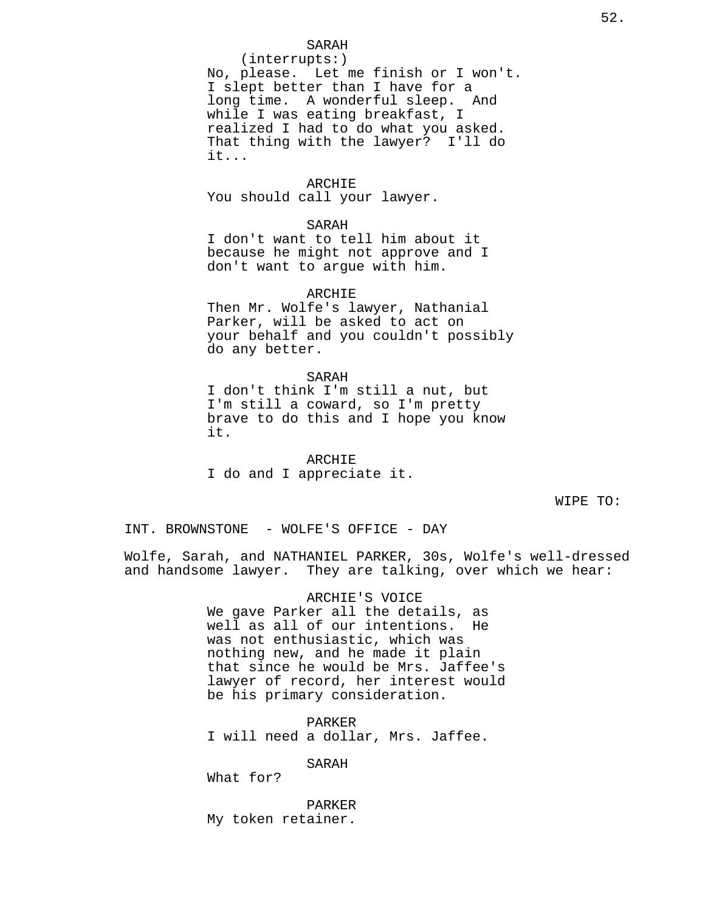SARAH
(interrupts:)
No, please. Let me finish or I won't. I slept better than I have for a long time. A wonderful sleep. And while I was eating breakfast, I realized I had to do what you asked. That thing with the lawyer? I'll do it...

ARCHIE
You should call your lawyer.

SARAH
I don't want to tell him about it because he might not approve and I don't want to argue with him.

ARCHIE
Then Mr. Wolfe's lawyer, Nathanial Parker, will be asked to act on your behalf and you couldn't possibly do any better.

SARAH
I don't think I'm still a nut, but I'm still a coward, so I'm pretty brave to do this and I hope you know it.

ARCHIE
I do and I appreciate it.

WIPE TO:

INT. BROWNSTONE - WOLFE'S OFFICE - DAY

Wolfe, Sarah, and NATHANIEL PARKER, 30s, Wolfe's well-dressed and handsome lawyer. They are talking, over which we hear:

ARCHIE'S VOICE
We gave Parker all the details, as well as all of our intentions. He was not enthusiastic, which was nothing new, and he made it plain that since he would be Mrs. Jaffee's lawyer of record, her interest would be his primary consideration.

PARKER
I will need a dollar, Mrs. Jaffee.

SARAH
What for?

PARKER
My token retainer.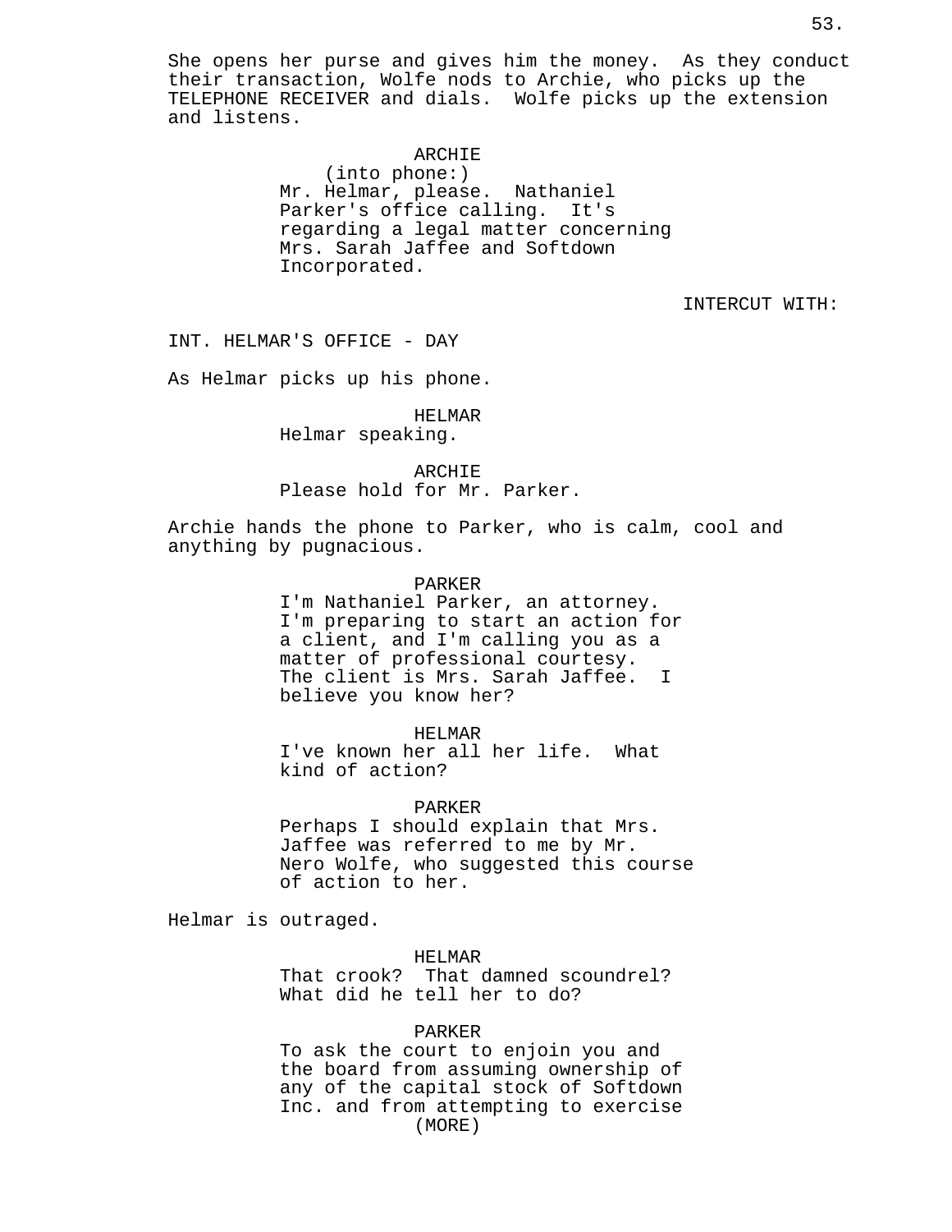She opens her purse and gives him the money. As they conduct their transaction, Wolfe nods to Archie, who picks up the TELEPHONE RECEIVER and dials. Wolfe picks up the extension and listens.

ARCHIE
(into phone:)
Mr. Helmar, please. Nathaniel Parker's office calling. It's regarding a legal matter concerning Mrs. Sarah Jaffee and Softdown Incorporated.

INTERCUT WITH:

INT. HELMAR'S OFFICE - DAY

As Helmar picks up his phone.

HELMAR
Helmar speaking.

ARCHIE
Please hold for Mr. Parker.

Archie hands the phone to Parker, who is calm, cool and anything by pugnacious.

PARKER
I'm Nathaniel Parker, an attorney. I'm preparing to start an action for a client, and I'm calling you as a matter of professional courtesy. The client is Mrs. Sarah Jaffee. I believe you know her?

HELMAR
I've known her all her life. What kind of action?

PARKER
Perhaps I should explain that Mrs. Jaffee was referred to me by Mr. Nero Wolfe, who suggested this course of action to her.

Helmar is outraged.

HELMAR
That crook? That damned scoundrel? What did he tell her to do?

PARKER
To ask the court to enjoin you and the board from assuming ownership of any of the capital stock of Softdown Inc. and from attempting to exercise
(MORE)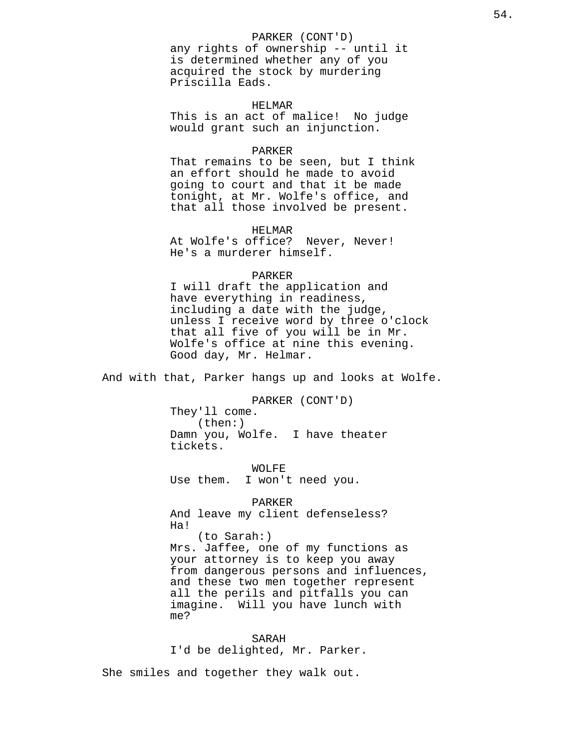PARKER (CONT'D)
any rights of ownership -- until it is determined whether any of you acquired the stock by murdering Priscilla Eads.

HELMAR
This is an act of malice! No judge would grant such an injunction.

PARKER
That remains to be seen, but I think an effort should he made to avoid going to court and that it be made tonight, at Mr. Wolfe's office, and that all those involved be present.

HELMAR
At Wolfe's office? Never, Never! He's a murderer himself.

PARKER
I will draft the application and have everything in readiness, including a date with the judge, unless I receive word by three o'clock that all five of you will be in Mr. Wolfe's office at nine this evening. Good day, Mr. Helmar.

And with that, Parker hangs up and looks at Wolfe.

PARKER (CONT'D)
They'll come.
(then:)
Damn you, Wolfe. I have theater tickets.

WOLFE
Use them. I won't need you.

PARKER
And leave my client defenseless? Ha!
(to Sarah:)
Mrs. Jaffee, one of my functions as your attorney is to keep you away from dangerous persons and influences, and these two men together represent all the perils and pitfalls you can imagine. Will you have lunch with me?

SARAH
I'd be delighted, Mr. Parker.

She smiles and together they walk out.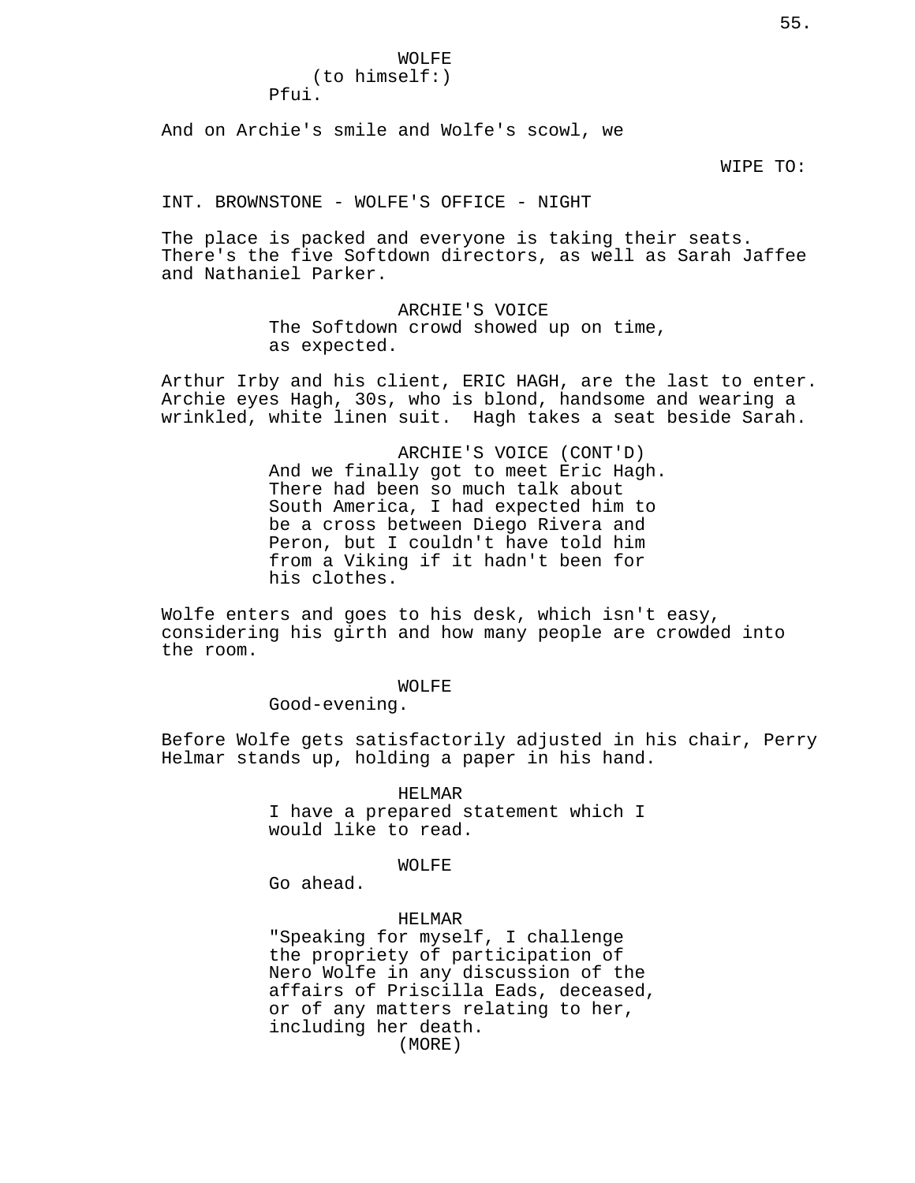WOLFE
(to himself:)
Pfui.

And on Archie's smile and Wolfe's scowl, we

WIPE TO:

INT. BROWNSTONE - WOLFE'S OFFICE - NIGHT

The place is packed and everyone is taking their seats. There's the five Softdown directors, as well as Sarah Jaffee and Nathaniel Parker.

ARCHIE'S VOICE
The Softdown crowd showed up on time, as expected.

Arthur Irby and his client, ERIC HAGH, are the last to enter. Archie eyes Hagh, 30s, who is blond, handsome and wearing a wrinkled, white linen suit. Hagh takes a seat beside Sarah.

ARCHIE'S VOICE (CONT'D)
And we finally got to meet Eric Hagh. There had been so much talk about South America, I had expected him to be a cross between Diego Rivera and Peron, but I couldn't have told him from a Viking if it hadn't been for his clothes.

Wolfe enters and goes to his desk, which isn't easy, considering his girth and how many people are crowded into the room.

WOLFE
Good-evening.

Before Wolfe gets satisfactorily adjusted in his chair, Perry Helmar stands up, holding a paper in his hand.

HELMAR
I have a prepared statement which I would like to read.

WOLFE
Go ahead.

HELMAR
"Speaking for myself, I challenge the propriety of participation of Nero Wolfe in any discussion of the affairs of Priscilla Eads, deceased, or of any matters relating to her, including her death.
(MORE)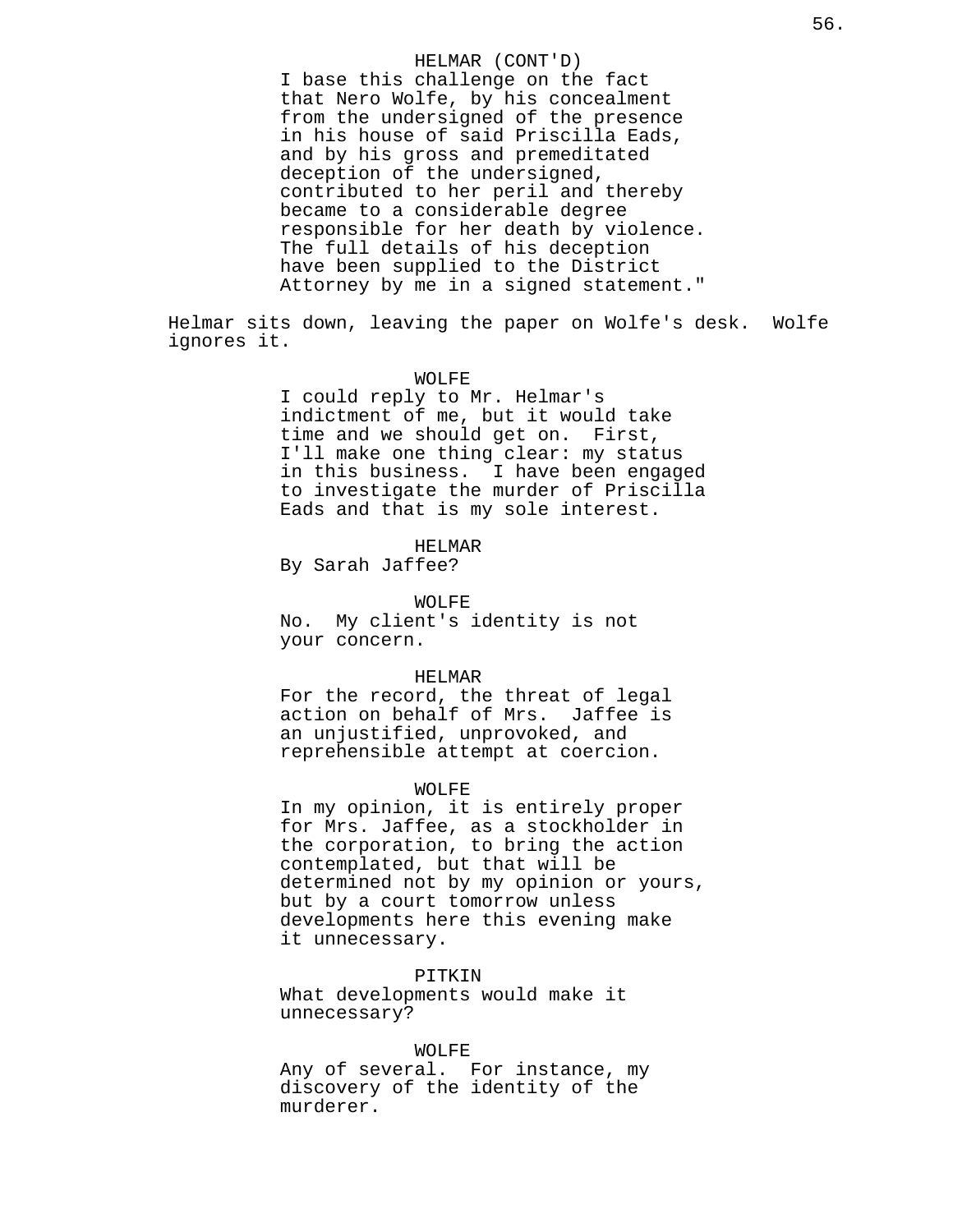HELMAR (CONT'D)
I base this challenge on the fact that Nero Wolfe, by his concealment from the undersigned of the presence in his house of said Priscilla Eads, and by his gross and premeditated deception of the undersigned, contributed to her peril and thereby became to a considerable degree responsible for her death by violence. The full details of his deception have been supplied to the District Attorney by me in a signed statement."

Helmar sits down, leaving the paper on Wolfe's desk. Wolfe ignores it.

WOLFE
I could reply to Mr. Helmar's indictment of me, but it would take time and we should get on. First, I'll make one thing clear: my status in this business. I have been engaged to investigate the murder of Priscilla Eads and that is my sole interest.

HELMAR
By Sarah Jaffee?

WOLFE
No. My client's identity is not your concern.

HELMAR
For the record, the threat of legal action on behalf of Mrs. Jaffee is an unjustified, unprovoked, and reprehensible attempt at coercion.

WOLFE
In my opinion, it is entirely proper for Mrs. Jaffee, as a stockholder in the corporation, to bring the action contemplated, but that will be determined not by my opinion or yours, but by a court tomorrow unless developments here this evening make it unnecessary.

PITKIN
What developments would make it unnecessary?

WOLFE
Any of several. For instance, my discovery of the identity of the murderer.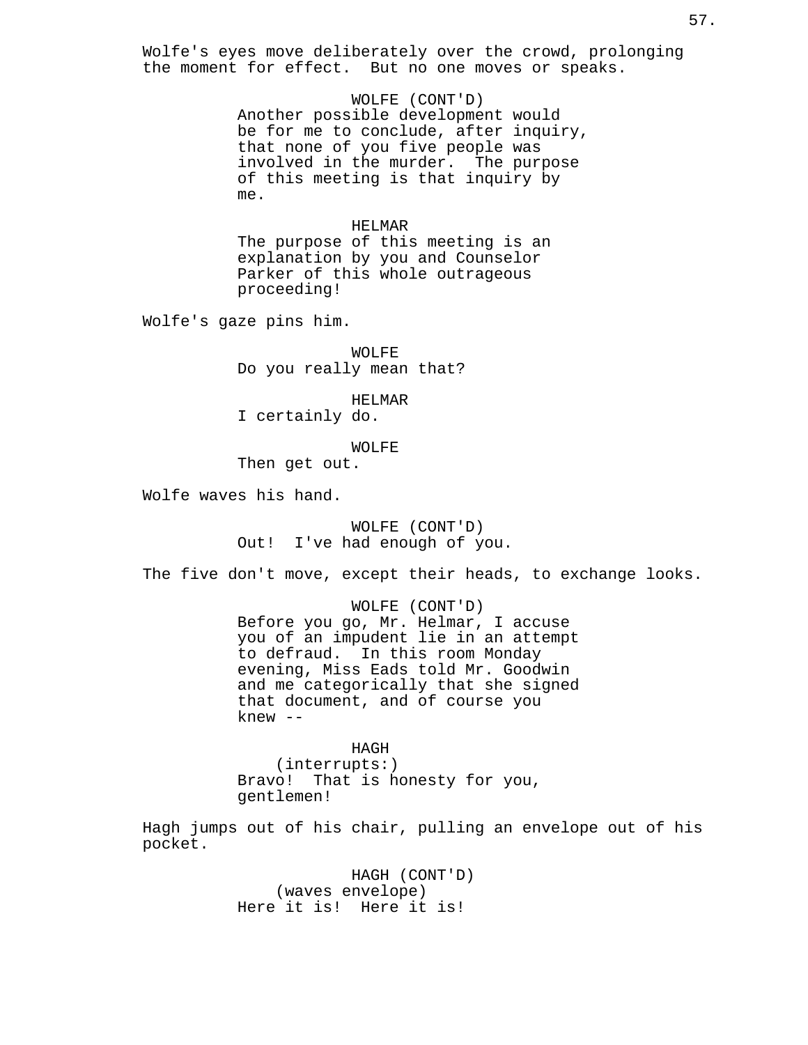Wolfe's eyes move deliberately over the crowd, prolonging the moment for effect. But no one moves or speaks.

WOLFE (CONT'D)
Another possible development would be for me to conclude, after inquiry, that none of you five people was involved in the murder. The purpose of this meeting is that inquiry by me.

HELMAR
The purpose of this meeting is an explanation by you and Counselor Parker of this whole outrageous proceeding!

Wolfe's gaze pins him.

WOLFE
Do you really mean that?

HELMAR
I certainly do.

WOLFE
Then get out.

Wolfe waves his hand.

WOLFE (CONT'D)
Out! I've had enough of you.

The five don't move, except their heads, to exchange looks.

WOLFE (CONT'D)
Before you go, Mr. Helmar, I accuse you of an impudent lie in an attempt to defraud. In this room Monday evening, Miss Eads told Mr. Goodwin and me categorically that she signed that document, and of course you knew --

HAGH
(interrupts:)
Bravo! That is honesty for you, gentlemen!

Hagh jumps out of his chair, pulling an envelope out of his pocket.

HAGH (CONT'D)
(waves envelope)
Here it is! Here it is!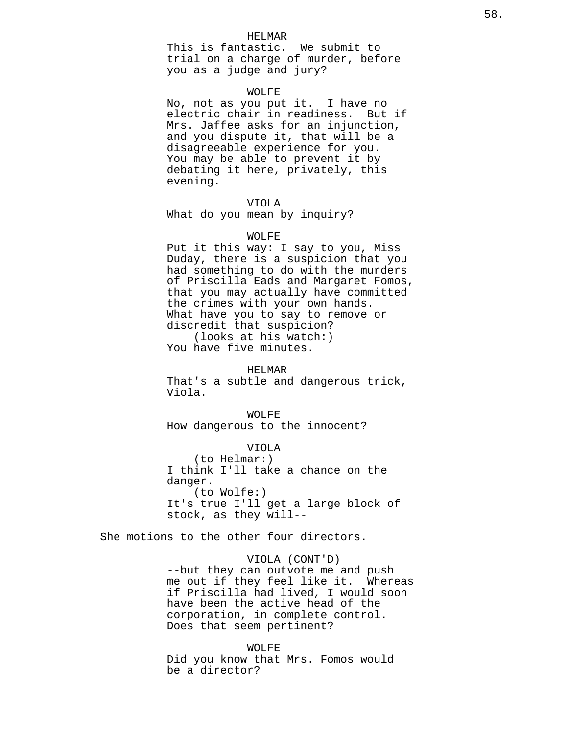HELMAR
This is fantastic. We submit to trial on a charge of murder, before you as a judge and jury?

WOLFE
No, not as you put it. I have no electric chair in readiness. But if Mrs. Jaffee asks for an injunction, and you dispute it, that will be a disagreeable experience for you. You may be able to prevent it by debating it here, privately, this evening.

VIOLA
What do you mean by inquiry?

WOLFE
Put it this way: I say to you, Miss Duday, there is a suspicion that you had something to do with the murders of Priscilla Eads and Margaret Fomos, that you may actually have committed the crimes with your own hands. What have you to say to remove or discredit that suspicion?
(looks at his watch:)
You have five minutes.

HELMAR
That's a subtle and dangerous trick, Viola.

WOLFE
How dangerous to the innocent?

VIOLA
(to Helmar:)
I think I'll take a chance on the danger.
(to Wolfe:)
It's true I'll get a large block of stock, as they will--

She motions to the other four directors.

VIOLA (CONT'D)
--but they can outvote me and push me out if they feel like it. Whereas if Priscilla had lived, I would soon have been the active head of the corporation, in complete control. Does that seem pertinent?

WOLFE
Did you know that Mrs. Fomos would be a director?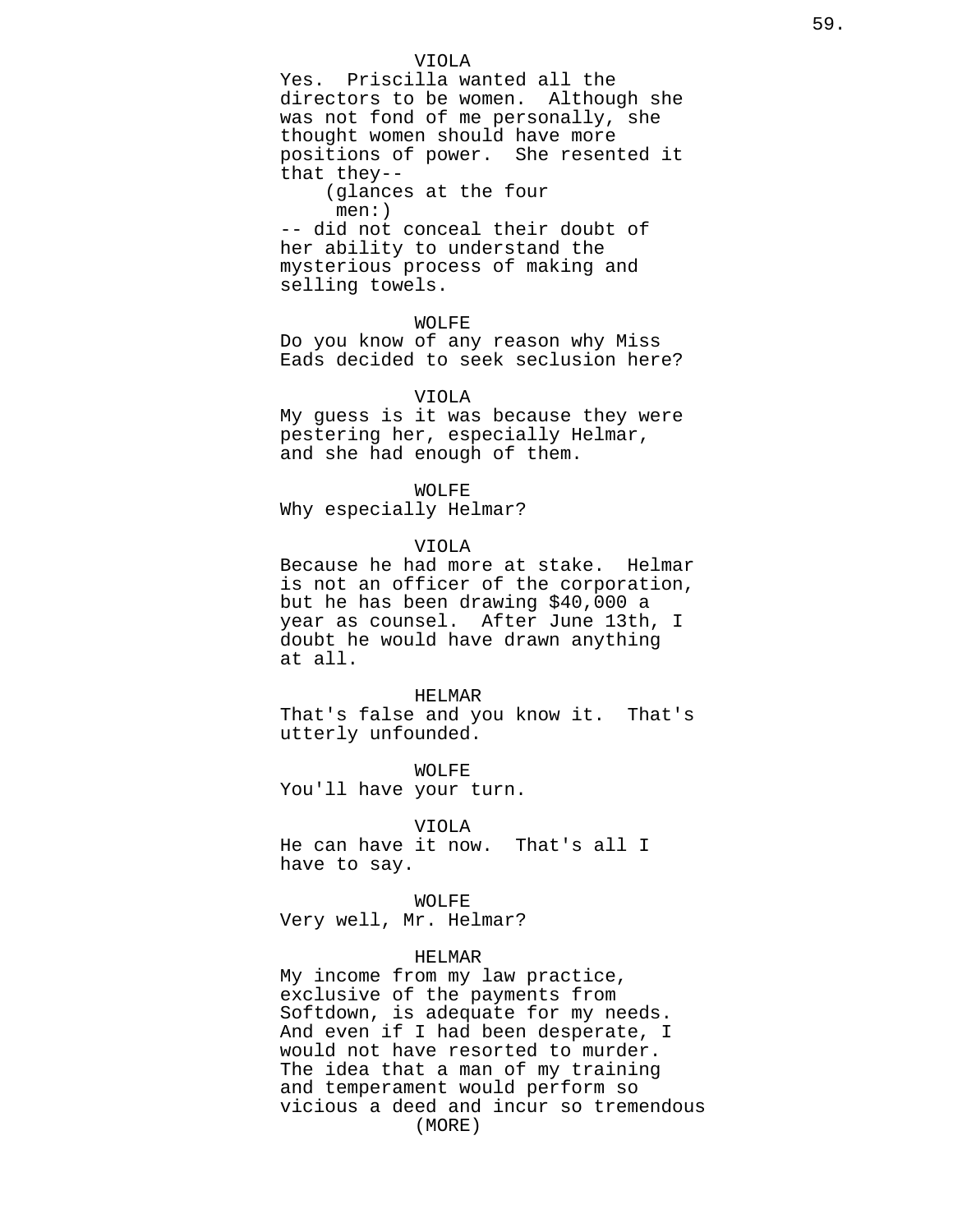VIOLA
Yes. Priscilla wanted all the directors to be women. Although she was not fond of me personally, she thought women should have more positions of power. She resented it that they--
(glances at the four men:)
-- did not conceal their doubt of her ability to understand the mysterious process of making and selling towels.

WOLFE
Do you know of any reason why Miss Eads decided to seek seclusion here?

VIOLA
My guess is it was because they were pestering her, especially Helmar, and she had enough of them.

WOLFE
Why especially Helmar?

VIOLA
Because he had more at stake. Helmar is not an officer of the corporation, but he has been drawing $40,000 a year as counsel. After June 13th, I doubt he would have drawn anything at all.

HELMAR
That's false and you know it. That's utterly unfounded.

WOLFE
You'll have your turn.

VIOLA
He can have it now. That's all I have to say.

WOLFE
Very well, Mr. Helmar?

HELMAR
My income from my law practice, exclusive of the payments from Softdown, is adequate for my needs. And even if I had been desperate, I would not have resorted to murder. The idea that a man of my training and temperament would perform so vicious a deed and incur so tremendous
(MORE)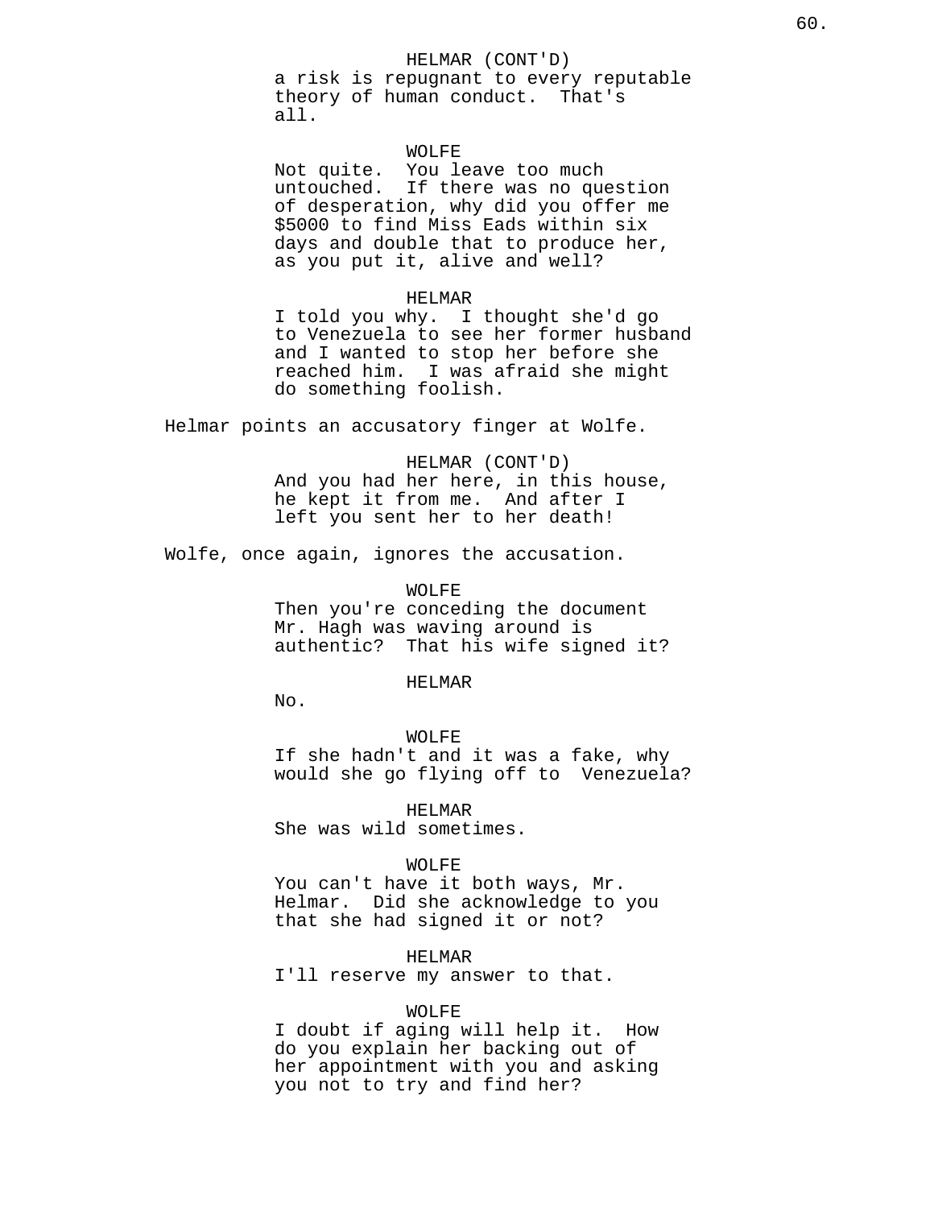HELMAR (CONT'D)
a risk is repugnant to every reputable theory of human conduct. That's all.

WOLFE
Not quite. You leave too much untouched. If there was no question of desperation, why did you offer me $5000 to find Miss Eads within six days and double that to produce her, as you put it, alive and well?

HELMAR
I told you why. I thought she'd go to Venezuela to see her former husband and I wanted to stop her before she reached him. I was afraid she might do something foolish.

Helmar points an accusatory finger at Wolfe.

HELMAR (CONT'D)
And you had her here, in this house, he kept it from me. And after I left you sent her to her death!

Wolfe, once again, ignores the accusation.

WOLFE
Then you're conceding the document Mr. Hagh was waving around is authentic? That his wife signed it?

HELMAR
No.

WOLFE
If she hadn't and it was a fake, why would she go flying off to Venezuela?

HELMAR
She was wild sometimes.

WOLFE
You can't have it both ways, Mr. Helmar. Did she acknowledge to you that she had signed it or not?

HELMAR
I'll reserve my answer to that.

WOLFE
I doubt if aging will help it. How do you explain her backing out of her appointment with you and asking you not to try and find her?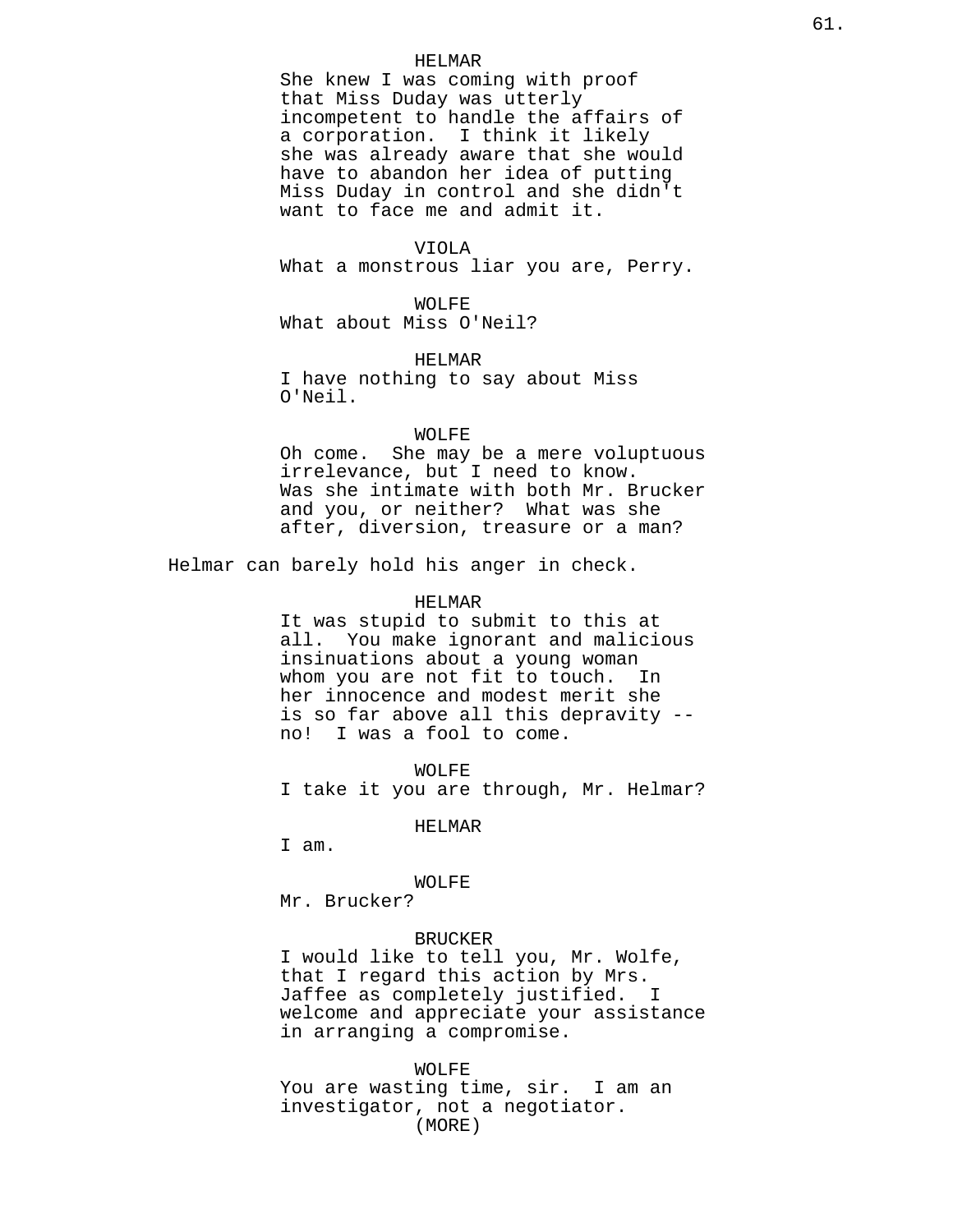HELMAR
She knew I was coming with proof that Miss Duday was utterly incompetent to handle the affairs of a corporation. I think it likely she was already aware that she would have to abandon her idea of putting Miss Duday in control and she didn't want to face me and admit it.

VIOLA
What a monstrous liar you are, Perry.

WOLFE
What about Miss O'Neil?

HELMAR
I have nothing to say about Miss O'Neil.

WOLFE
Oh come. She may be a mere voluptuous irrelevance, but I need to know. Was she intimate with both Mr. Brucker and you, or neither? What was she after, diversion, treasure or a man?

Helmar can barely hold his anger in check.

HELMAR
It was stupid to submit to this at all. You make ignorant and malicious insinuations about a young woman whom you are not fit to touch. In her innocence and modest merit she is so far above all this depravity -- no! I was a fool to come.

WOLFE
I take it you are through, Mr. Helmar?

HELMAR
I am.

WOLFE
Mr. Brucker?

BRUCKER
I would like to tell you, Mr. Wolfe, that I regard this action by Mrs. Jaffee as completely justified. I welcome and appreciate your assistance in arranging a compromise.

WOLFE
You are wasting time, sir. I am an investigator, not a negotiator.
(MORE)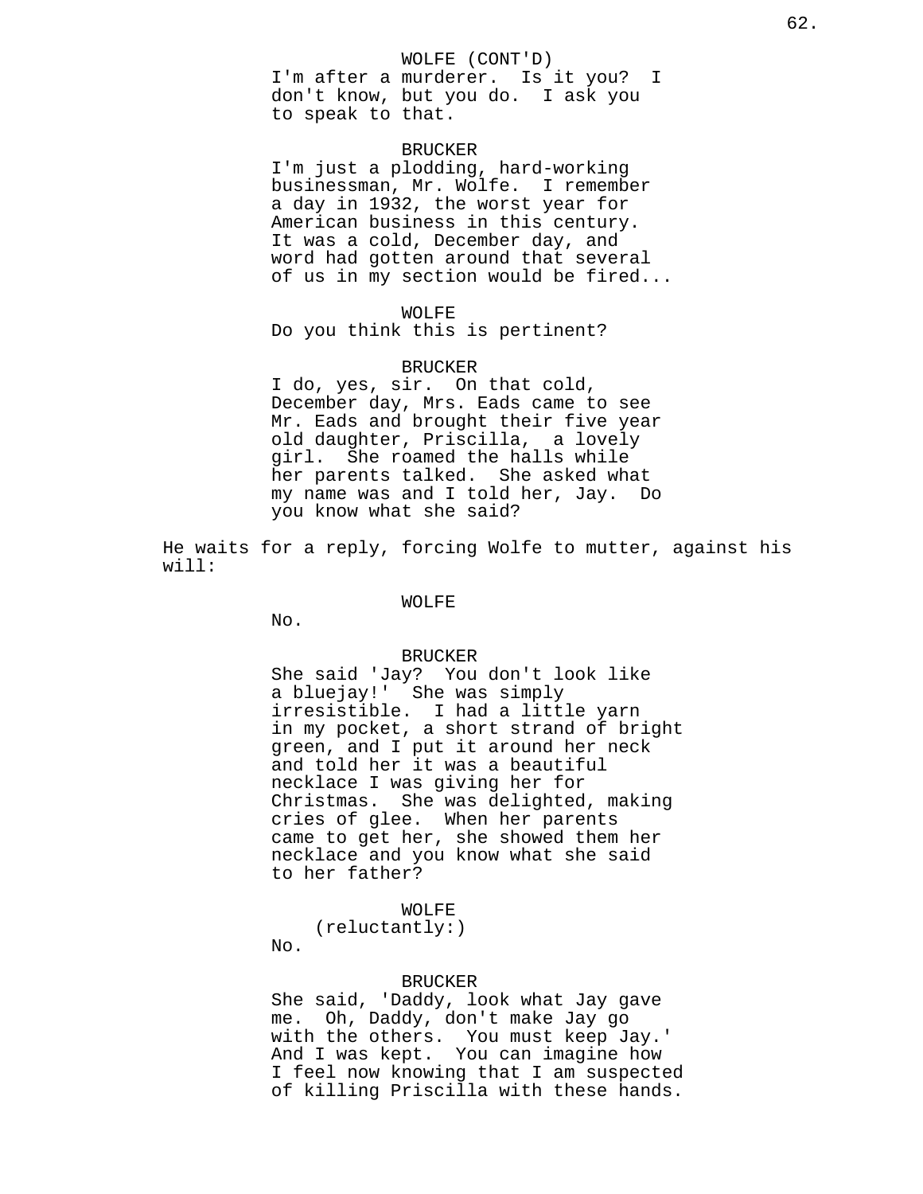WOLFE (CONT'D)
I'm after a murderer. Is it you? I don't know, but you do. I ask you to speak to that.

BRUCKER
I'm just a plodding, hard-working businessman, Mr. Wolfe. I remember a day in 1932, the worst year for American business in this century. It was a cold, December day, and word had gotten around that several of us in my section would be fired...

WOLFE
Do you think this is pertinent?

BRUCKER
I do, yes, sir. On that cold, December day, Mrs. Eads came to see Mr. Eads and brought their five year old daughter, Priscilla, a lovely girl. She roamed the halls while her parents talked. She asked what my name was and I told her, Jay. Do you know what she said?

He waits for a reply, forcing Wolfe to mutter, against his will:

WOLFE
No.

BRUCKER
She said 'Jay? You don't look like a bluejay!' She was simply irresistible. I had a little yarn in my pocket, a short strand of bright green, and I put it around her neck and told her it was a beautiful necklace I was giving her for Christmas. She was delighted, making cries of glee. When her parents came to get her, she showed them her necklace and you know what she said to her father?

WOLFE
(reluctantly:)
No.

BRUCKER
She said, 'Daddy, look what Jay gave me. Oh, Daddy, don't make Jay go with the others. You must keep Jay.' And I was kept. You can imagine how I feel now knowing that I am suspected of killing Priscilla with these hands.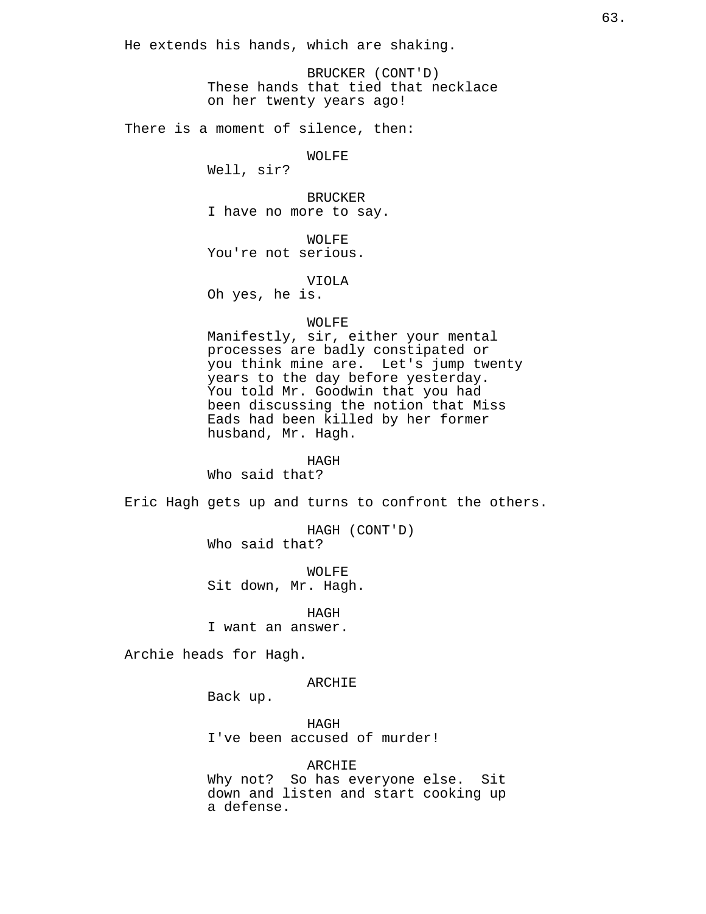He extends his hands, which are shaking.

BRUCKER (CONT'D)
These hands that tied that necklace on her twenty years ago!

There is a moment of silence, then:

WOLFE
Well, sir?

BRUCKER
I have no more to say.

WOLFE
You're not serious.

VIOLA
Oh yes, he is.

WOLFE
Manifestly, sir, either your mental processes are badly constipated or you think mine are. Let's jump twenty years to the day before yesterday. You told Mr. Goodwin that you had been discussing the notion that Miss Eads had been killed by her former husband, Mr. Hagh.

HAGH
Who said that?

Eric Hagh gets up and turns to confront the others.

HAGH (CONT'D)
Who said that?

WOLFE
Sit down, Mr. Hagh.

HAGH
I want an answer.

Archie heads for Hagh.

ARCHIE
Back up.

HAGH
I've been accused of murder!

ARCHIE
Why not? So has everyone else. Sit down and listen and start cooking up a defense.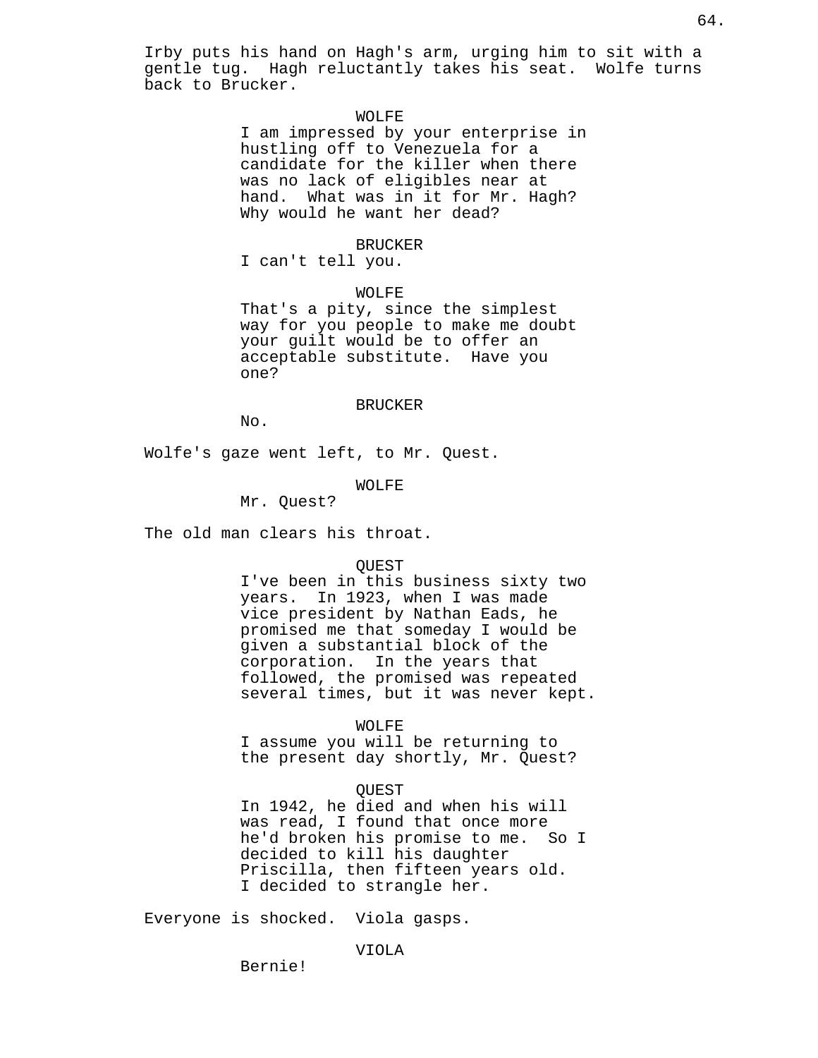Irby puts his hand on Hagh's arm, urging him to sit with a gentle tug. Hagh reluctantly takes his seat. Wolfe turns back to Brucker.

WOLFE

I am impressed by your enterprise in hustling off to Venezuela for a candidate for the killer when there was no lack of eligibles near at hand. What was in it for Mr. Hagh? Why would he want her dead?

BRUCKER

I can't tell you.

WOLFE

That's a pity, since the simplest way for you people to make me doubt your guilt would be to offer an acceptable substitute. Have you one?

BRUCKER

No.

Wolfe's gaze went left, to Mr. Quest.

WOLFE

Mr. Quest?

The old man clears his throat.

QUEST

I've been in this business sixty two years. In 1923, when I was made vice president by Nathan Eads, he promised me that someday I would be given a substantial block of the corporation. In the years that followed, the promised was repeated several times, but it was never kept.

WOLFE

I assume you will be returning to the present day shortly, Mr. Quest?

QUEST

In 1942, he died and when his will was read, I found that once more he'd broken his promise to me. So I decided to kill his daughter Priscilla, then fifteen years old. I decided to strangle her.

Everyone is shocked. Viola gasps.

VIOLA

Bernie!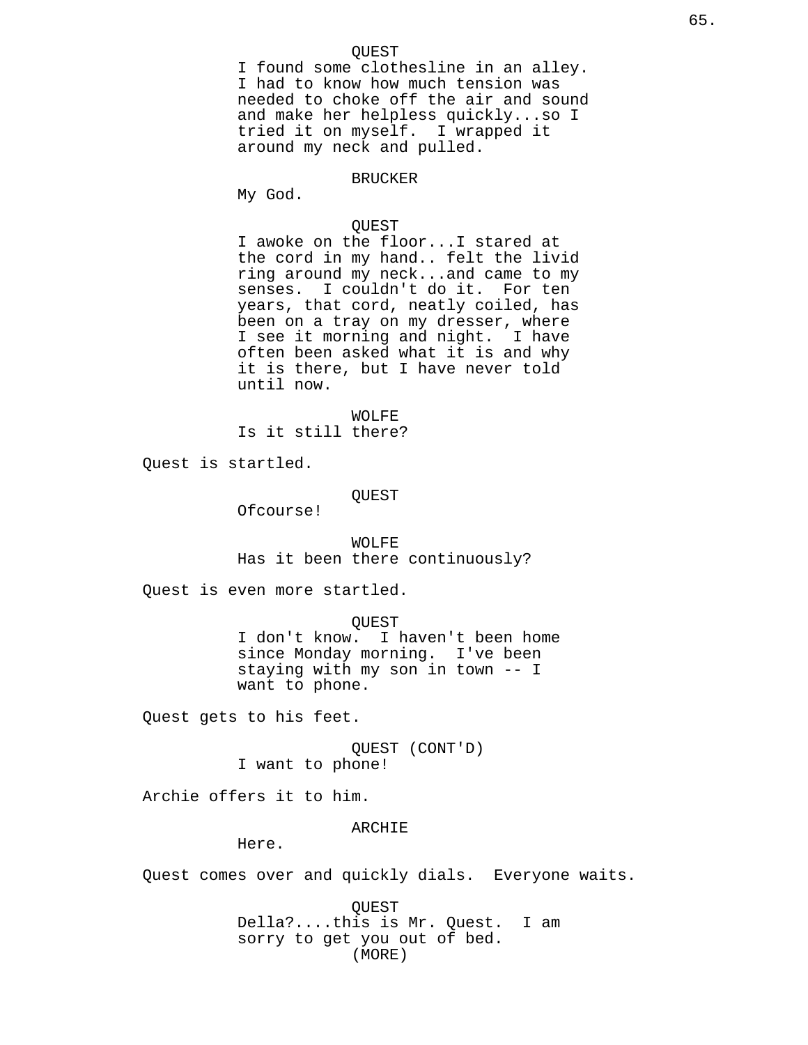QUEST
I found some clothesline in an alley. I had to know how much tension was needed to choke off the air and sound and make her helpless quickly...so I tried it on myself. I wrapped it around my neck and pulled.

BRUCKER
My God.

QUEST
I awoke on the floor...I stared at the cord in my hand.. felt the livid ring around my neck...and came to my senses. I couldn't do it. For ten years, that cord, neatly coiled, has been on a tray on my dresser, where I see it morning and night. I have often been asked what it is and why it is there, but I have never told until now.

WOLFE
Is it still there?

Quest is startled.

QUEST
Ofcourse!

WOLFE
Has it been there continuously?

Quest is even more startled.

QUEST
I don't know. I haven't been home since Monday morning. I've been staying with my son in town -- I want to phone.

Quest gets to his feet.

QUEST (CONT'D)
I want to phone!

Archie offers it to him.

ARCHIE
Here.

Quest comes over and quickly dials. Everyone waits.

QUEST
Della?....this is Mr. Quest. I am sorry to get you out of bed.
(MORE)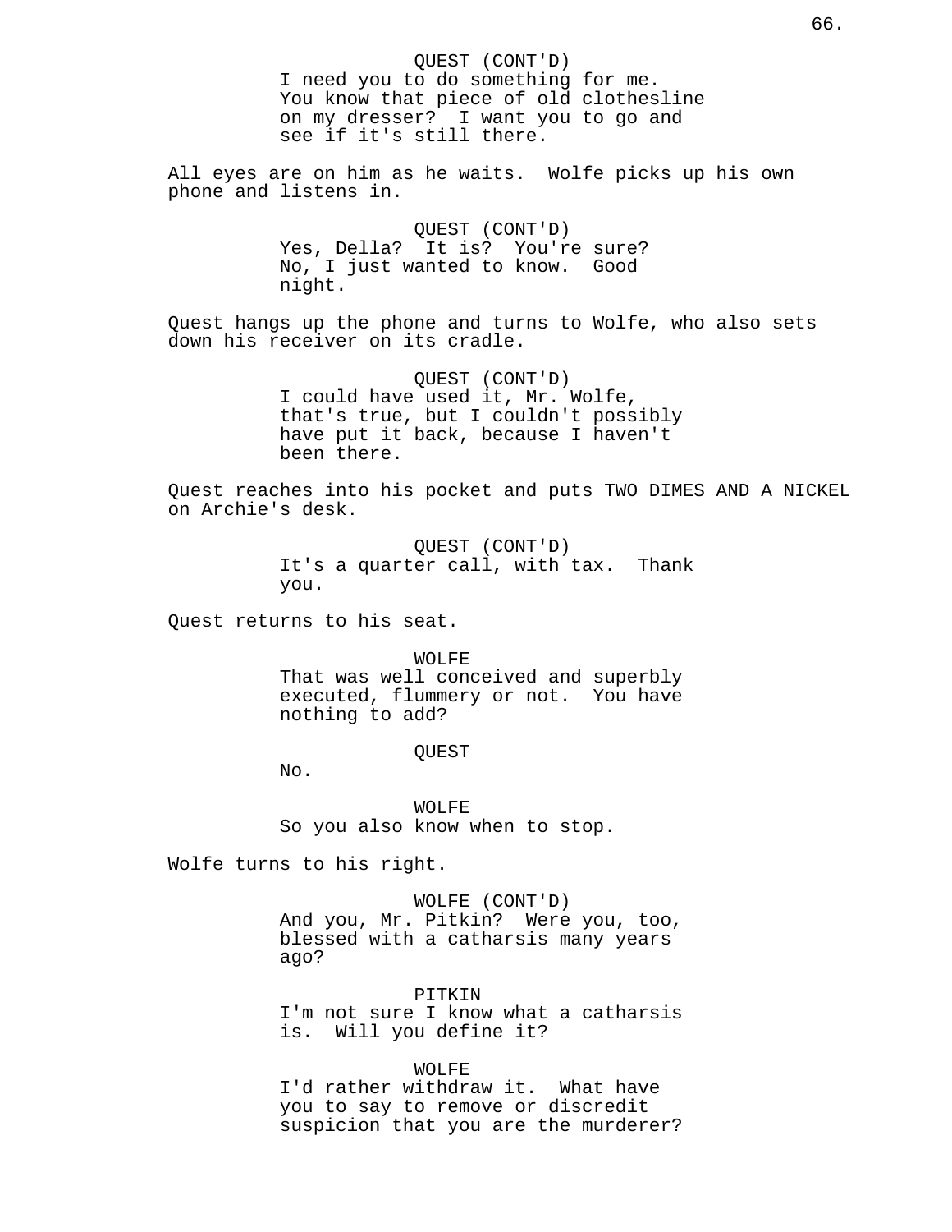QUEST (CONT'D)
I need you to do something for me. You know that piece of old clothesline on my dresser? I want you to go and see if it's still there.

All eyes are on him as he waits. Wolfe picks up his own phone and listens in.

QUEST (CONT'D)
Yes, Della? It is? You're sure? No, I just wanted to know. Good night.

Quest hangs up the phone and turns to Wolfe, who also sets down his receiver on its cradle.

QUEST (CONT'D)
I could have used it, Mr. Wolfe, that's true, but I couldn't possibly have put it back, because I haven't been there.

Quest reaches into his pocket and puts TWO DIMES AND A NICKEL on Archie's desk.

QUEST (CONT'D)
It's a quarter call, with tax. Thank you.

Quest returns to his seat.

WOLFE
That was well conceived and superbly executed, flummery or not. You have nothing to add?

QUEST
No.

WOLFE
So you also know when to stop.

Wolfe turns to his right.

WOLFE (CONT'D)
And you, Mr. Pitkin? Were you, too, blessed with a catharsis many years ago?

PITKIN
I'm not sure I know what a catharsis is. Will you define it?

WOLFE
I'd rather withdraw it. What have you to say to remove or discredit suspicion that you are the murderer?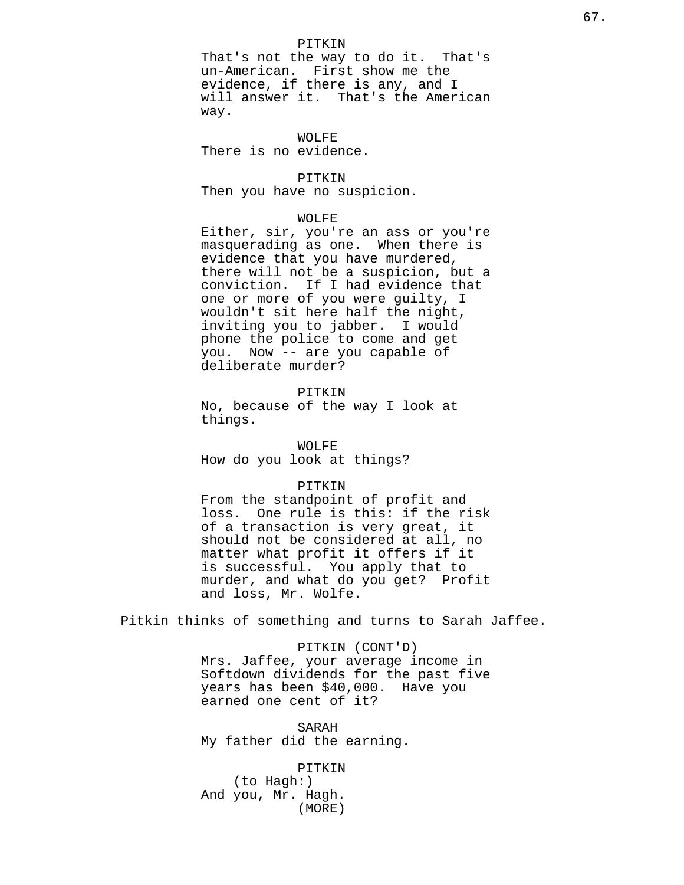PITKIN

That's not the way to do it. That's un-American. First show me the evidence, if there is any, and I will answer it. That's the American way.

WOLFE

There is no evidence.

PITKIN

Then you have no suspicion.

WOLFE

Either, sir, you're an ass or you're masquerading as one. When there is evidence that you have murdered, there will not be a suspicion, but a conviction. If I had evidence that one or more of you were guilty, I wouldn't sit here half the night, inviting you to jabber. I would phone the police to come and get you. Now -- are you capable of deliberate murder?

PITKIN

No, because of the way I look at things.

WOLFE

How do you look at things?

PITKIN

From the standpoint of profit and loss. One rule is this: if the risk of a transaction is very great, it should not be considered at all, no matter what profit it offers if it is successful. You apply that to murder, and what do you get? Profit and loss, Mr. Wolfe.

Pitkin thinks of something and turns to Sarah Jaffee.

PITKIN (CONT'D)

Mrs. Jaffee, your average income in Softdown dividends for the past five years has been $40,000. Have you earned one cent of it?

SARAH

My father did the earning.

PITKIN

(to Hagh:)

And you, Mr. Hagh.

(MORE)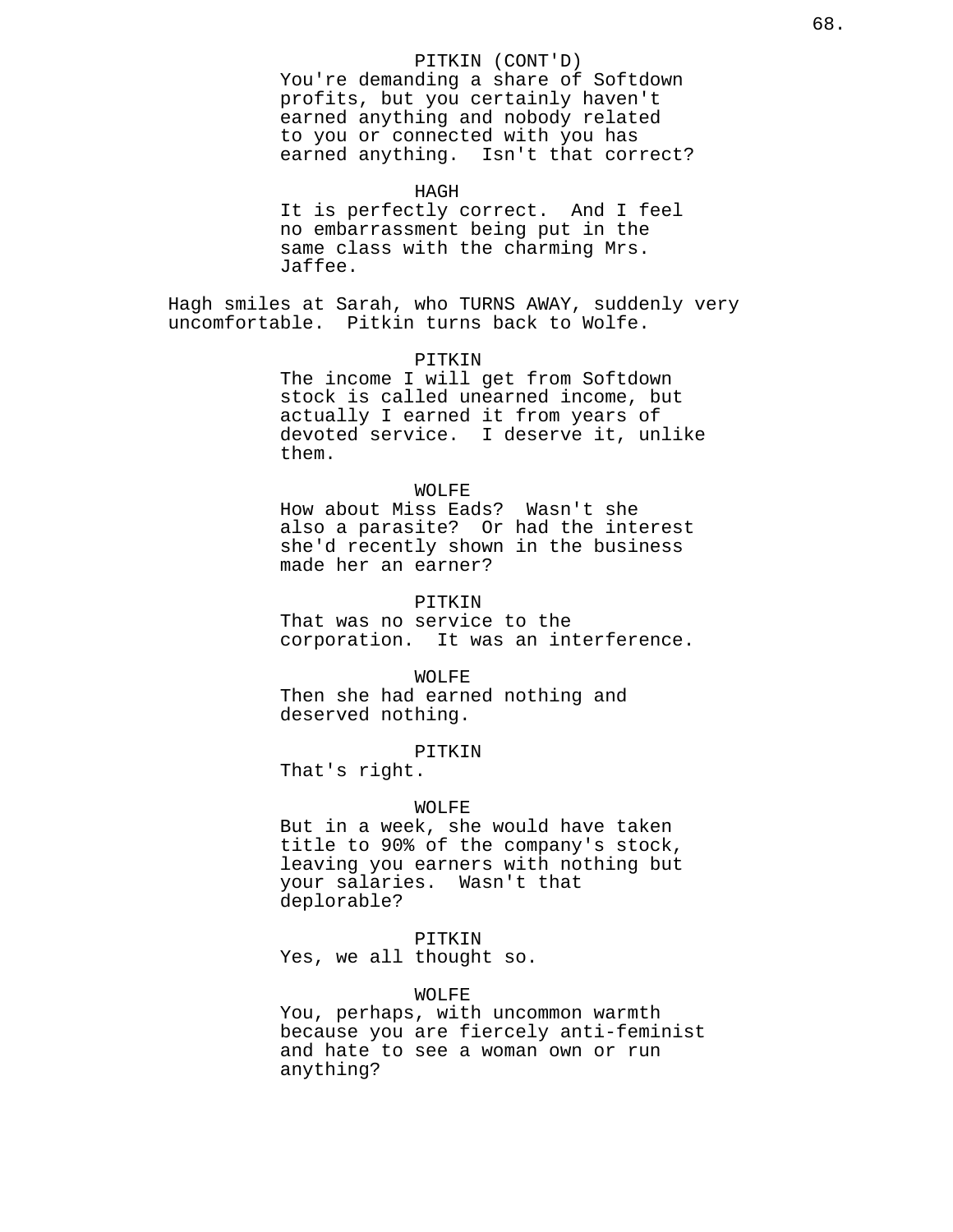PITKIN (CONT'D)
You're demanding a share of Softdown profits, but you certainly haven't earned anything and nobody related to you or connected with you has earned anything. Isn't that correct?

HAGH
It is perfectly correct. And I feel no embarrassment being put in the same class with the charming Mrs. Jaffee.

Hagh smiles at Sarah, who TURNS AWAY, suddenly very uncomfortable. Pitkin turns back to Wolfe.

PITKIN
The income I will get from Softdown stock is called unearned income, but actually I earned it from years of devoted service. I deserve it, unlike them.

WOLFE
How about Miss Eads? Wasn't she also a parasite? Or had the interest she'd recently shown in the business made her an earner?

PITKIN
That was no service to the corporation. It was an interference.

WOLFE
Then she had earned nothing and deserved nothing.

PITKIN
That's right.

WOLFE
But in a week, she would have taken title to 90% of the company's stock, leaving you earners with nothing but your salaries. Wasn't that deplorable?

PITKIN
Yes, we all thought so.

WOLFE
You, perhaps, with uncommon warmth because you are fiercely anti-feminist and hate to see a woman own or run anything?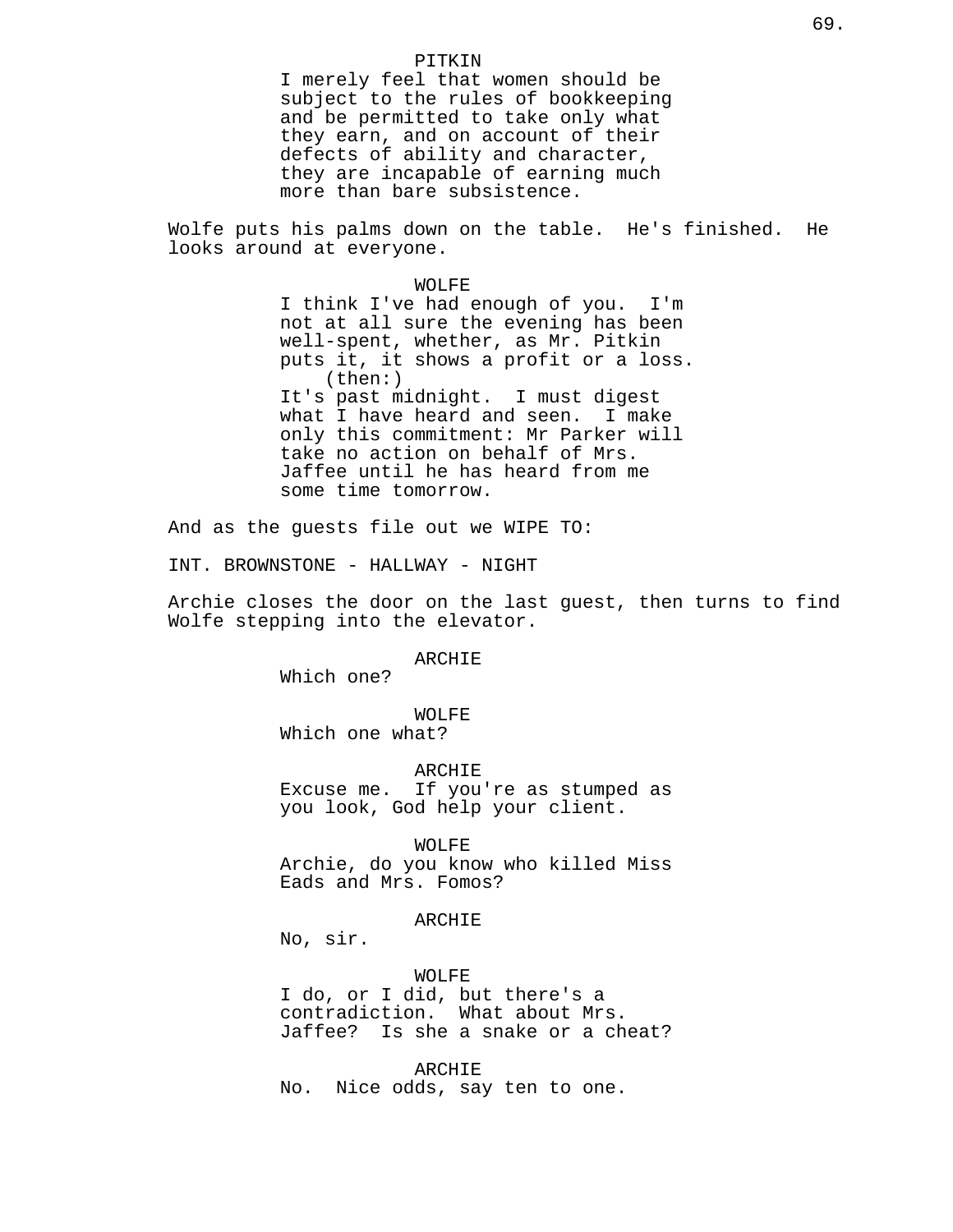PITKIN

I merely feel that women should be subject to the rules of bookkeeping and be permitted to take only what they earn, and on account of their defects of ability and character, they are incapable of earning much more than bare subsistence.

Wolfe puts his palms down on the table. He's finished. He looks around at everyone.

WOLFE

I think I've had enough of you. I'm not at all sure the evening has been well-spent, whether, as Mr. Pitkin puts it, it shows a profit or a loss.

(then:)

It's past midnight. I must digest what I have heard and seen. I make only this commitment: Mr Parker will take no action on behalf of Mrs. Jaffee until he has heard from me some time tomorrow.

And as the guests file out we WIPE TO:

INT. BROWNSTONE - HALLWAY - NIGHT

Archie closes the door on the last guest, then turns to find Wolfe stepping into the elevator.

ARCHIE

Which one?

WOLFE

Which one what?

ARCHIE

Excuse me. If you're as stumped as you look, God help your client.

WOLFE

Archie, do you know who killed Miss Eads and Mrs. Fomos?

ARCHIE

No, sir.

WOLFE

I do, or I did, but there's a contradiction. What about Mrs. Jaffee? Is she a snake or a cheat?

ARCHIE

No. Nice odds, say ten to one.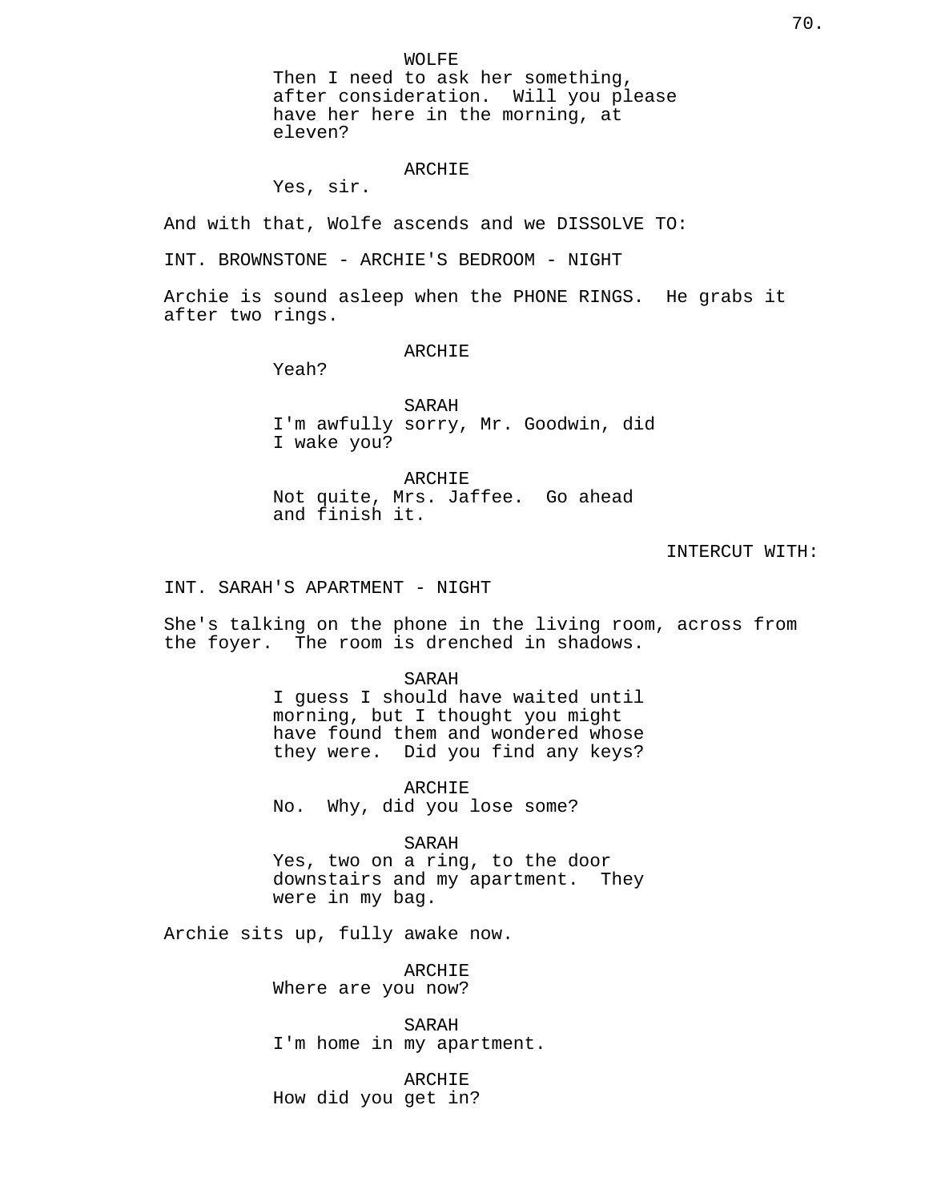WOLFE
Then I need to ask her something, after consideration. Will you please have her here in the morning, at eleven?

ARCHIE
Yes, sir.

And with that, Wolfe ascends and we DISSOLVE TO:

INT. BROWNSTONE - ARCHIE'S BEDROOM - NIGHT

Archie is sound asleep when the PHONE RINGS. He grabs it after two rings.

ARCHIE
Yeah?

SARAH
I'm awfully sorry, Mr. Goodwin, did I wake you?

ARCHIE
Not quite, Mrs. Jaffee. Go ahead and finish it.

INTERCUT WITH:

INT. SARAH'S APARTMENT - NIGHT

She's talking on the phone in the living room, across from the foyer. The room is drenched in shadows.

SARAH
I guess I should have waited until morning, but I thought you might have found them and wondered whose they were. Did you find any keys?

ARCHIE
No. Why, did you lose some?

SARAH
Yes, two on a ring, to the door downstairs and my apartment. They were in my bag.

Archie sits up, fully awake now.

ARCHIE
Where are you now?

SARAH
I'm home in my apartment.

ARCHIE
How did you get in?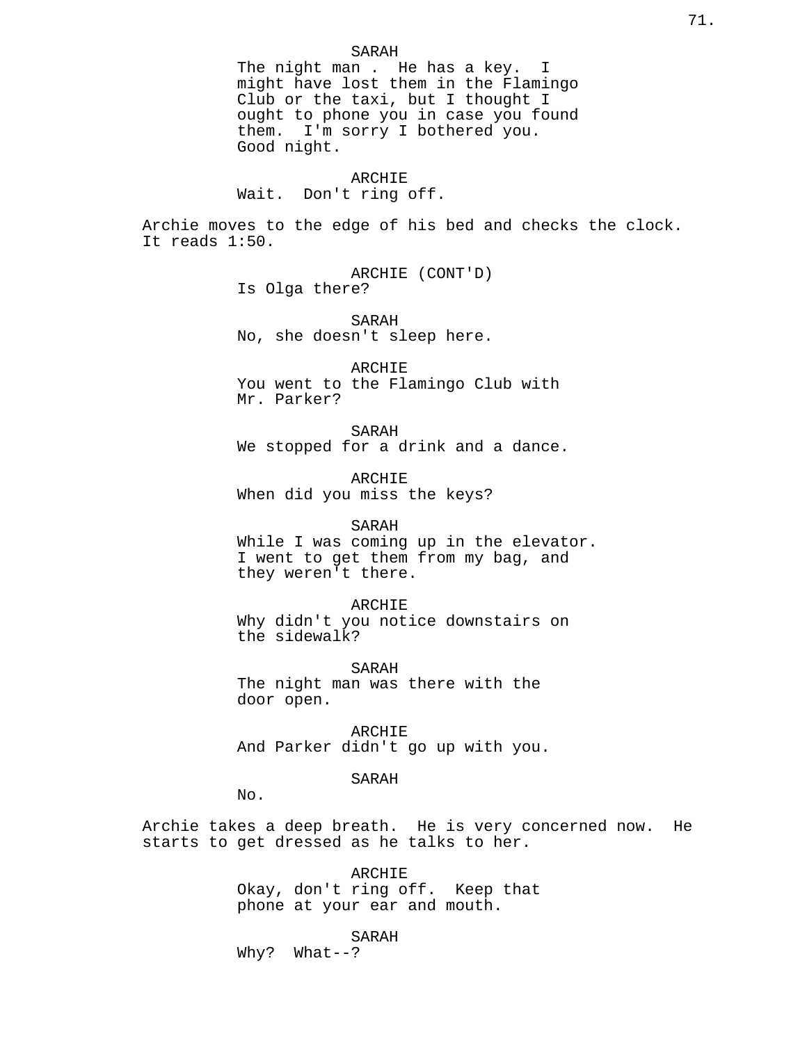SARAH
The night man . He has a key. I might have lost them in the Flamingo Club or the taxi, but I thought I ought to phone you in case you found them. I'm sorry I bothered you. Good night.

ARCHIE
Wait. Don't ring off.

Archie moves to the edge of his bed and checks the clock. It reads 1:50.

ARCHIE (CONT'D)
Is Olga there?

SARAH
No, she doesn't sleep here.

ARCHIE
You went to the Flamingo Club with Mr. Parker?

SARAH
We stopped for a drink and a dance.

ARCHIE
When did you miss the keys?

SARAH
While I was coming up in the elevator. I went to get them from my bag, and they weren't there.

ARCHIE
Why didn't you notice downstairs on the sidewalk?

SARAH
The night man was there with the door open.

ARCHIE
And Parker didn't go up with you.

SARAH
No.

Archie takes a deep breath. He is very concerned now. He starts to get dressed as he talks to her.

ARCHIE
Okay, don't ring off. Keep that phone at your ear and mouth.

SARAH
Why? What--?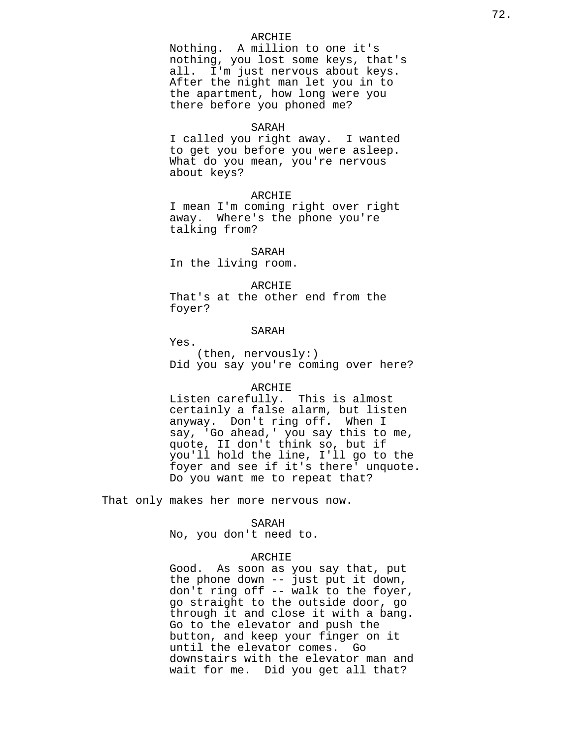ARCHIE
Nothing.  A million to one it's nothing, you lost some keys, that's all.  I'm just nervous about keys. After the night man let you in to the apartment, how long were you there before you phoned me?

SARAH
I called you right away.  I wanted to get you before you were asleep. What do you mean, you're nervous about keys?

ARCHIE
I mean I'm coming right over right away.  Where's the phone you're talking from?

SARAH
In the living room.

ARCHIE
That's at the other end from the foyer?

SARAH
Yes.
(then, nervously:)
Did you say you're coming over here?

ARCHIE
Listen carefully.  This is almost certainly a false alarm, but listen anyway.  Don't ring off.  When I say, 'Go ahead,' you say this to me, quote, II don't think so, but if you'll hold the line, I'll go to the foyer and see if it's there' unquote. Do you want me to repeat that?

That only makes her more nervous now.

SARAH
No, you don't need to.

ARCHIE
Good.  As soon as you say that, put the phone down -- just put it down, don't ring off -- walk to the foyer, go straight to the outside door, go through it and close it with a bang. Go to the elevator and push the button, and keep your finger on it until the elevator comes.  Go downstairs with the elevator man and wait for me.  Did you get all that?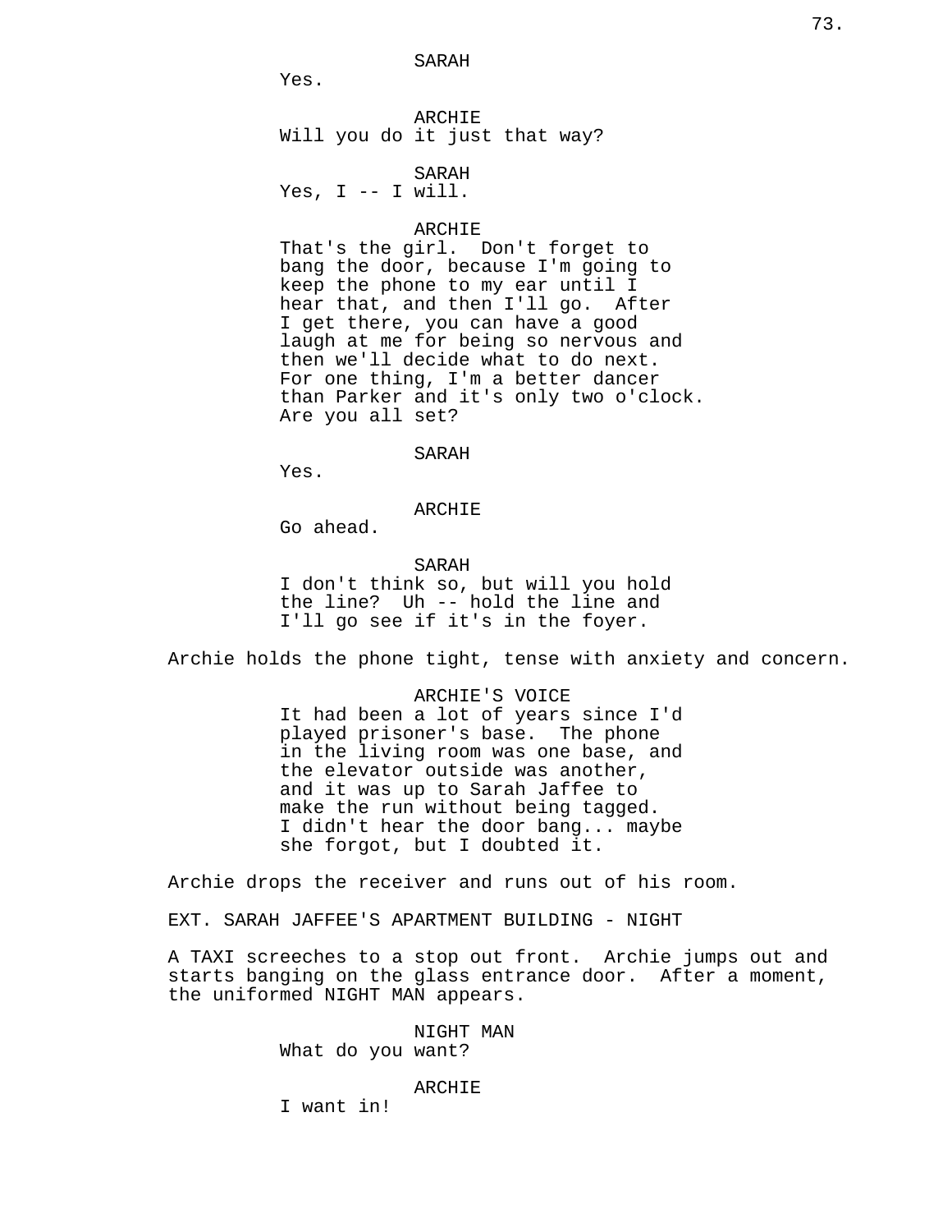SARAH

Yes.

ARCHIE

Will you do it just that way?

SARAH

Yes, I -- I will.

ARCHIE

That's the girl. Don't forget to bang the door, because I'm going to keep the phone to my ear until I hear that, and then I'll go. After I get there, you can have a good laugh at me for being so nervous and then we'll decide what to do next. For one thing, I'm a better dancer than Parker and it's only two o'clock. Are you all set?

SARAH

Yes.

ARCHIE

Go ahead.

SARAH

I don't think so, but will you hold the line? Uh -- hold the line and I'll go see if it's in the foyer.

Archie holds the phone tight, tense with anxiety and concern.

ARCHIE'S VOICE

It had been a lot of years since I'd played prisoner's base. The phone in the living room was one base, and the elevator outside was another, and it was up to Sarah Jaffee to make the run without being tagged. I didn't hear the door bang... maybe she forgot, but I doubted it.

Archie drops the receiver and runs out of his room.

EXT. SARAH JAFFEE'S APARTMENT BUILDING - NIGHT

A TAXI screeches to a stop out front. Archie jumps out and starts banging on the glass entrance door. After a moment, the uniformed NIGHT MAN appears.

NIGHT MAN

What do you want?

ARCHIE

I want in!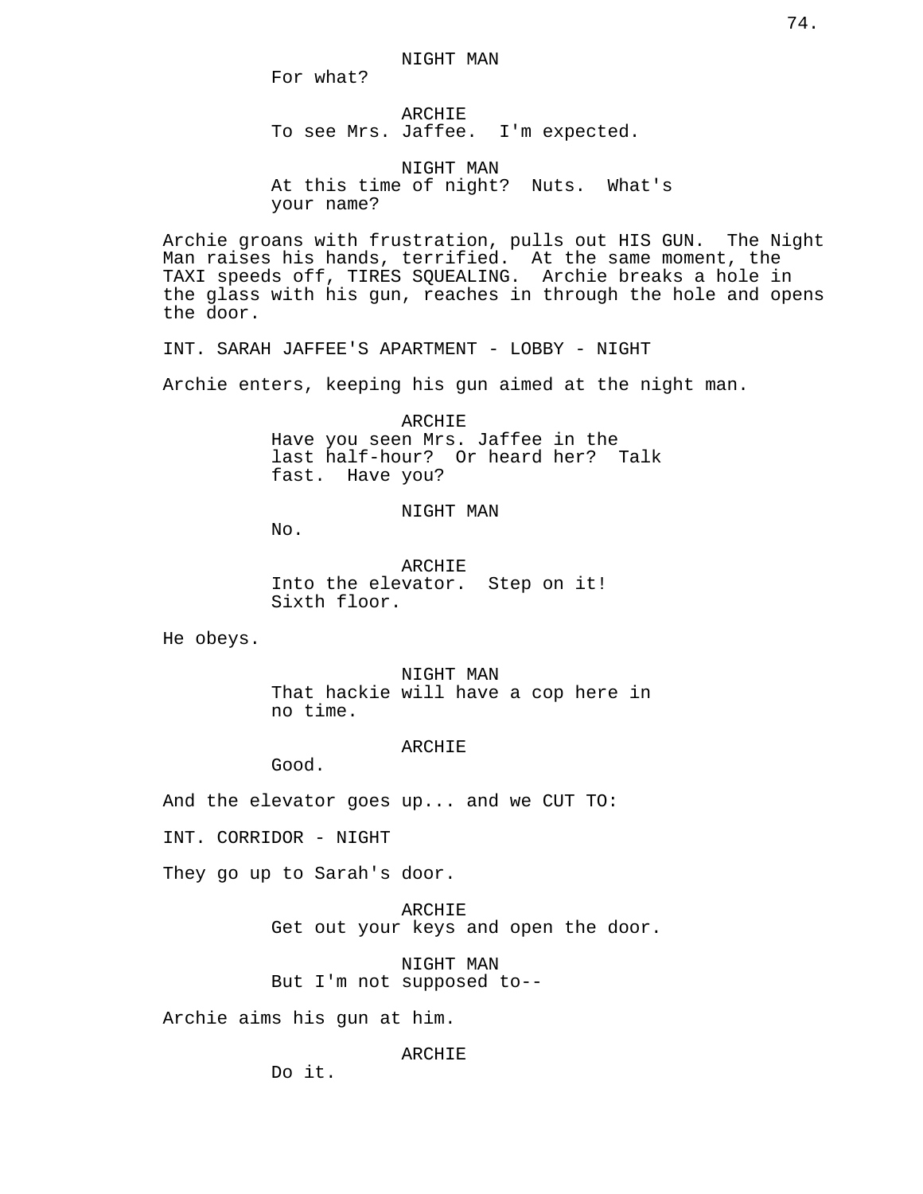NIGHT MAN

For what?

ARCHIE

To see Mrs. Jaffee. I'm expected.

NIGHT MAN

At this time of night? Nuts. What's your name?

Archie groans with frustration, pulls out HIS GUN. The Night Man raises his hands, terrified. At the same moment, the TAXI speeds off, TIRES SQUEALING. Archie breaks a hole in the glass with his gun, reaches in through the hole and opens the door.

INT. SARAH JAFFEE'S APARTMENT - LOBBY - NIGHT

Archie enters, keeping his gun aimed at the night man.

ARCHIE

Have you seen Mrs. Jaffee in the last half-hour? Or heard her? Talk fast. Have you?

NIGHT MAN

No.

ARCHIE

Into the elevator. Step on it! Sixth floor.

He obeys.

NIGHT MAN

That hackie will have a cop here in no time.

ARCHIE

Good.

And the elevator goes up... and we CUT TO:

INT. CORRIDOR - NIGHT

They go up to Sarah's door.

ARCHIE

Get out your keys and open the door.

NIGHT MAN

But I'm not supposed to--

Archie aims his gun at him.

ARCHIE

Do it.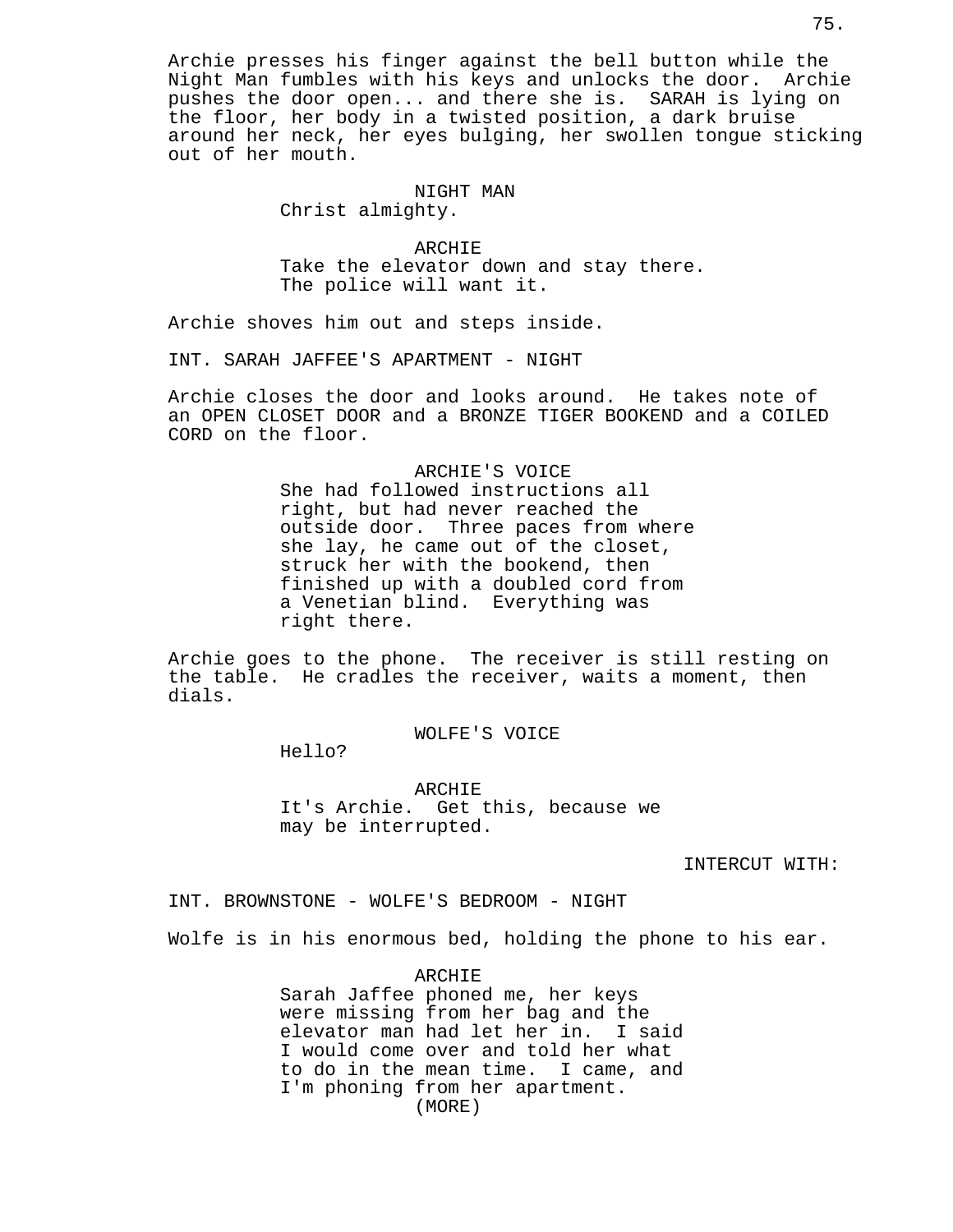Archie presses his finger against the bell button while the Night Man fumbles with his keys and unlocks the door. Archie pushes the door open... and there she is. SARAH is lying on the floor, her body in a twisted position, a dark bruise around her neck, her eyes bulging, her swollen tongue sticking out of her mouth.

NIGHT MAN
Christ almighty.

ARCHIE
Take the elevator down and stay there. The police will want it.

Archie shoves him out and steps inside.

INT. SARAH JAFFEE'S APARTMENT - NIGHT

Archie closes the door and looks around. He takes note of an OPEN CLOSET DOOR and a BRONZE TIGER BOOKEND and a COILED CORD on the floor.

ARCHIE'S VOICE
She had followed instructions all right, but had never reached the outside door. Three paces from where she lay, he came out of the closet, struck her with the bookend, then finished up with a doubled cord from a Venetian blind. Everything was right there.

Archie goes to the phone. The receiver is still resting on the table. He cradles the receiver, waits a moment, then dials.

WOLFE'S VOICE
Hello?

ARCHIE
It's Archie. Get this, because we may be interrupted.

INTERCUT WITH:

INT. BROWNSTONE - WOLFE'S BEDROOM - NIGHT

Wolfe is in his enormous bed, holding the phone to his ear.

ARCHIE
Sarah Jaffee phoned me, her keys were missing from her bag and the elevator man had let her in. I said I would come over and told her what to do in the mean time. I came, and I'm phoning from her apartment.
(MORE)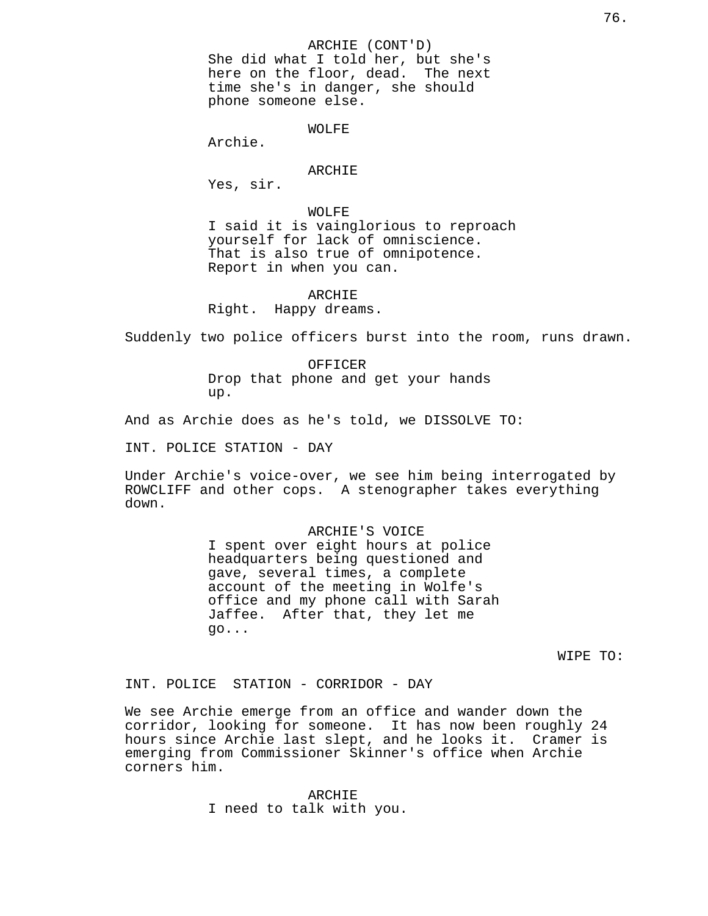ARCHIE (CONT'D)
She did what I told her, but she's here on the floor, dead. The next time she's in danger, she should phone someone else.

WOLFE
Archie.

ARCHIE
Yes, sir.

WOLFE
I said it is vainglorious to reproach yourself for lack of omniscience. That is also true of omnipotence. Report in when you can.

ARCHIE
Right. Happy dreams.

Suddenly two police officers burst into the room, runs drawn.

OFFICER
Drop that phone and get your hands up.

And as Archie does as he's told, we DISSOLVE TO:

INT. POLICE STATION - DAY

Under Archie's voice-over, we see him being interrogated by ROWCLIFF and other cops. A stenographer takes everything down.

ARCHIE'S VOICE
I spent over eight hours at police headquarters being questioned and gave, several times, a complete account of the meeting in Wolfe's office and my phone call with Sarah Jaffee. After that, they let me go...

WIPE TO:

INT. POLICE STATION - CORRIDOR - DAY

We see Archie emerge from an office and wander down the corridor, looking for someone. It has now been roughly 24 hours since Archie last slept, and he looks it. Cramer is emerging from Commissioner Skinner's office when Archie corners him.

ARCHIE
I need to talk with you.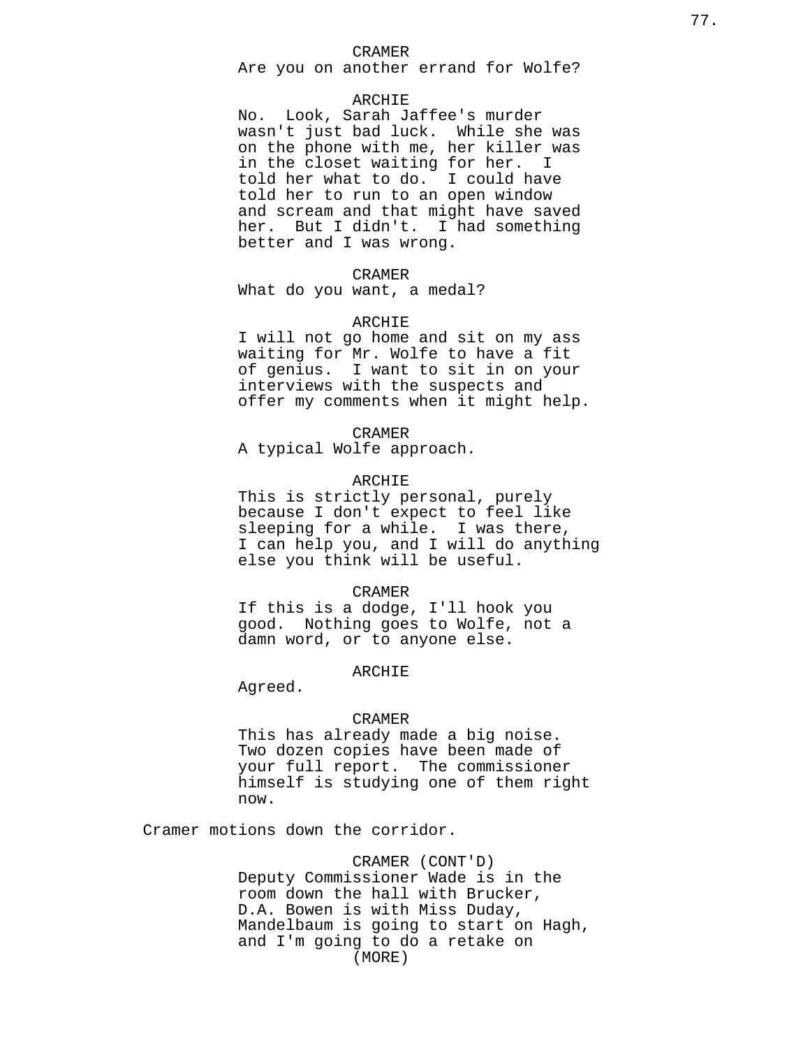CRAMER
Are you on another errand for Wolfe?

ARCHIE
No. Look, Sarah Jaffee's murder wasn't just bad luck. While she was on the phone with me, her killer was in the closet waiting for her. I told her what to do. I could have told her to run to an open window and scream and that might have saved her. But I didn't. I had something better and I was wrong.

CRAMER
What do you want, a medal?

ARCHIE
I will not go home and sit on my ass waiting for Mr. Wolfe to have a fit of genius. I want to sit in on your interviews with the suspects and offer my comments when it might help.

CRAMER
A typical Wolfe approach.

ARCHIE
This is strictly personal, purely because I don't expect to feel like sleeping for a while. I was there, I can help you, and I will do anything else you think will be useful.

CRAMER
If this is a dodge, I'll hook you good. Nothing goes to Wolfe, not a damn word, or to anyone else.

ARCHIE
Agreed.

CRAMER
This has already made a big noise. Two dozen copies have been made of your full report. The commissioner himself is studying one of them right now.

Cramer motions down the corridor.

CRAMER (CONT'D)
Deputy Commissioner Wade is in the room down the hall with Brucker, D.A. Bowen is with Miss Duday, Mandelbaum is going to start on Hagh, and I'm going to do a retake on
(MORE)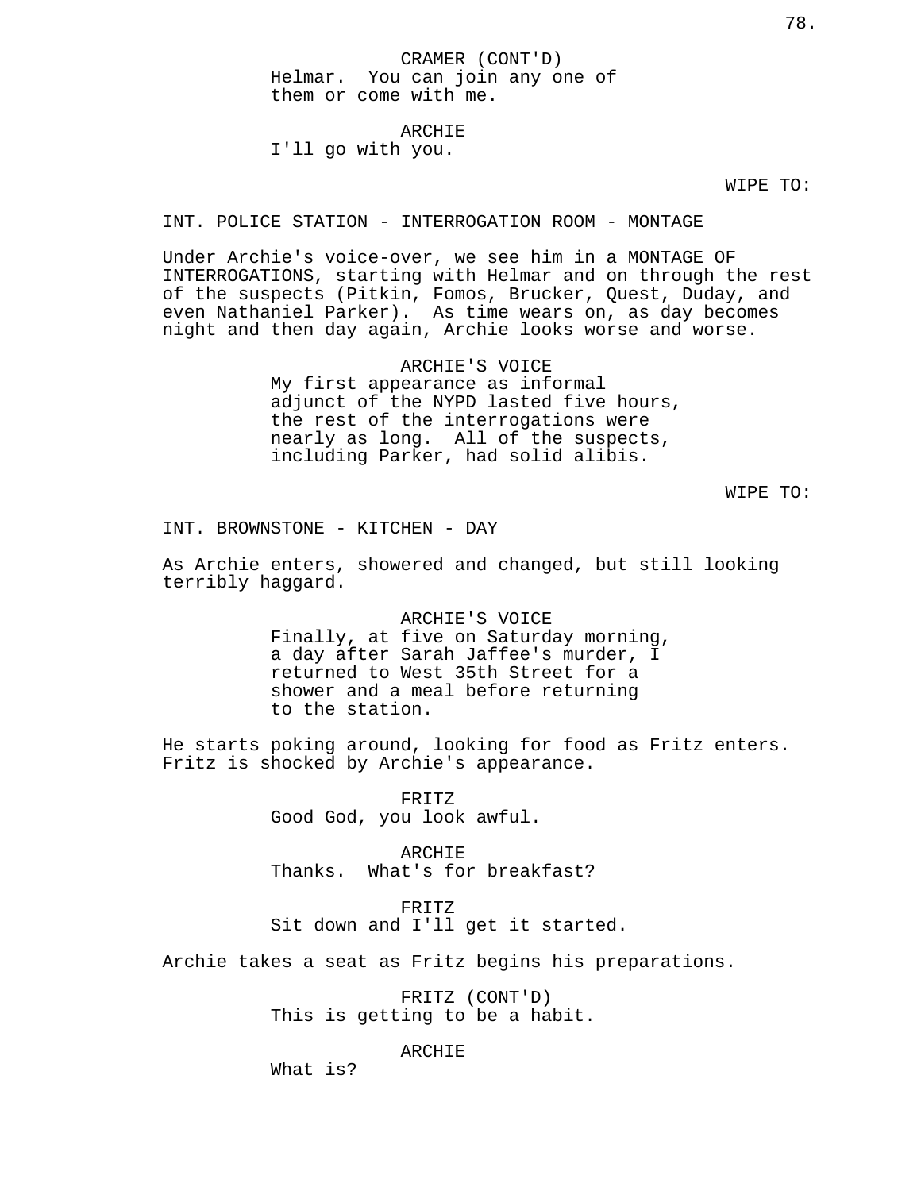CRAMER (CONT'D)
Helmar. You can join any one of them or come with me.

ARCHIE
I'll go with you.

WIPE TO:

INT. POLICE STATION - INTERROGATION ROOM - MONTAGE

Under Archie's voice-over, we see him in a MONTAGE OF INTERROGATIONS, starting with Helmar and on through the rest of the suspects (Pitkin, Fomos, Brucker, Quest, Duday, and even Nathaniel Parker). As time wears on, as day becomes night and then day again, Archie looks worse and worse.

ARCHIE'S VOICE
My first appearance as informal adjunct of the NYPD lasted five hours, the rest of the interrogations were nearly as long. All of the suspects, including Parker, had solid alibis.

WIPE TO:

INT. BROWNSTONE - KITCHEN - DAY

As Archie enters, showered and changed, but still looking terribly haggard.

ARCHIE'S VOICE
Finally, at five on Saturday morning, a day after Sarah Jaffee's murder, I returned to West 35th Street for a shower and a meal before returning to the station.

He starts poking around, looking for food as Fritz enters. Fritz is shocked by Archie's appearance.

FRITZ
Good God, you look awful.

ARCHIE
Thanks. What's for breakfast?

FRITZ
Sit down and I'll get it started.

Archie takes a seat as Fritz begins his preparations.

FRITZ (CONT'D)
This is getting to be a habit.

ARCHIE
What is?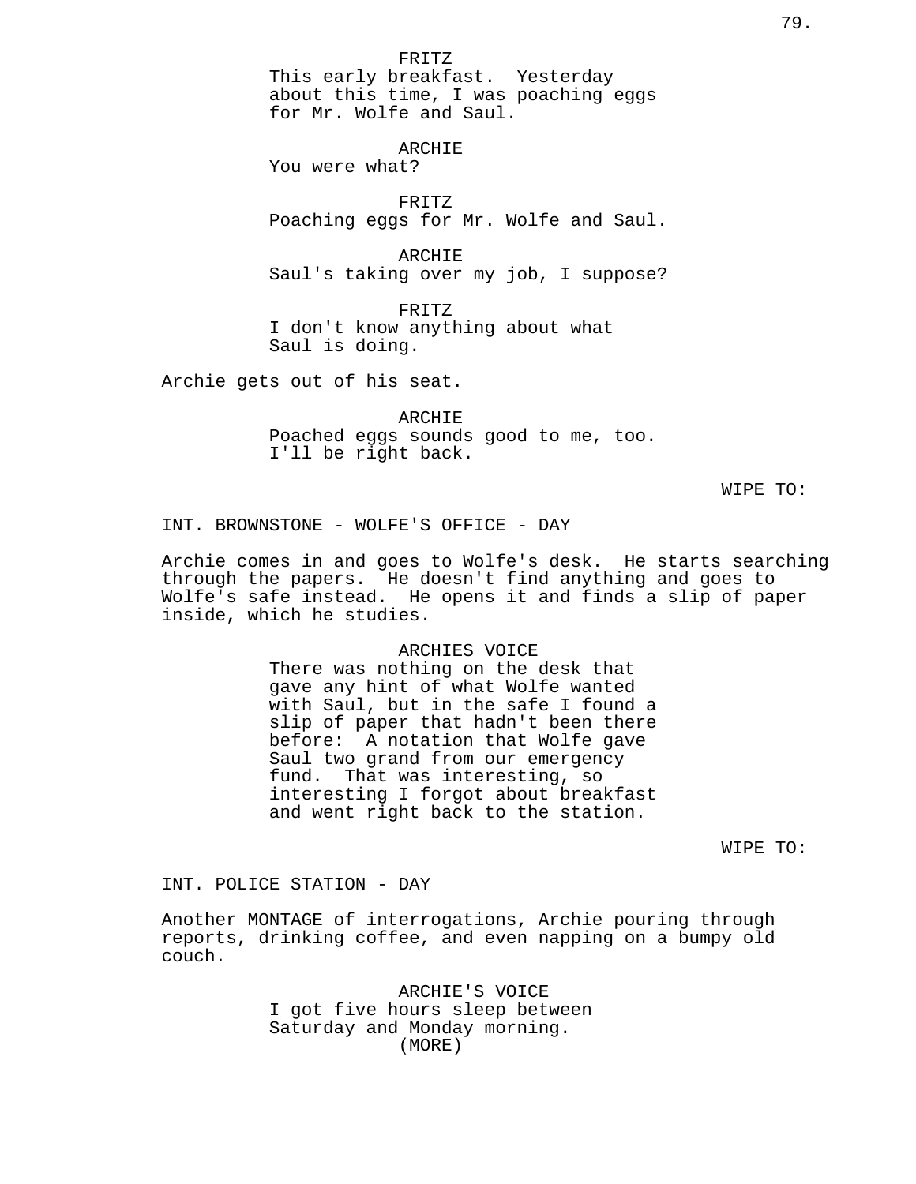FRITZ
This early breakfast. Yesterday about this time, I was poaching eggs for Mr. Wolfe and Saul.

ARCHIE
You were what?

FRITZ
Poaching eggs for Mr. Wolfe and Saul.

ARCHIE
Saul's taking over my job, I suppose?

FRITZ
I don't know anything about what Saul is doing.

Archie gets out of his seat.

ARCHIE
Poached eggs sounds good to me, too. I'll be right back.

WIPE TO:

INT. BROWNSTONE - WOLFE'S OFFICE - DAY

Archie comes in and goes to Wolfe's desk. He starts searching through the papers. He doesn't find anything and goes to Wolfe's safe instead. He opens it and finds a slip of paper inside, which he studies.

ARCHIES VOICE
There was nothing on the desk that gave any hint of what Wolfe wanted with Saul, but in the safe I found a slip of paper that hadn't been there before: A notation that Wolfe gave Saul two grand from our emergency fund. That was interesting, so interesting I forgot about breakfast and went right back to the station.

WIPE TO:

INT. POLICE STATION - DAY

Another MONTAGE of interrogations, Archie pouring through reports, drinking coffee, and even napping on a bumpy old couch.

ARCHIE'S VOICE
I got five hours sleep between Saturday and Monday morning.
(MORE)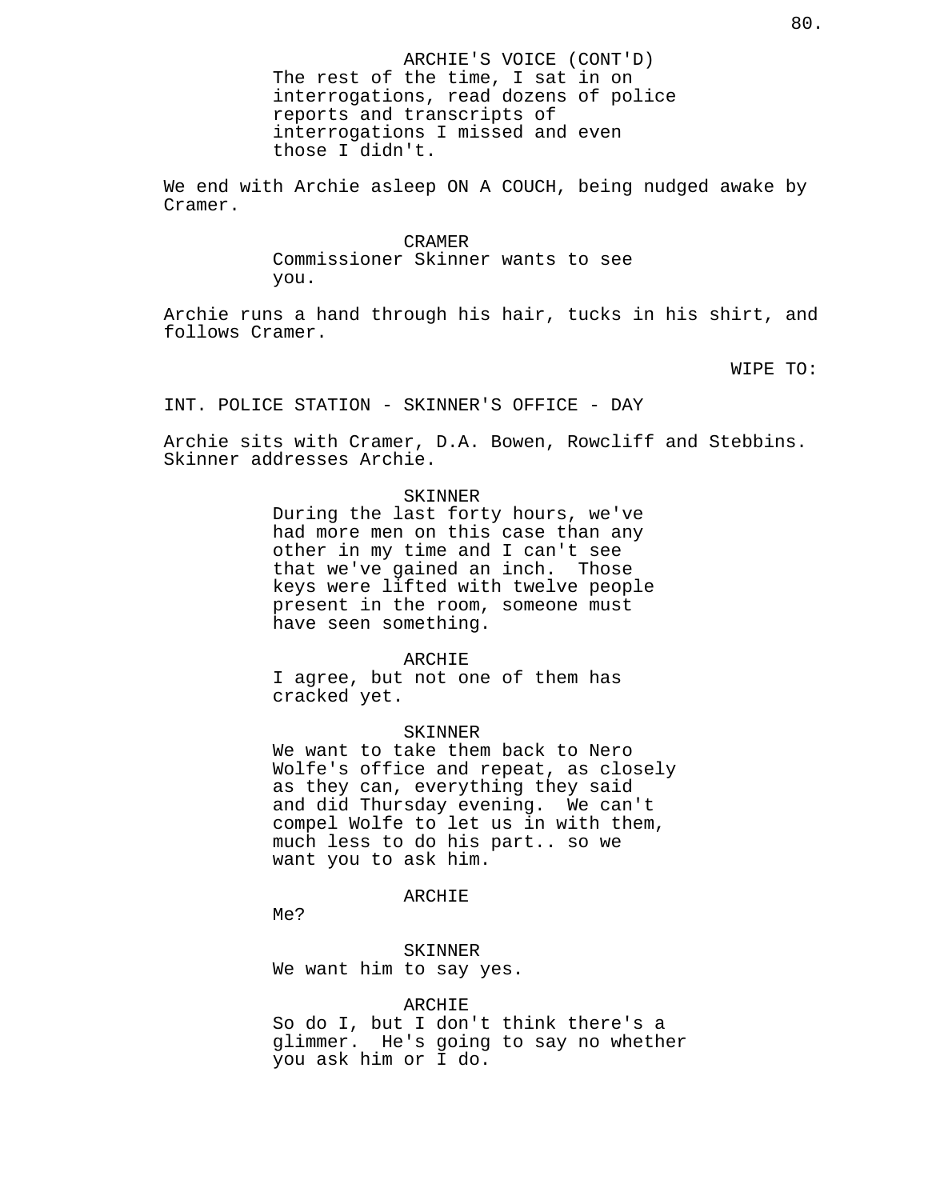ARCHIE'S VOICE (CONT'D)
The rest of the time, I sat in on interrogations, read dozens of police reports and transcripts of interrogations I missed and even those I didn't.

We end with Archie asleep ON A COUCH, being nudged awake by Cramer.

CRAMER
Commissioner Skinner wants to see you.

Archie runs a hand through his hair, tucks in his shirt, and follows Cramer.

WIPE TO:

INT. POLICE STATION - SKINNER'S OFFICE - DAY

Archie sits with Cramer, D.A. Bowen, Rowcliff and Stebbins. Skinner addresses Archie.

SKINNER
During the last forty hours, we've had more men on this case than any other in my time and I can't see that we've gained an inch.  Those keys were lifted with twelve people present in the room, someone must have seen something.

ARCHIE
I agree, but not one of them has cracked yet.

SKINNER
We want to take them back to Nero Wolfe's office and repeat, as closely as they can, everything they said and did Thursday evening.  We can't compel Wolfe to let us in with them, much less to do his part.. so we want you to ask him.

ARCHIE
Me?

SKINNER
We want him to say yes.

ARCHIE
So do I, but I don't think there's a glimmer.  He's going to say no whether you ask him or I do.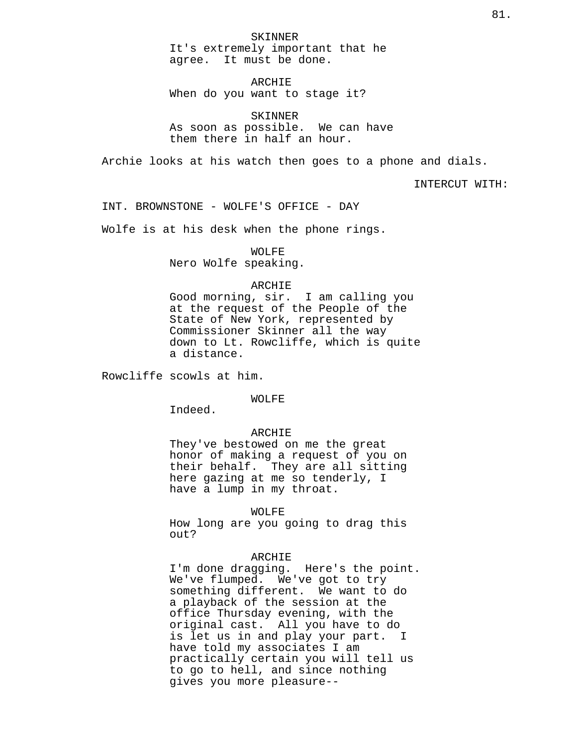SKINNER
It's extremely important that he agree.  It must be done.

ARCHIE
When do you want to stage it?

SKINNER
As soon as possible.  We can have them there in half an hour.

Archie looks at his watch then goes to a phone and dials.

INTERCUT WITH:

INT. BROWNSTONE - WOLFE'S OFFICE - DAY

Wolfe is at his desk when the phone rings.

WOLFE
Nero Wolfe speaking.

ARCHIE
Good morning, sir.  I am calling you at the request of the People of the State of New York, represented by Commissioner Skinner all the way down to Lt. Rowcliffe, which is quite a distance.

Rowcliffe scowls at him.

WOLFE
Indeed.

ARCHIE
They've bestowed on me the great honor of making a request of you on their behalf.  They are all sitting here gazing at me so tenderly, I have a lump in my throat.

WOLFE
How long are you going to drag this out?

ARCHIE
I'm done dragging.  Here's the point.  We've flumped.  We've got to try something different.  We want to do a playback of the session at the office Thursday evening, with the original cast.  All you have to do is let us in and play your part.  I have told my associates I am practically certain you will tell us to go to hell, and since nothing gives you more pleasure--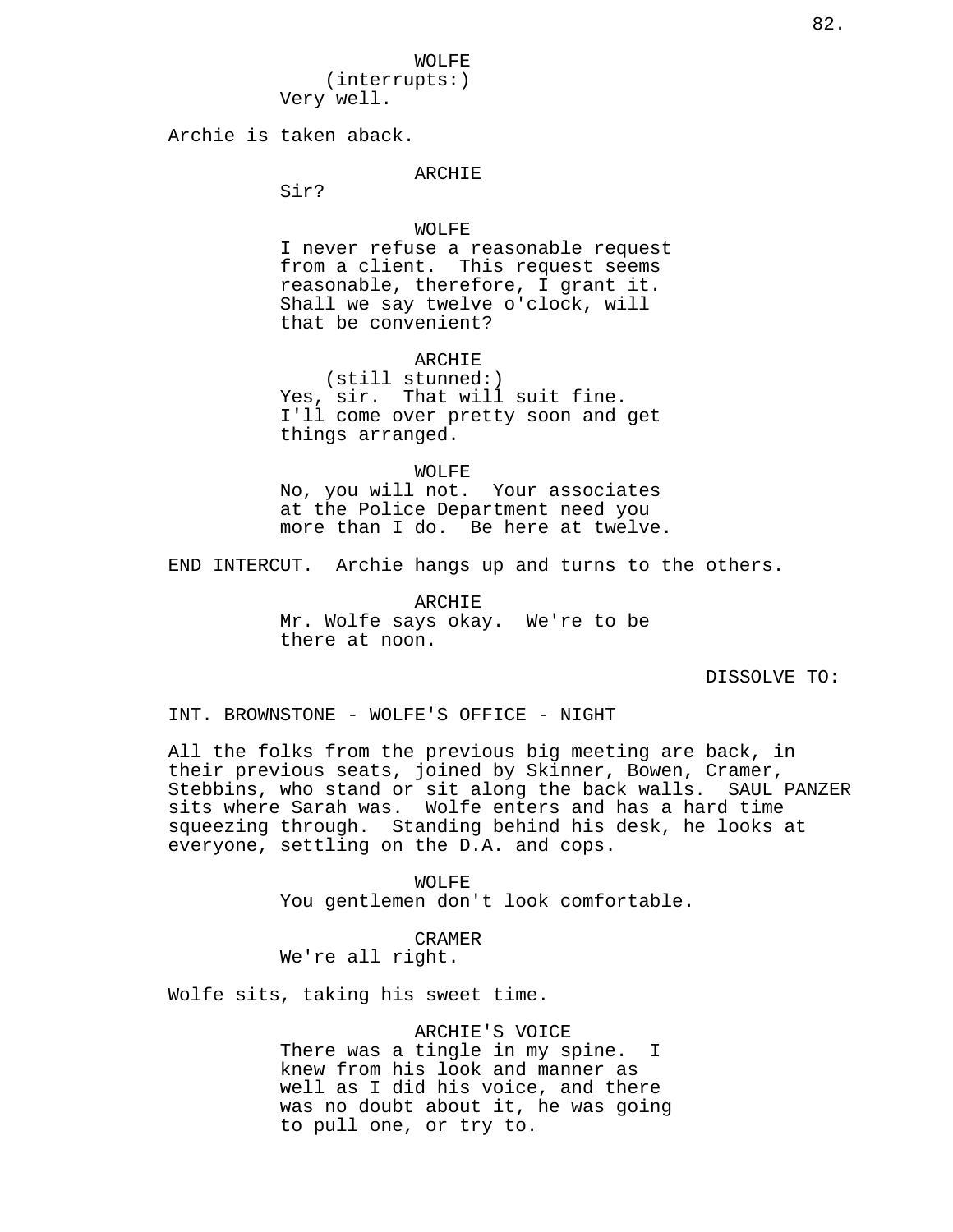WOLFE
(interrupts:)
Very well.

Archie is taken aback.

ARCHIE
Sir?

WOLFE
I never refuse a reasonable request from a client. This request seems reasonable, therefore, I grant it. Shall we say twelve o'clock, will that be convenient?

ARCHIE
(still stunned:)
Yes, sir. That will suit fine. I'll come over pretty soon and get things arranged.

WOLFE
No, you will not. Your associates at the Police Department need you more than I do. Be here at twelve.

END INTERCUT. Archie hangs up and turns to the others.

ARCHIE
Mr. Wolfe says okay. We're to be there at noon.

DISSOLVE TO:

INT. BROWNSTONE - WOLFE'S OFFICE - NIGHT

All the folks from the previous big meeting are back, in their previous seats, joined by Skinner, Bowen, Cramer, Stebbins, who stand or sit along the back walls. SAUL PANZER sits where Sarah was. Wolfe enters and has a hard time squeezing through. Standing behind his desk, he looks at everyone, settling on the D.A. and cops.

WOLFE
You gentlemen don't look comfortable.

CRAMER
We're all right.

Wolfe sits, taking his sweet time.

ARCHIE'S VOICE
There was a tingle in my spine. I knew from his look and manner as well as I did his voice, and there was no doubt about it, he was going to pull one, or try to.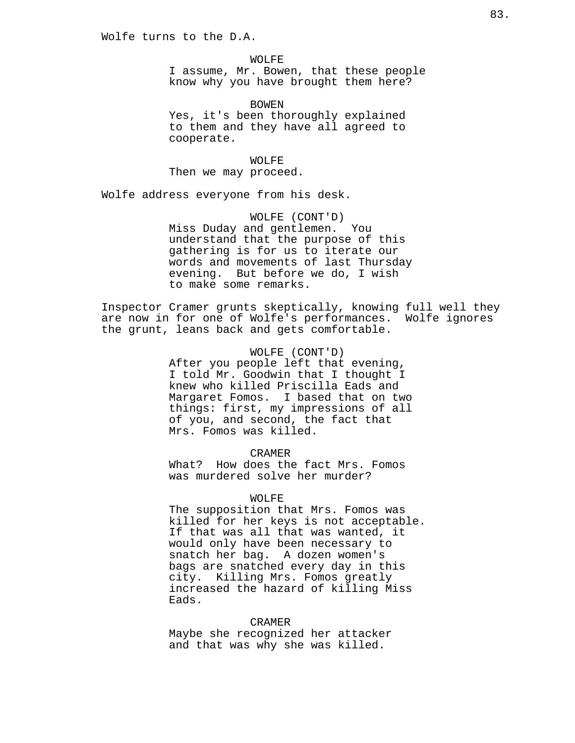Wolfe turns to the D.A.

WOLFE
I assume, Mr. Bowen, that these people know why you have brought them here?

BOWEN
Yes, it's been thoroughly explained to them and they have all agreed to cooperate.

WOLFE
Then we may proceed.

Wolfe address everyone from his desk.

WOLFE (CONT'D)
Miss Duday and gentlemen. You understand that the purpose of this gathering is for us to iterate our words and movements of last Thursday evening. But before we do, I wish to make some remarks.

Inspector Cramer grunts skeptically, knowing full well they are now in for one of Wolfe's performances. Wolfe ignores the grunt, leans back and gets comfortable.

WOLFE (CONT'D)
After you people left that evening, I told Mr. Goodwin that I thought I knew who killed Priscilla Eads and Margaret Fomos. I based that on two things: first, my impressions of all of you, and second, the fact that Mrs. Fomos was killed.

CRAMER
What? How does the fact Mrs. Fomos was murdered solve her murder?

WOLFE
The supposition that Mrs. Fomos was killed for her keys is not acceptable. If that was all that was wanted, it would only have been necessary to snatch her bag. A dozen women's bags are snatched every day in this city. Killing Mrs. Fomos greatly increased the hazard of killing Miss Eads.

CRAMER
Maybe she recognized her attacker and that was why she was killed.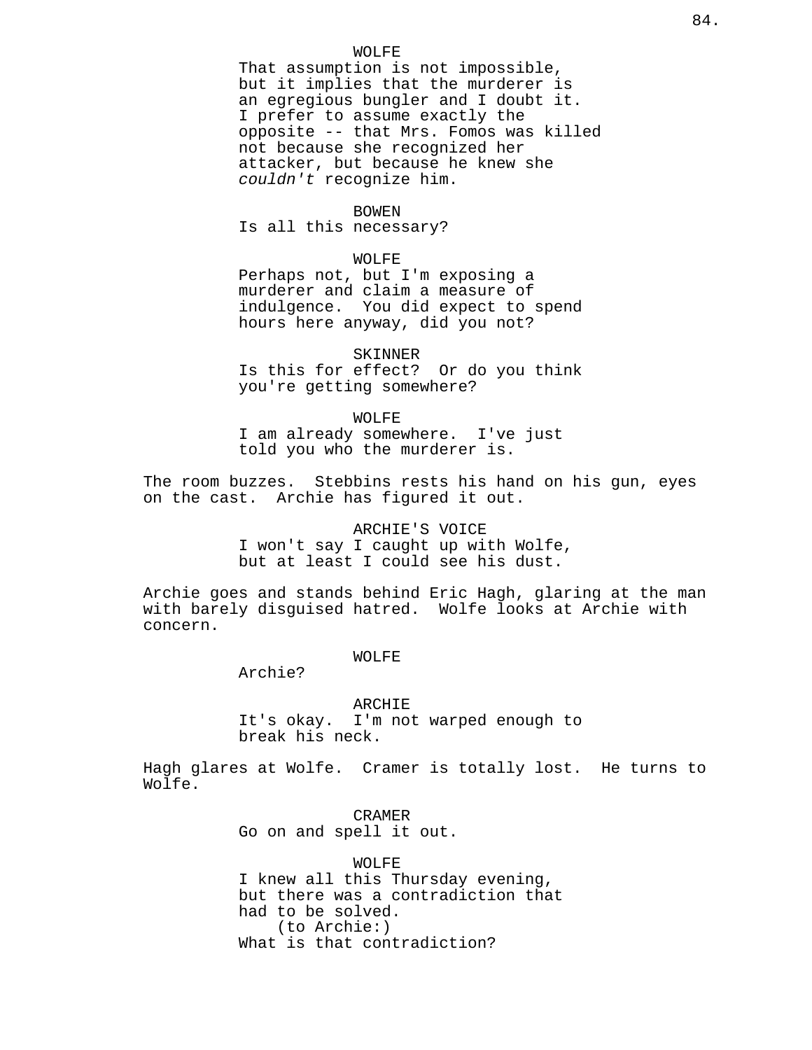WOLFE

That assumption is not impossible, but it implies that the murderer is an egregious bungler and I doubt it. I prefer to assume exactly the opposite -- that Mrs. Fomos was killed not because she recognized her attacker, but because he knew she *couldn't* recognize him.

BOWEN

Is all this necessary?

WOLFE

Perhaps not, but I'm exposing a murderer and claim a measure of indulgence. You did expect to spend hours here anyway, did you not?

SKINNER

Is this for effect? Or do you think you're getting somewhere?

WOLFE

I am already somewhere. I've just told you who the murderer is.

The room buzzes. Stebbins rests his hand on his gun, eyes on the cast. Archie has figured it out.

ARCHIE'S VOICE

I won't say I caught up with Wolfe, but at least I could see his dust.

Archie goes and stands behind Eric Hagh, glaring at the man with barely disguised hatred. Wolfe looks at Archie with concern.

WOLFE

Archie?

ARCHIE

It's okay. I'm not warped enough to break his neck.

Hagh glares at Wolfe. Cramer is totally lost. He turns to Wolfe.

CRAMER

Go on and spell it out.

WOLFE

I knew all this Thursday evening, but there was a contradiction that had to be solved.

(to Archie:)

What is that contradiction?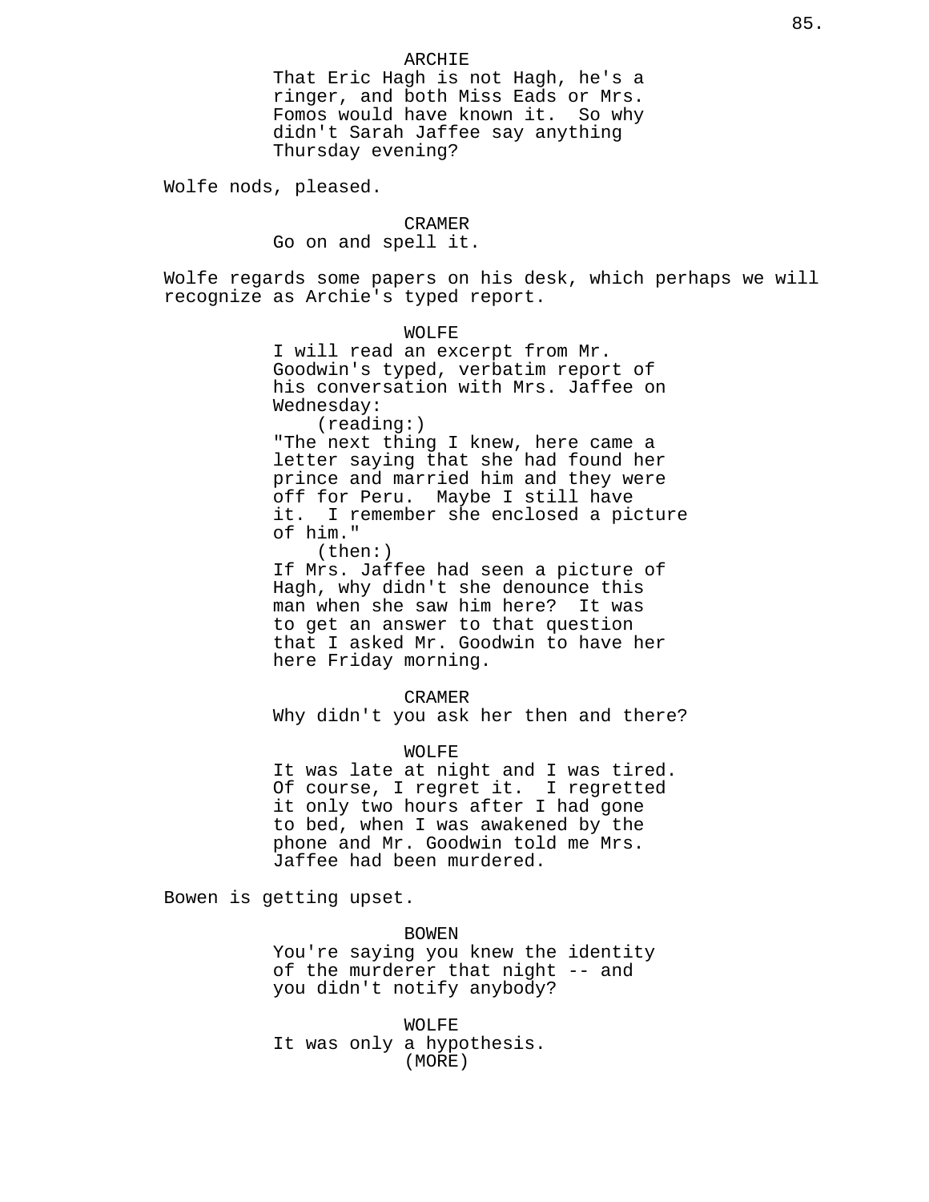ARCHIE
That Eric Hagh is not Hagh, he's a ringer, and both Miss Eads or Mrs. Fomos would have known it. So why didn't Sarah Jaffee say anything Thursday evening?

Wolfe nods, pleased.

CRAMER
Go on and spell it.

Wolfe regards some papers on his desk, which perhaps we will recognize as Archie's typed report.

WOLFE
I will read an excerpt from Mr. Goodwin's typed, verbatim report of his conversation with Mrs. Jaffee on Wednesday:
(reading:)
"The next thing I knew, here came a letter saying that she had found her prince and married him and they were off for Peru. Maybe I still have it. I remember she enclosed a picture of him."
(then:)
If Mrs. Jaffee had seen a picture of Hagh, why didn't she denounce this man when she saw him here? It was to get an answer to that question that I asked Mr. Goodwin to have her here Friday morning.

CRAMER
Why didn't you ask her then and there?

WOLFE
It was late at night and I was tired. Of course, I regret it. I regretted it only two hours after I had gone to bed, when I was awakened by the phone and Mr. Goodwin told me Mrs. Jaffee had been murdered.

Bowen is getting upset.

BOWEN
You're saying you knew the identity of the murderer that night -- and you didn't notify anybody?

WOLFE
It was only a hypothesis.
(MORE)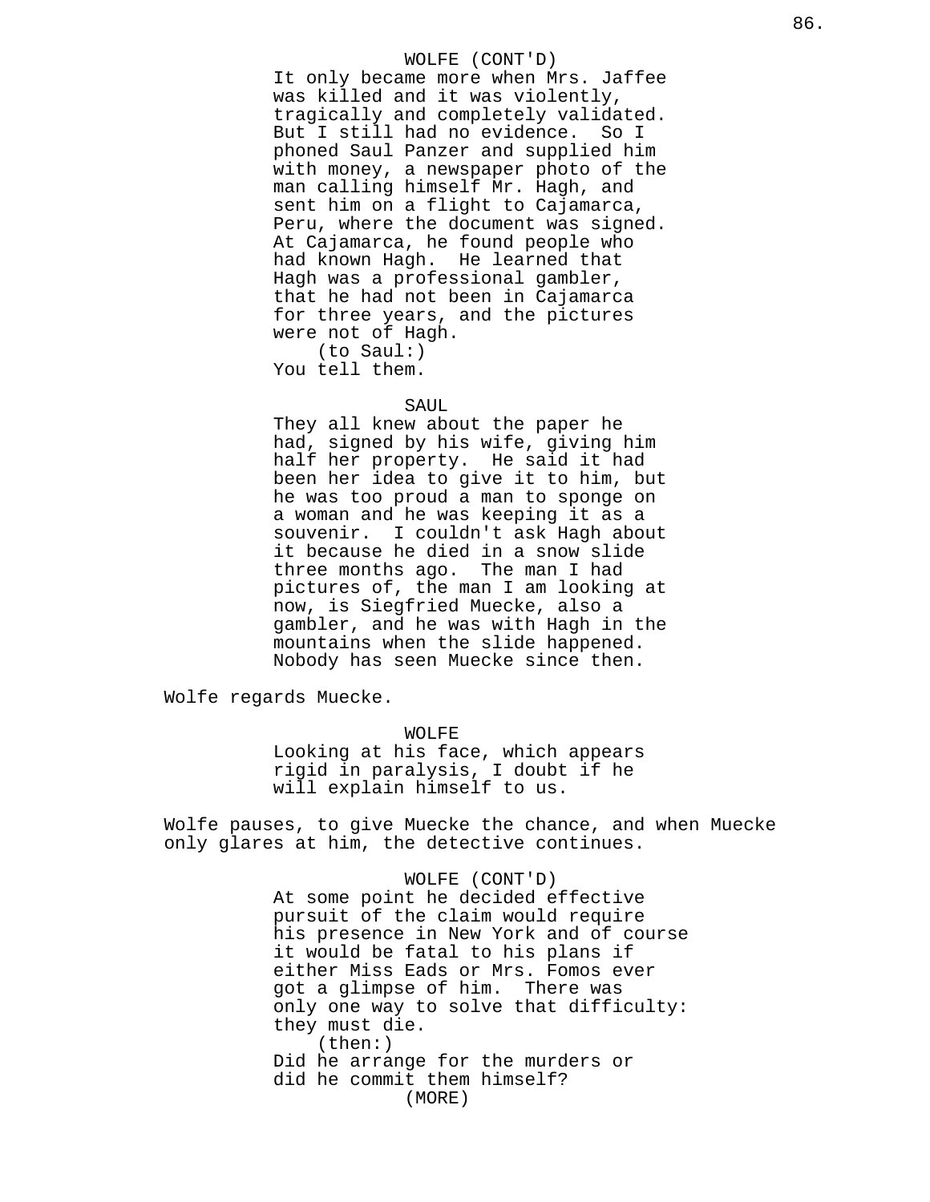WOLFE (CONT'D)
It only became more when Mrs. Jaffee was killed and it was violently, tragically and completely validated. But I still had no evidence. So I phoned Saul Panzer and supplied him with money, a newspaper photo of the man calling himself Mr. Hagh, and sent him on a flight to Cajamarca, Peru, where the document was signed. At Cajamarca, he found people who had known Hagh. He learned that Hagh was a professional gambler, that he had not been in Cajamarca for three years, and the pictures were not of Hagh.
(to Saul:)
You tell them.

SAUL
They all knew about the paper he had, signed by his wife, giving him half her property. He said it had been her idea to give it to him, but he was too proud a man to sponge on a woman and he was keeping it as a souvenir. I couldn't ask Hagh about it because he died in a snow slide three months ago. The man I had pictures of, the man I am looking at now, is Siegfried Muecke, also a gambler, and he was with Hagh in the mountains when the slide happened. Nobody has seen Muecke since then.

Wolfe regards Muecke.

WOLFE
Looking at his face, which appears rigid in paralysis, I doubt if he will explain himself to us.

Wolfe pauses, to give Muecke the chance, and when Muecke only glares at him, the detective continues.

WOLFE (CONT'D)
At some point he decided effective pursuit of the claim would require his presence in New York and of course it would be fatal to his plans if either Miss Eads or Mrs. Fomos ever got a glimpse of him. There was only one way to solve that difficulty: they must die.
(then:)
Did he arrange for the murders or did he commit them himself?
(MORE)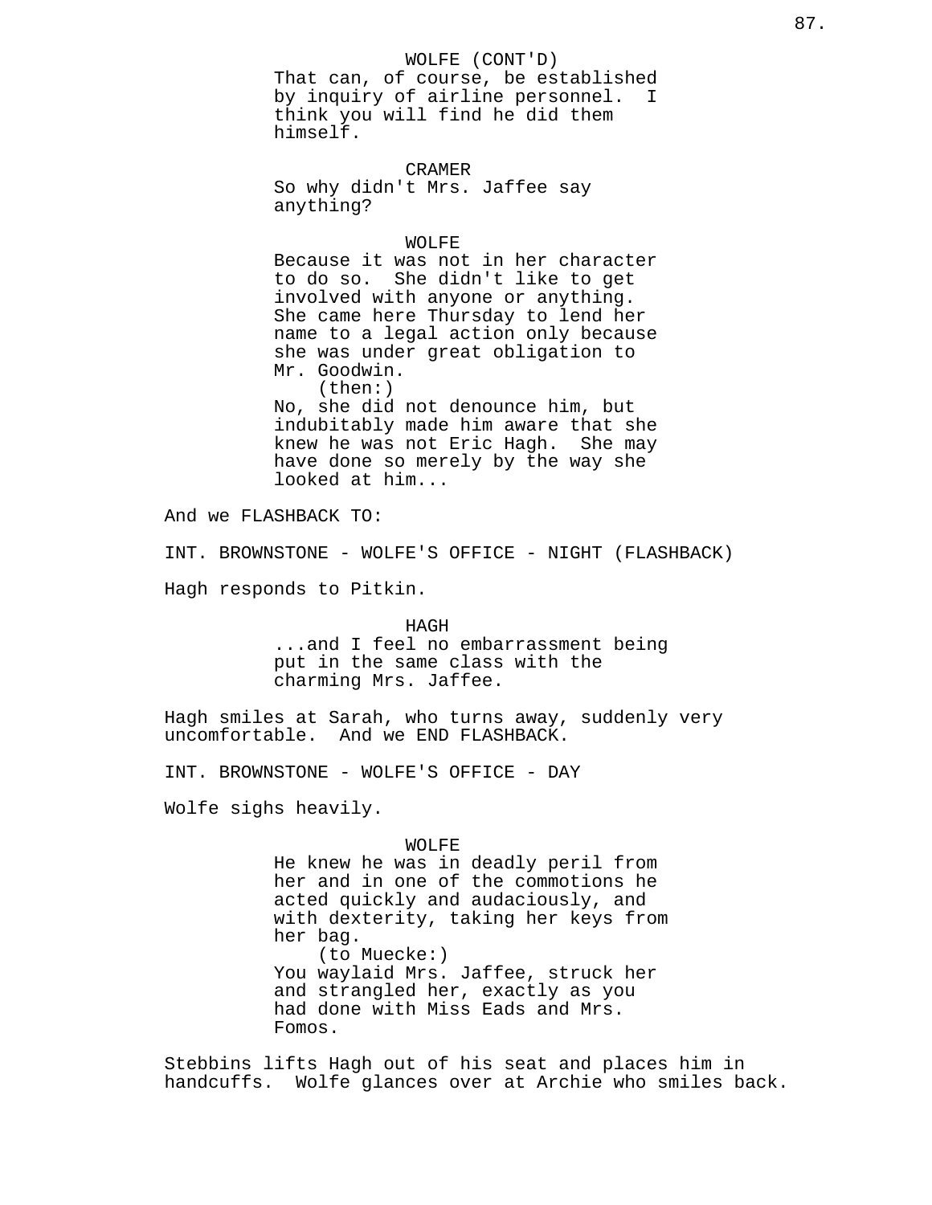WOLFE (CONT'D)
That can, of course, be established by inquiry of airline personnel. I think you will find he did them himself.

CRAMER
So why didn't Mrs. Jaffee say anything?

WOLFE
Because it was not in her character to do so. She didn't like to get involved with anyone or anything. She came here Thursday to lend her name to a legal action only because she was under great obligation to Mr. Goodwin.
(then:)
No, she did not denounce him, but indubitably made him aware that she knew he was not Eric Hagh. She may have done so merely by the way she looked at him...

And we FLASHBACK TO:

INT. BROWNSTONE - WOLFE'S OFFICE - NIGHT (FLASHBACK)

Hagh responds to Pitkin.

HAGH
...and I feel no embarrassment being put in the same class with the charming Mrs. Jaffee.

Hagh smiles at Sarah, who turns away, suddenly very uncomfortable. And we END FLASHBACK.

INT. BROWNSTONE - WOLFE'S OFFICE - DAY

Wolfe sighs heavily.

WOLFE
He knew he was in deadly peril from her and in one of the commotions he acted quickly and audaciously, and with dexterity, taking her keys from her bag.
(to Muecke:)
You waylaid Mrs. Jaffee, struck her and strangled her, exactly as you had done with Miss Eads and Mrs. Fomos.

Stebbins lifts Hagh out of his seat and places him in handcuffs. Wolfe glances over at Archie who smiles back.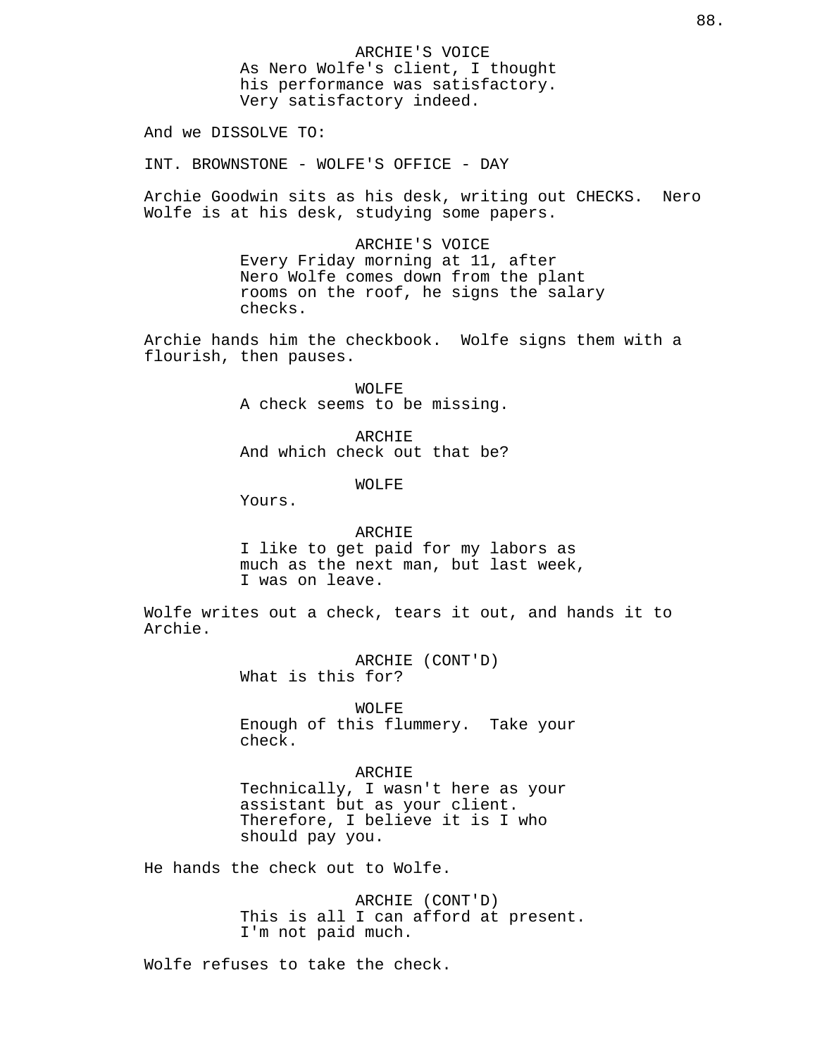ARCHIE'S VOICE
As Nero Wolfe's client, I thought his performance was satisfactory. Very satisfactory indeed.

And we DISSOLVE TO:

INT. BROWNSTONE - WOLFE'S OFFICE - DAY

Archie Goodwin sits as his desk, writing out CHECKS. Nero Wolfe is at his desk, studying some papers.

ARCHIE'S VOICE
Every Friday morning at 11, after Nero Wolfe comes down from the plant rooms on the roof, he signs the salary checks.

Archie hands him the checkbook. Wolfe signs them with a flourish, then pauses.

WOLFE
A check seems to be missing.

ARCHIE
And which check out that be?

WOLFE
Yours.

ARCHIE
I like to get paid for my labors as much as the next man, but last week, I was on leave.

Wolfe writes out a check, tears it out, and hands it to Archie.

ARCHIE (CONT'D)
What is this for?

WOLFE
Enough of this flummery. Take your check.

ARCHIE
Technically, I wasn't here as your assistant but as your client. Therefore, I believe it is I who should pay you.

He hands the check out to Wolfe.

ARCHIE (CONT'D)
This is all I can afford at present. I'm not paid much.

Wolfe refuses to take the check.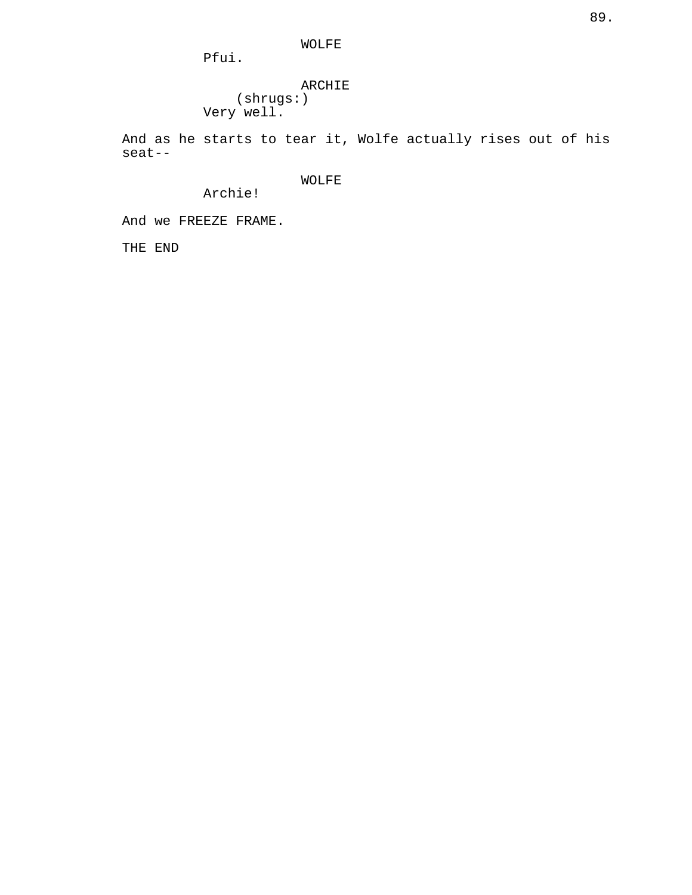WOLFE

Pfui.

ARCHIE

(shrugs:)

Very well.

And as he starts to tear it, Wolfe actually rises out of his seat--

WOLFE

Archie!

And we FREEZE FRAME.

THE END